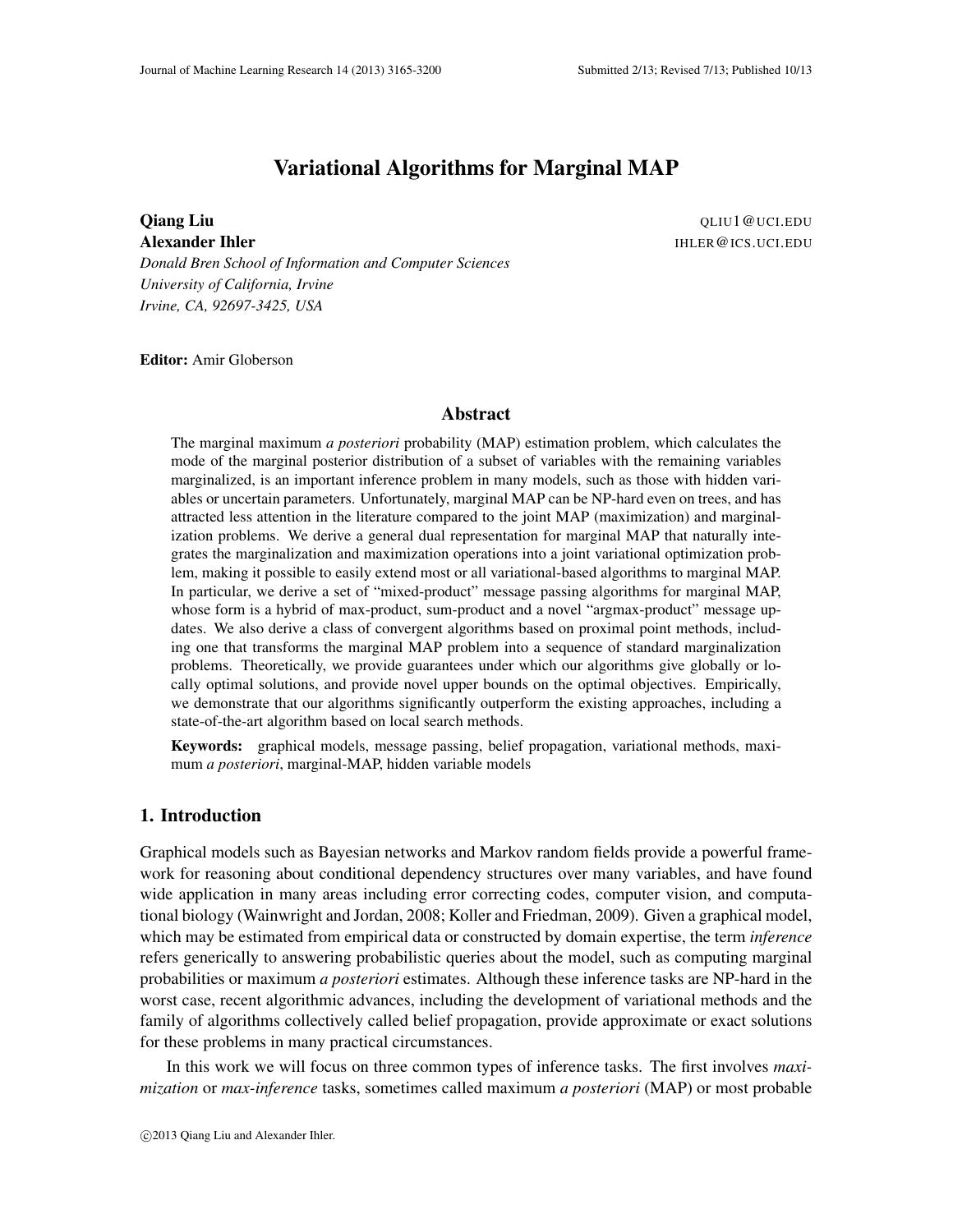# Variational Algorithms for Marginal MAP

**Qiang Liu** QLIU1@UCI.EDU
**Alexander Ihler** IHLER@ICS.UCI.EDU
*Donald Bren School of Information and Computer Sciences*
*University of California, Irvine*
*Irvine, CA, 92697-3425, USA*

**Editor:** Amir Globerson

## Abstract

The marginal maximum *a posteriori* probability (MAP) estimation problem, which calculates the mode of the marginal posterior distribution of a subset of variables with the remaining variables marginalized, is an important inference problem in many models, such as those with hidden variables or uncertain parameters. Unfortunately, marginal MAP can be NP-hard even on trees, and has attracted less attention in the literature compared to the joint MAP (maximization) and marginalization problems. We derive a general dual representation for marginal MAP that naturally integrates the marginalization and maximization operations into a joint variational optimization problem, making it possible to easily extend most or all variational-based algorithms to marginal MAP. In particular, we derive a set of "mixed-product" message passing algorithms for marginal MAP, whose form is a hybrid of max-product, sum-product and a novel "argmax-product" message updates. We also derive a class of convergent algorithms based on proximal point methods, including one that transforms the marginal MAP problem into a sequence of standard marginalization problems. Theoretically, we provide guarantees under which our algorithms give globally or locally optimal solutions, and provide novel upper bounds on the optimal objectives. Empirically, we demonstrate that our algorithms significantly outperform the existing approaches, including a state-of-the-art algorithm based on local search methods.

**Keywords:** graphical models, message passing, belief propagation, variational methods, maximum *a posteriori*, marginal-MAP, hidden variable models

## 1. Introduction

Graphical models such as Bayesian networks and Markov random fields provide a powerful framework for reasoning about conditional dependency structures over many variables, and have found wide application in many areas including error correcting codes, computer vision, and computational biology (Wainwright and Jordan, 2008; Koller and Friedman, 2009). Given a graphical model, which may be estimated from empirical data or constructed by domain expertise, the term *inference* refers generically to answering probabilistic queries about the model, such as computing marginal probabilities or maximum *a posteriori* estimates. Although these inference tasks are NP-hard in the worst case, recent algorithmic advances, including the development of variational methods and the family of algorithms collectively called belief propagation, provide approximate or exact solutions for these problems in many practical circumstances.

In this work we will focus on three common types of inference tasks. The first involves *maximization* or *max-inference* tasks, sometimes called maximum *a posteriori* (MAP) or most probable

©2013 Qiang Liu and Alexander Ihler.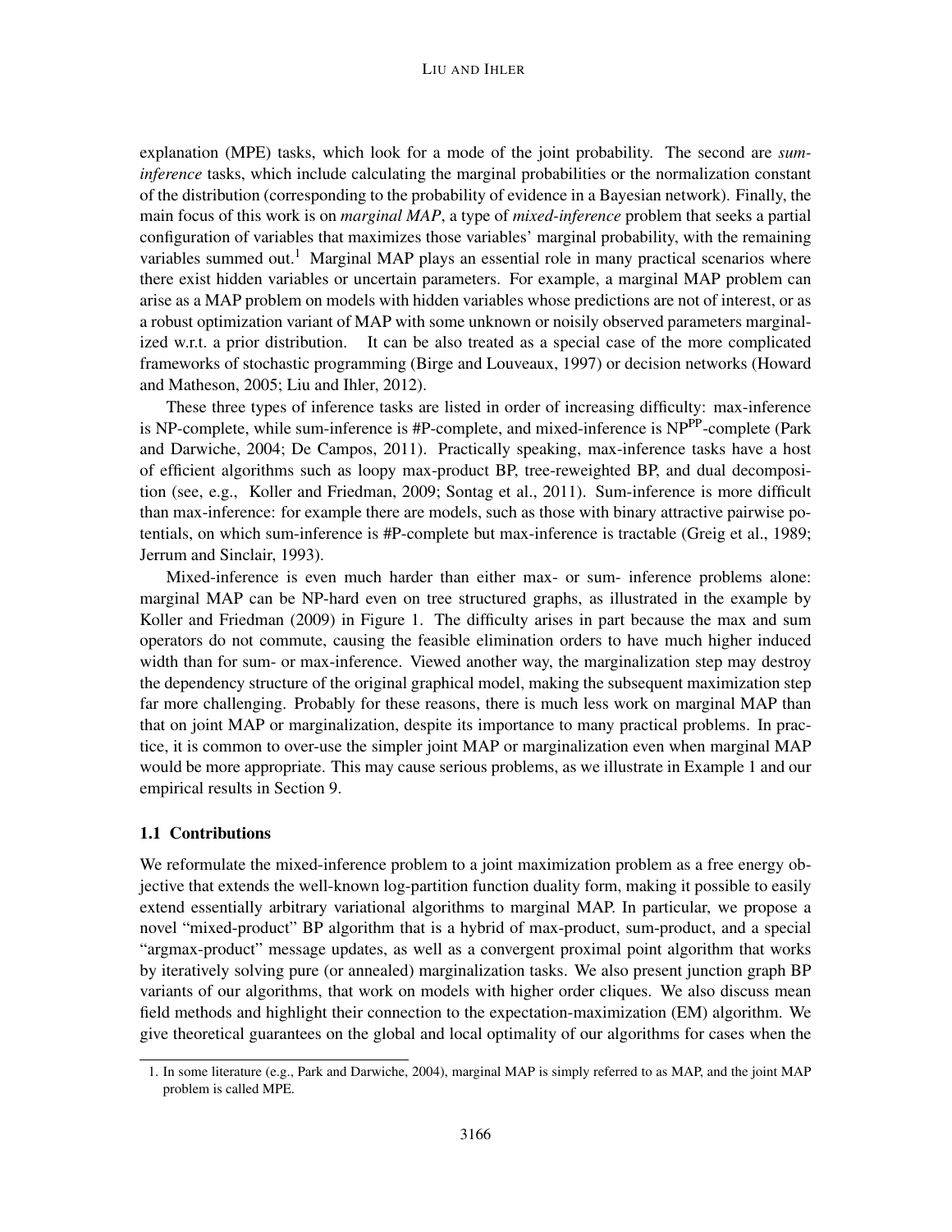explanation (MPE) tasks, which look for a mode of the joint probability. The second are *sum-inference* tasks, which include calculating the marginal probabilities or the normalization constant of the distribution (corresponding to the probability of evidence in a Bayesian network). Finally, the main focus of this work is on *marginal MAP*, a type of *mixed-inference* problem that seeks a partial configuration of variables that maximizes those variables' marginal probability, with the remaining variables summed out.[1] Marginal MAP plays an essential role in many practical scenarios where there exist hidden variables or uncertain parameters. For example, a marginal MAP problem can arise as a MAP problem on models with hidden variables whose predictions are not of interest, or as a robust optimization variant of MAP with some unknown or noisily observed parameters marginalized w.r.t. a prior distribution. It can be also treated as a special case of the more complicated frameworks of stochastic programming (Birge and Louveaux, 1997) or decision networks (Howard and Matheson, 2005; Liu and Ihler, 2012).

These three types of inference tasks are listed in order of increasing difficulty: max-inference is NP-complete, while sum-inference is #P-complete, and mixed-inference is $\mathrm{NP}^{\mathrm{PP}}$-complete (Park and Darwiche, 2004; De Campos, 2011). Practically speaking, max-inference tasks have a host of efficient algorithms such as loopy max-product BP, tree-reweighted BP, and dual decomposition (see, e.g., Koller and Friedman, 2009; Sontag et al., 2011). Sum-inference is more difficult than max-inference: for example there are models, such as those with binary attractive pairwise potentials, on which sum-inference is #P-complete but max-inference is tractable (Greig et al., 1989; Jerrum and Sinclair, 1993).

Mixed-inference is even much harder than either max- or sum- inference problems alone: marginal MAP can be NP-hard even on tree structured graphs, as illustrated in the example by Koller and Friedman (2009) in Figure 1. The difficulty arises in part because the max and sum operators do not commute, causing the feasible elimination orders to have much higher induced width than for sum- or max-inference. Viewed another way, the marginalization step may destroy the dependency structure of the original graphical model, making the subsequent maximization step far more challenging. Probably for these reasons, there is much less work on marginal MAP than that on joint MAP or marginalization, despite its importance to many practical problems. In practice, it is common to over-use the simpler joint MAP or marginalization even when marginal MAP would be more appropriate. This may cause serious problems, as we illustrate in Example 1 and our empirical results in Section 9.

### 1.1 Contributions

We reformulate the mixed-inference problem to a joint maximization problem as a free energy objective that extends the well-known log-partition function duality form, making it possible to easily extend essentially arbitrary variational algorithms to marginal MAP. In particular, we propose a novel "mixed-product" BP algorithm that is a hybrid of max-product, sum-product, and a special "argmax-product" message updates, as well as a convergent proximal point algorithm that works by iteratively solving pure (or annealed) marginalization tasks. We also present junction graph BP variants of our algorithms, that work on models with higher order cliques. We also discuss mean field methods and highlight their connection to the expectation-maximization (EM) algorithm. We give theoretical guarantees on the global and local optimality of our algorithms for cases when the

1. In some literature (e.g., Park and Darwiche, 2004), marginal MAP is simply referred to as MAP, and the joint MAP problem is called MPE.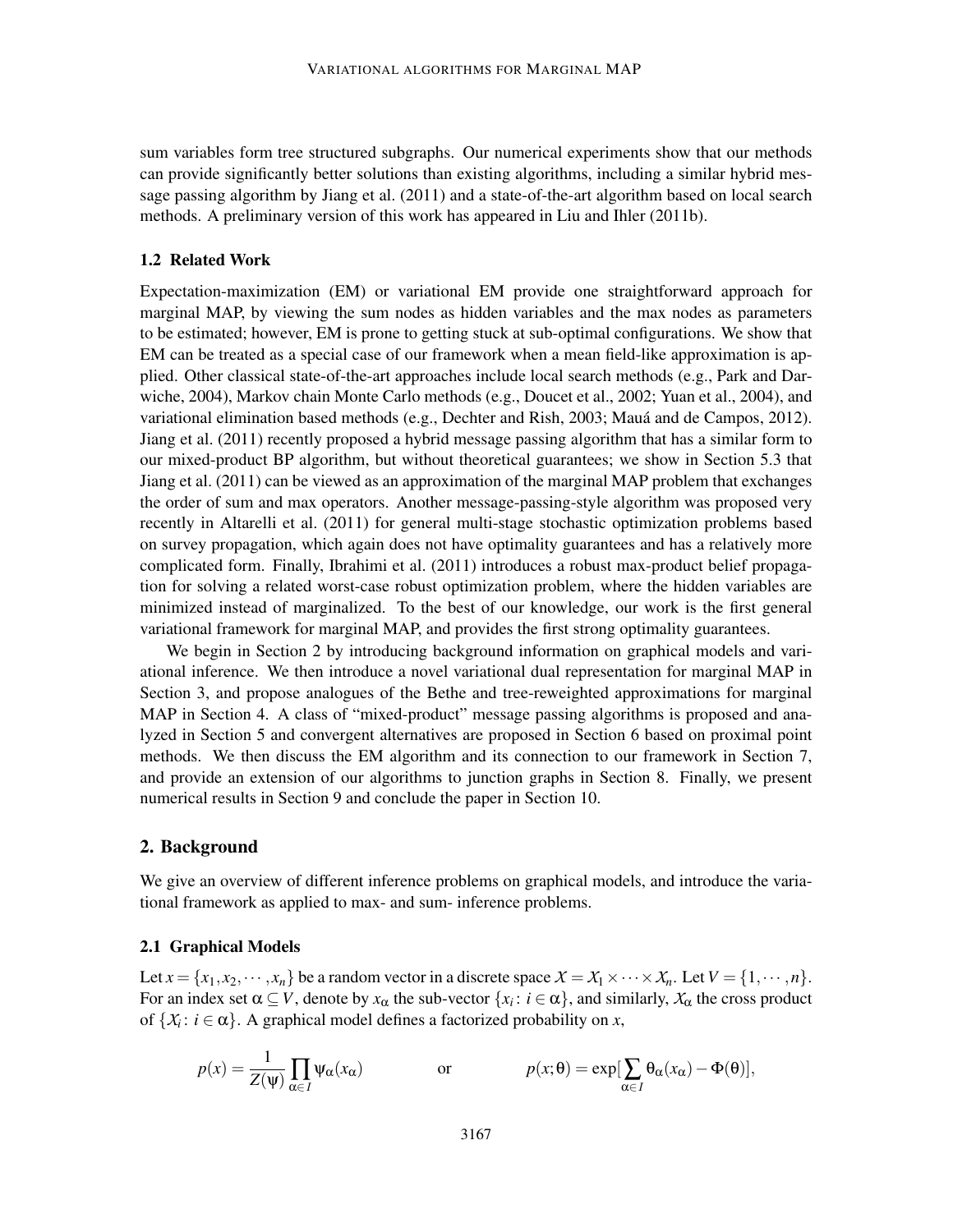sum variables form tree structured subgraphs. Our numerical experiments show that our methods can provide significantly better solutions than existing algorithms, including a similar hybrid message passing algorithm by Jiang et al. (2011) and a state-of-the-art algorithm based on local search methods. A preliminary version of this work has appeared in Liu and Ihler (2011b).

### 1.2 Related Work

Expectation-maximization (EM) or variational EM provide one straightforward approach for marginal MAP, by viewing the sum nodes as hidden variables and the max nodes as parameters to be estimated; however, EM is prone to getting stuck at sub-optimal configurations. We show that EM can be treated as a special case of our framework when a mean field-like approximation is applied. Other classical state-of-the-art approaches include local search methods (e.g., Park and Darwiche, 2004), Markov chain Monte Carlo methods (e.g., Doucet et al., 2002; Yuan et al., 2004), and variational elimination based methods (e.g., Dechter and Rish, 2003; Mauá and de Campos, 2012). Jiang et al. (2011) recently proposed a hybrid message passing algorithm that has a similar form to our mixed-product BP algorithm, but without theoretical guarantees; we show in Section 5.3 that Jiang et al. (2011) can be viewed as an approximation of the marginal MAP problem that exchanges the order of sum and max operators. Another message-passing-style algorithm was proposed very recently in Altarelli et al. (2011) for general multi-stage stochastic optimization problems based on survey propagation, which again does not have optimality guarantees and has a relatively more complicated form. Finally, Ibrahimi et al. (2011) introduces a robust max-product belief propagation for solving a related worst-case robust optimization problem, where the hidden variables are minimized instead of marginalized. To the best of our knowledge, our work is the first general variational framework for marginal MAP, and provides the first strong optimality guarantees.

We begin in Section 2 by introducing background information on graphical models and variational inference. We then introduce a novel variational dual representation for marginal MAP in Section 3, and propose analogues of the Bethe and tree-reweighted approximations for marginal MAP in Section 4. A class of "mixed-product" message passing algorithms is proposed and analyzed in Section 5 and convergent alternatives are proposed in Section 6 based on proximal point methods. We then discuss the EM algorithm and its connection to our framework in Section 7, and provide an extension of our algorithms to junction graphs in Section 8. Finally, we present numerical results in Section 9 and conclude the paper in Section 10.

## 2. Background

We give an overview of different inference problems on graphical models, and introduce the variational framework as applied to max- and sum- inference problems.

### 2.1 Graphical Models

Let $x = \{x_1, x_2, \cdots, x_n\}$ be a random vector in a discrete space $\mathcal{X} = \mathcal{X}_1 \times \cdots \times \mathcal{X}_n$. Let $V = \{1, \cdots, n\}$. For an index set $\alpha \subseteq V$, denote by $x_\alpha$ the sub-vector $\{x_i \colon i \in \alpha\}$, and similarly, $\mathcal{X}_\alpha$ the cross product of $\{\mathcal{X}_i \colon i \in \alpha\}$. A graphical model defines a factorized probability on $x$,

$$p(x) = \frac{1}{Z(\psi)} \prod_{\alpha \in I} \psi_\alpha(x_\alpha) \qquad \text{or} \qquad p(x;\theta) = \exp\Big[\sum_{\alpha \in I} \theta_\alpha(x_\alpha) - \Phi(\theta)\Big],$$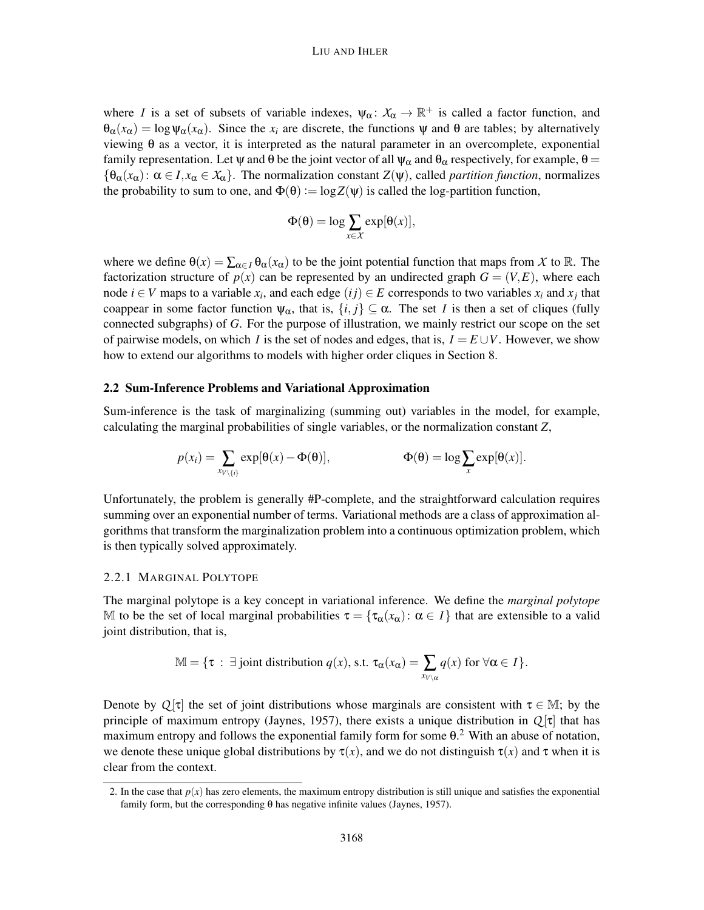where $I$ is a set of subsets of variable indexes, $\psi_\alpha \colon \mathcal{X}_\alpha \to \mathbb{R}^+$ is called a factor function, and $\theta_\alpha(x_\alpha) = \log \psi_\alpha(x_\alpha)$. Since the $x_i$ are discrete, the functions $\psi$ and $\theta$ are tables; by alternatively viewing $\theta$ as a vector, it is interpreted as the natural parameter in an overcomplete, exponential family representation. Let $\psi$ and $\theta$ be the joint vector of all $\psi_\alpha$ and $\theta_\alpha$ respectively, for example, $\theta = \{\theta_\alpha(x_\alpha) \colon \alpha \in I, x_\alpha \in \mathcal{X}_\alpha\}$. The normalization constant $Z(\psi)$, called *partition function*, normalizes the probability to sum to one, and $\Phi(\theta) := \log Z(\psi)$ is called the log-partition function,

$$\Phi(\theta) = \log \sum_{x \in \mathcal{X}} \exp[\theta(x)],$$

where we define $\theta(x) = \sum_{\alpha \in I} \theta_\alpha(x_\alpha)$ to be the joint potential function that maps from $\mathcal{X}$ to $\mathbb{R}$. The factorization structure of $p(x)$ can be represented by an undirected graph $G = (V, E)$, where each node $i \in V$ maps to a variable $x_i$, and each edge $(ij) \in E$ corresponds to two variables $x_i$ and $x_j$ that coappear in some factor function $\psi_\alpha$, that is, $\{i, j\} \subseteq \alpha$. The set $I$ is then a set of cliques (fully connected subgraphs) of $G$. For the purpose of illustration, we mainly restrict our scope on the set of pairwise models, on which $I$ is the set of nodes and edges, that is, $I = E \cup V$. However, we show how to extend our algorithms to models with higher order cliques in Section 8.

### 2.2 Sum-Inference Problems and Variational Approximation

Sum-inference is the task of marginalizing (summing out) variables in the model, for example, calculating the marginal probabilities of single variables, or the normalization constant $Z$,

$$p(x_i) = \sum_{x_{V \setminus \{i\}}} \exp[\theta(x) - \Phi(\theta)], \qquad\qquad \Phi(\theta) = \log \sum_x \exp[\theta(x)].$$

Unfortunately, the problem is generally #P-complete, and the straightforward calculation requires summing over an exponential number of terms. Variational methods are a class of approximation algorithms that transform the marginalization problem into a continuous optimization problem, which is then typically solved approximately.

#### 2.2.1 Marginal Polytope

The marginal polytope is a key concept in variational inference. We define the *marginal polytope* $\mathbb{M}$ to be the set of local marginal probabilities $\tau = \{\tau_\alpha(x_\alpha) \colon \alpha \in I\}$ that are extensible to a valid joint distribution, that is,

$$\mathbb{M} = \{\tau \ : \ \exists \text{ joint distribution } q(x), \text{ s.t. } \tau_\alpha(x_\alpha) = \sum_{x_{V \setminus \alpha}} q(x) \text{ for } \forall \alpha \in I\}.$$

Denote by $\mathcal{Q}[\tau]$ the set of joint distributions whose marginals are consistent with $\tau \in \mathbb{M}$; by the principle of maximum entropy (Jaynes, 1957), there exists a unique distribution in $\mathcal{Q}[\tau]$ that has maximum entropy and follows the exponential family form for some $\theta$.[2] With an abuse of notation, we denote these unique global distributions by $\tau(x)$, and we do not distinguish $\tau(x)$ and $\tau$ when it is clear from the context.

2. In the case that $p(x)$ has zero elements, the maximum entropy distribution is still unique and satisfies the exponential family form, but the corresponding $\theta$ has negative infinite values (Jaynes, 1957).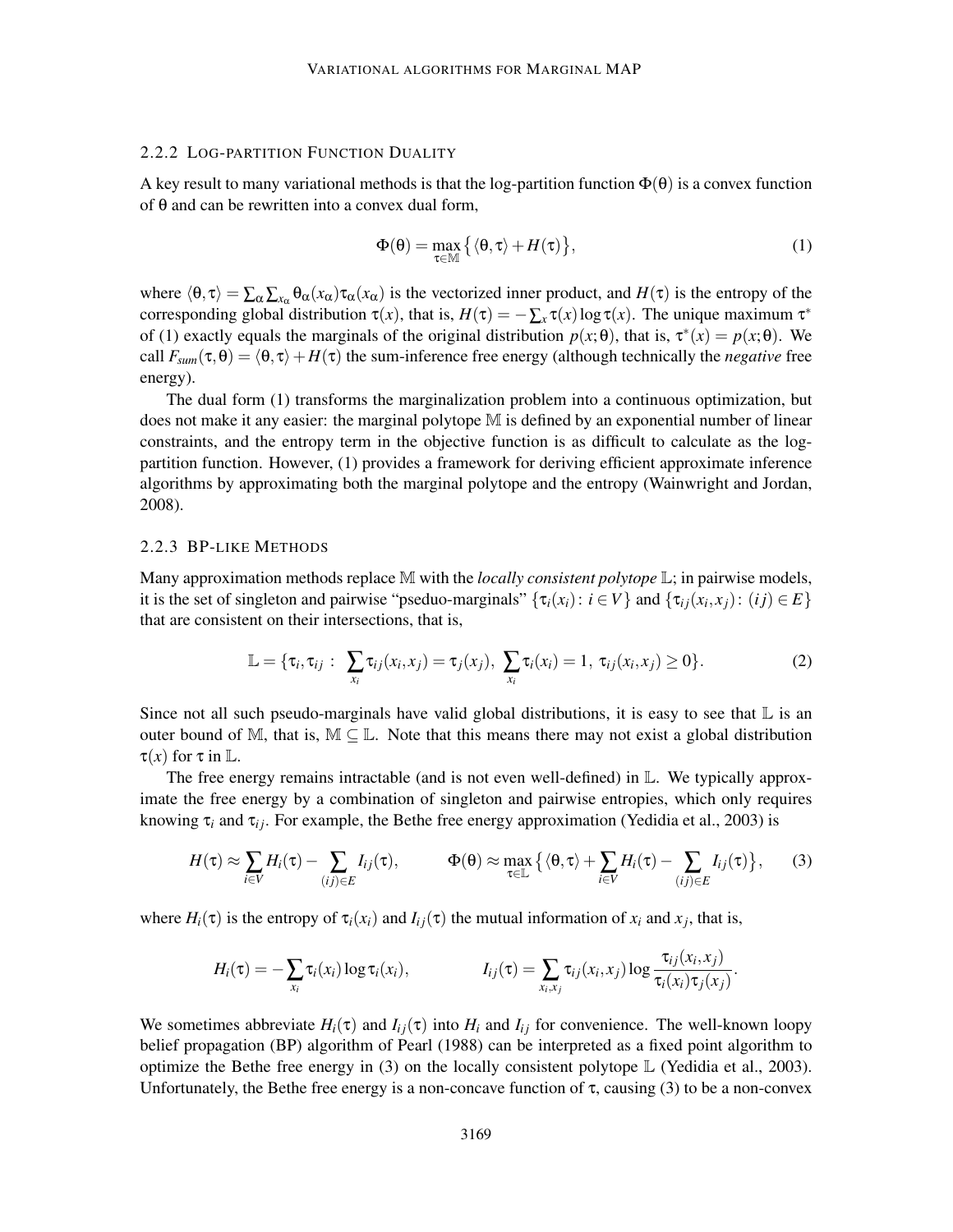### 2.2.2 Log-partition Function Duality

A key result to many variational methods is that the log-partition function $\Phi(\theta)$ is a convex function of $\theta$ and can be rewritten into a convex dual form,

$$\Phi(\theta) = \max_{\tau \in \mathbb{M}} \big\{ \langle \theta, \tau \rangle + H(\tau) \big\}, \tag{1}$$

where $\langle \theta, \tau \rangle = \sum_\alpha \sum_{x_\alpha} \theta_\alpha(x_\alpha) \tau_\alpha(x_\alpha)$ is the vectorized inner product, and $H(\tau)$ is the entropy of the corresponding global distribution $\tau(x)$, that is, $H(\tau) = -\sum_x \tau(x) \log \tau(x)$. The unique maximum $\tau^*$ of (1) exactly equals the marginals of the original distribution $p(x;\theta)$, that is, $\tau^*(x) = p(x;\theta)$. We call $F_{sum}(\tau, \theta) = \langle \theta, \tau \rangle + H(\tau)$ the sum-inference free energy (although technically the *negative* free energy).

The dual form (1) transforms the marginalization problem into a continuous optimization, but does not make it any easier: the marginal polytope $\mathbb{M}$ is defined by an exponential number of linear constraints, and the entropy term in the objective function is as difficult to calculate as the log-partition function. However, (1) provides a framework for deriving efficient approximate inference algorithms by approximating both the marginal polytope and the entropy (Wainwright and Jordan, 2008).

### 2.2.3 BP-like Methods

Many approximation methods replace $\mathbb{M}$ with the *locally consistent polytope* $\mathbb{L}$; in pairwise models, it is the set of singleton and pairwise "pseduo-marginals" $\{\tau_i(x_i) \colon i \in V\}$ and $\{\tau_{ij}(x_i, x_j) \colon (ij) \in E\}$ that are consistent on their intersections, that is,

$$\mathbb{L} = \{\tau_i, \tau_{ij} \, : \, \sum_{x_i} \tau_{ij}(x_i, x_j) = \tau_j(x_j), \; \sum_{x_i} \tau_i(x_i) = 1, \; \tau_{ij}(x_i, x_j) \geq 0\}. \tag{2}$$

Since not all such pseudo-marginals have valid global distributions, it is easy to see that $\mathbb{L}$ is an outer bound of $\mathbb{M}$, that is, $\mathbb{M} \subseteq \mathbb{L}$. Note that this means there may not exist a global distribution $\tau(x)$ for $\tau$ in $\mathbb{L}$.

The free energy remains intractable (and is not even well-defined) in $\mathbb{L}$. We typically approximate the free energy by a combination of singleton and pairwise entropies, which only requires knowing $\tau_i$ and $\tau_{ij}$. For example, the Bethe free energy approximation (Yedidia et al., 2003) is

$$H(\tau) \approx \sum_{i \in V} H_i(\tau) - \sum_{(ij) \in E} I_{ij}(\tau), \qquad \Phi(\theta) \approx \max_{\tau \in \mathbb{L}} \big\{ \langle \theta, \tau \rangle + \sum_{i \in V} H_i(\tau) - \sum_{(ij) \in E} I_{ij}(\tau) \big\}, \tag{3}$$

where $H_i(\tau)$ is the entropy of $\tau_i(x_i)$ and $I_{ij}(\tau)$ the mutual information of $x_i$ and $x_j$, that is,

$$H_i(\tau) = -\sum_{x_i} \tau_i(x_i) \log \tau_i(x_i), \qquad I_{ij}(\tau) = \sum_{x_i, x_j} \tau_{ij}(x_i, x_j) \log \frac{\tau_{ij}(x_i, x_j)}{\tau_i(x_i) \tau_j(x_j)}.$$

We sometimes abbreviate $H_i(\tau)$ and $I_{ij}(\tau)$ into $H_i$ and $I_{ij}$ for convenience. The well-known loopy belief propagation (BP) algorithm of Pearl (1988) can be interpreted as a fixed point algorithm to optimize the Bethe free energy in (3) on the locally consistent polytope $\mathbb{L}$ (Yedidia et al., 2003). Unfortunately, the Bethe free energy is a non-concave function of $\tau$, causing (3) to be a non-convex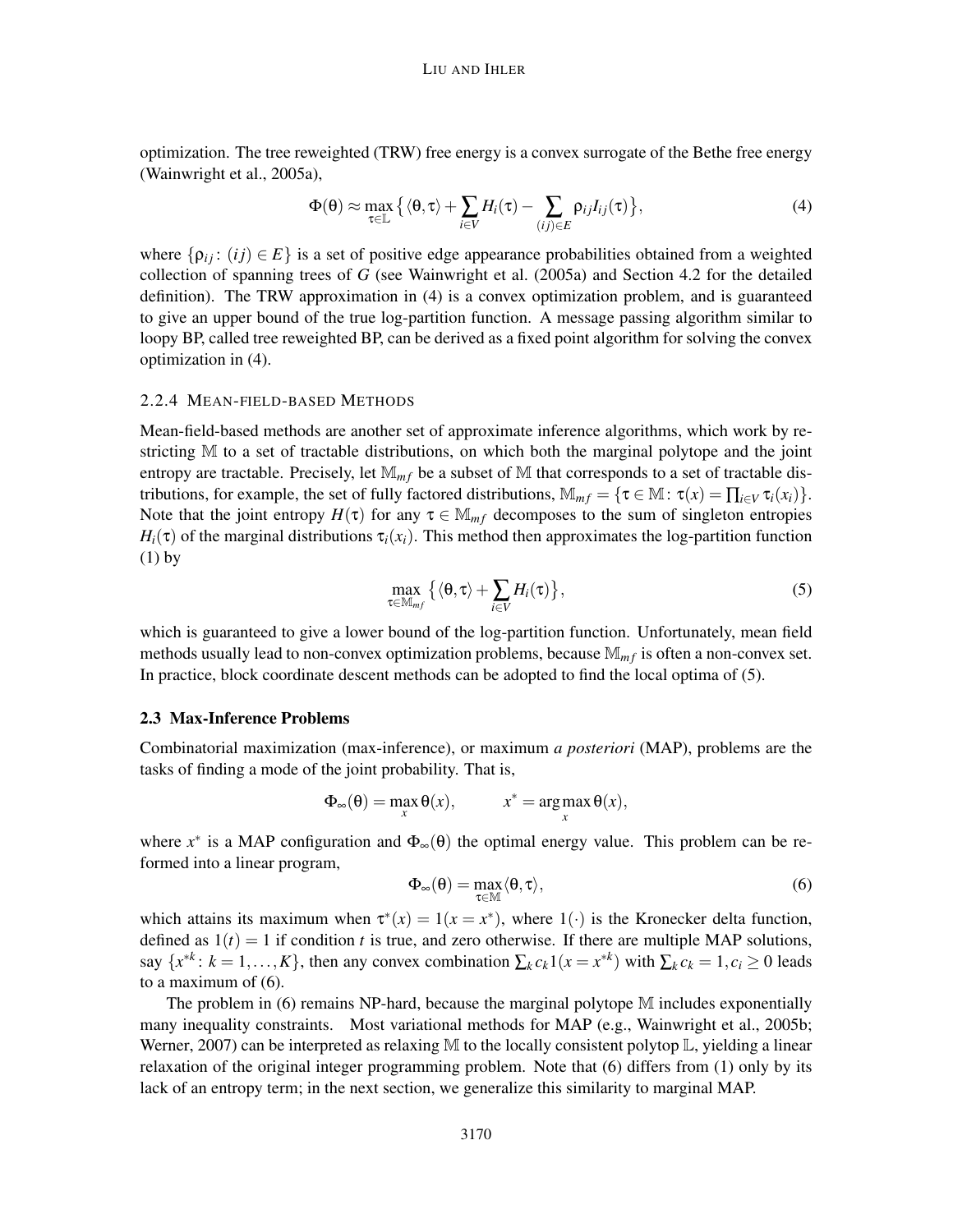optimization. The tree reweighted (TRW) free energy is a convex surrogate of the Bethe free energy (Wainwright et al., 2005a),

$$\Phi(\theta) \approx \max_{\tau \in \mathbb{L}} \big\{ \langle \theta, \tau \rangle + \sum_{i \in V} H_i(\tau) - \sum_{(ij) \in E} \rho_{ij} I_{ij}(\tau) \big\}, \tag{4}$$

where $\{\rho_{ij} : (ij) \in E\}$ is a set of positive edge appearance probabilities obtained from a weighted collection of spanning trees of $G$ (see Wainwright et al. (2005a) and Section 4.2 for the detailed definition). The TRW approximation in (4) is a convex optimization problem, and is guaranteed to give an upper bound of the true log-partition function. A message passing algorithm similar to loopy BP, called tree reweighted BP, can be derived as a fixed point algorithm for solving the convex optimization in (4).

#### 2.2.4 Mean-field-based Methods

Mean-field-based methods are another set of approximate inference algorithms, which work by restricting $\mathbb{M}$ to a set of tractable distributions, on which both the marginal polytope and the joint entropy are tractable. Precisely, let $\mathbb{M}_{mf}$ be a subset of $\mathbb{M}$ that corresponds to a set of tractable distributions, for example, the set of fully factored distributions, $\mathbb{M}_{mf} = \{\tau \in \mathbb{M} : \tau(x) = \prod_{i \in V} \tau_i(x_i)\}$. Note that the joint entropy $H(\tau)$ for any $\tau \in \mathbb{M}_{mf}$ decomposes to the sum of singleton entropies $H_i(\tau)$ of the marginal distributions $\tau_i(x_i)$. This method then approximates the log-partition function (1) by

$$\max_{\tau \in \mathbb{M}_{mf}} \big\{ \langle \theta, \tau \rangle + \sum_{i \in V} H_i(\tau) \big\}, \tag{5}$$

which is guaranteed to give a lower bound of the log-partition function. Unfortunately, mean field methods usually lead to non-convex optimization problems, because $\mathbb{M}_{mf}$ is often a non-convex set. In practice, block coordinate descent methods can be adopted to find the local optima of (5).

### 2.3 Max-Inference Problems

Combinatorial maximization (max-inference), or maximum *a posteriori* (MAP), problems are the tasks of finding a mode of the joint probability. That is,

$$\Phi_\infty(\theta) = \max_x \theta(x), \qquad x^* = \arg\max_x \theta(x),$$

where $x^*$ is a MAP configuration and $\Phi_\infty(\theta)$ the optimal energy value. This problem can be reformed into a linear program,

$$\Phi_\infty(\theta) = \max_{\tau \in \mathbb{M}} \langle \theta, \tau \rangle, \tag{6}$$

which attains its maximum when $\tau^*(x) = 1(x = x^*)$, where $1(\cdot)$ is the Kronecker delta function, defined as $1(t) = 1$ if condition $t$ is true, and zero otherwise. If there are multiple MAP solutions, say $\{x^{*k} : k = 1, \ldots, K\}$, then any convex combination $\sum_k c_k 1(x = x^{*k})$ with $\sum_k c_k = 1, c_i \geq 0$ leads to a maximum of (6).

The problem in (6) remains NP-hard, because the marginal polytope $\mathbb{M}$ includes exponentially many inequality constraints. Most variational methods for MAP (e.g., Wainwright et al., 2005b; Werner, 2007) can be interpreted as relaxing $\mathbb{M}$ to the locally consistent polytop $\mathbb{L}$, yielding a linear relaxation of the original integer programming problem. Note that (6) differs from (1) only by its lack of an entropy term; in the next section, we generalize this similarity to marginal MAP.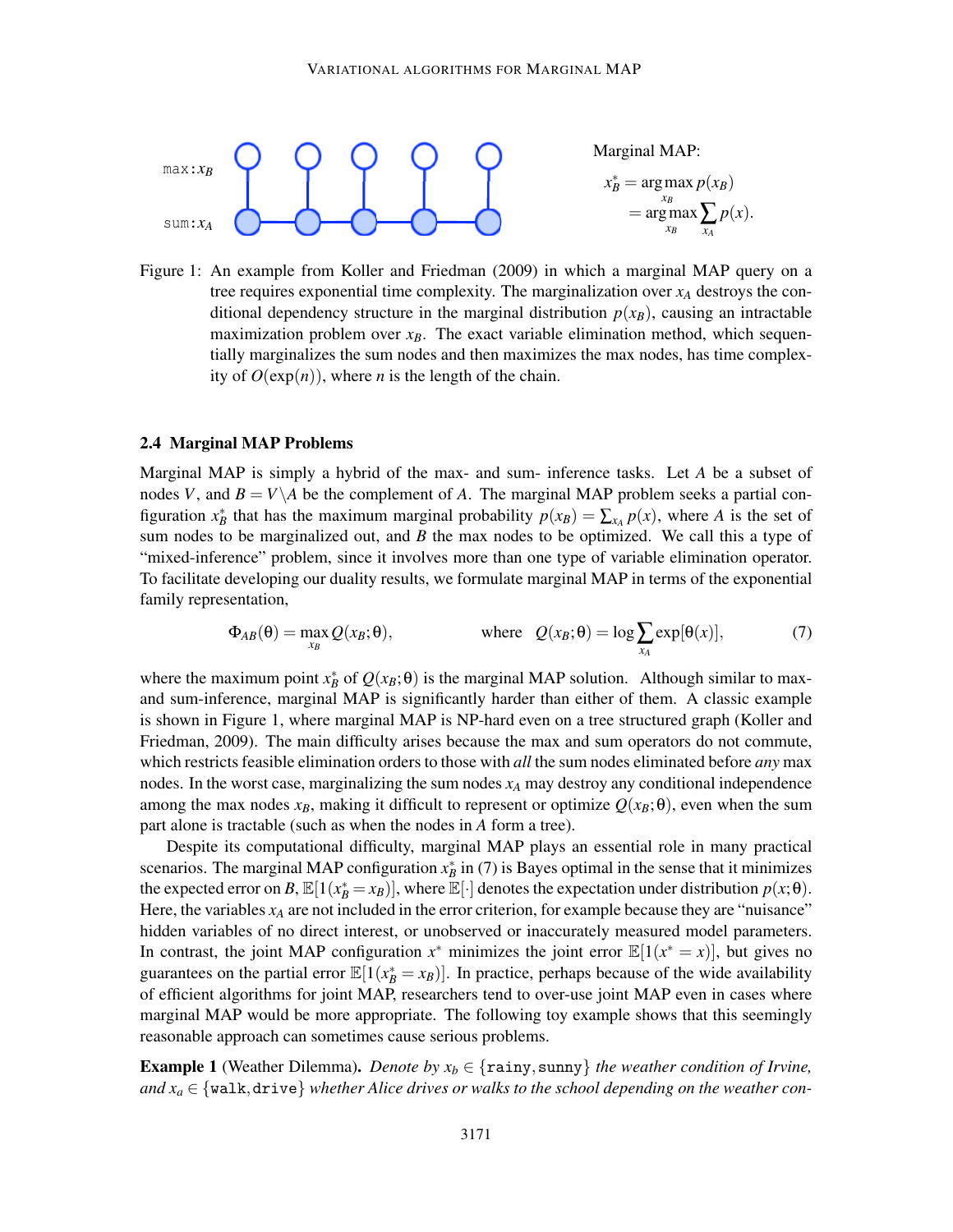Marginal MAP:

$$x_B^* = \arg\max_{x_B} p(x_B) = \arg\max_{x_B} \sum_{x_A} p(x).$$

Figure 1: An example from Koller and Friedman (2009) in which a marginal MAP query on a tree requires exponential time complexity. The marginalization over $x_A$ destroys the conditional dependency structure in the marginal distribution $p(x_B)$, causing an intractable maximization problem over $x_B$. The exact variable elimination method, which sequentially marginalizes the sum nodes and then maximizes the max nodes, has time complexity of $O(\exp(n))$, where $n$ is the length of the chain.

### 2.4 Marginal MAP Problems

Marginal MAP is simply a hybrid of the max- and sum- inference tasks. Let $A$ be a subset of nodes $V$, and $B = V \backslash A$ be the complement of $A$. The marginal MAP problem seeks a partial configuration $x_B^*$ that has the maximum marginal probability $p(x_B) = \sum_{x_A} p(x)$, where $A$ is the set of sum nodes to be marginalized out, and $B$ the max nodes to be optimized. We call this a type of "mixed-inference" problem, since it involves more than one type of variable elimination operator. To facilitate developing our duality results, we formulate marginal MAP in terms of the exponential family representation,

$$\Phi_{AB}(\theta) = \max_{x_B} Q(x_B;\theta), \qquad \text{where} \quad Q(x_B;\theta) = \log \sum_{x_A} \exp[\theta(x)], \tag{7}$$

where the maximum point $x_B^*$ of $Q(x_B;\theta)$ is the marginal MAP solution. Although similar to max- and sum-inference, marginal MAP is significantly harder than either of them. A classic example is shown in Figure 1, where marginal MAP is NP-hard even on a tree structured graph (Koller and Friedman, 2009). The main difficulty arises because the max and sum operators do not commute, which restricts feasible elimination orders to those with *all* the sum nodes eliminated before *any* max nodes. In the worst case, marginalizing the sum nodes $x_A$ may destroy any conditional independence among the max nodes $x_B$, making it difficult to represent or optimize $Q(x_B;\theta)$, even when the sum part alone is tractable (such as when the nodes in $A$ form a tree).

Despite its computational difficulty, marginal MAP plays an essential role in many practical scenarios. The marginal MAP configuration $x_B^*$ in (7) is Bayes optimal in the sense that it minimizes the expected error on $B$, $\mathbb{E}[1(x_B^* = x_B)]$, where $\mathbb{E}[\cdot]$ denotes the expectation under distribution $p(x;\theta)$. Here, the variables $x_A$ are not included in the error criterion, for example because they are "nuisance" hidden variables of no direct interest, or unobserved or inaccurately measured model parameters. In contrast, the joint MAP configuration $x^*$ minimizes the joint error $\mathbb{E}[1(x^* = x)]$, but gives no guarantees on the partial error $\mathbb{E}[1(x_B^* = x_B)]$. In practice, perhaps because of the wide availability of efficient algorithms for joint MAP, researchers tend to over-use joint MAP even in cases where marginal MAP would be more appropriate. The following toy example shows that this seemingly reasonable approach can sometimes cause serious problems.

**Example 1** (Weather Dilemma). *Denote by $x_b \in \{\texttt{rainy}, \texttt{sunny}\}$ the weather condition of Irvine, and $x_a \in \{\texttt{walk}, \texttt{drive}\}$ whether Alice drives or walks to the school depending on the weather con-*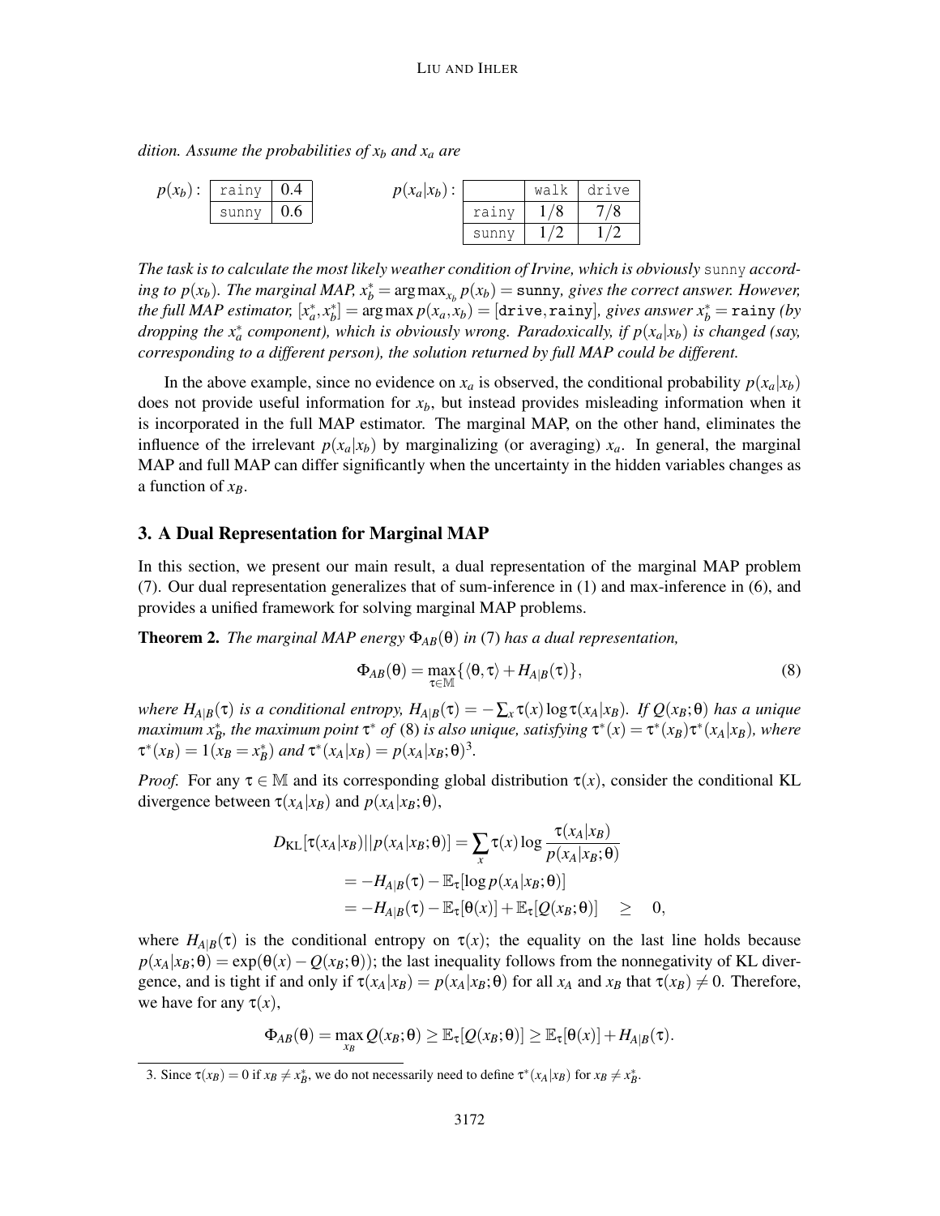*dition. Assume the probabilities of $x_b$ and $x_a$ are*

$p(x_b)$:

| | |
|---|---|
| rainy | 0.4 |
| sunny | 0.6 |

$p(x_a|x_b)$:

| | walk | drive |
|---|---|---|
| rainy | 1/8 | 7/8 |
| sunny | 1/2 | 1/2 |

*The task is to calculate the most likely weather condition of Irvine, which is obviously* sunny *according to $p(x_b)$. The marginal MAP, $x_b^* = \arg\max_{x_b} p(x_b) = \texttt{sunny}$, gives the correct answer. However, the full MAP estimator, $[x_a^*, x_b^*] = \arg\max p(x_a, x_b) = [\texttt{drive}, \texttt{rainy}]$, gives answer $x_b^* = \texttt{rainy}$ (by dropping the $x_a^*$ component), which is obviously wrong. Paradoxically, if $p(x_a|x_b)$ is changed (say, corresponding to a different person), the solution returned by full MAP could be different.*

In the above example, since no evidence on $x_a$ is observed, the conditional probability $p(x_a|x_b)$ does not provide useful information for $x_b$, but instead provides misleading information when it is incorporated in the full MAP estimator. The marginal MAP, on the other hand, eliminates the influence of the irrelevant $p(x_a|x_b)$ by marginalizing (or averaging) $x_a$. In general, the marginal MAP and full MAP can differ significantly when the uncertainty in the hidden variables changes as a function of $x_B$.

## 3. A Dual Representation for Marginal MAP

In this section, we present our main result, a dual representation of the marginal MAP problem (7). Our dual representation generalizes that of sum-inference in (1) and max-inference in (6), and provides a unified framework for solving marginal MAP problems.

**Theorem 2.** *The marginal MAP energy $\Phi_{AB}(\theta)$ in (7) has a dual representation,*

$$\Phi_{AB}(\theta) = \max_{\tau \in \mathbb{M}} \{\langle \theta, \tau \rangle + H_{A|B}(\tau)\}, \tag{8}$$

*where $H_{A|B}(\tau)$ is a conditional entropy, $H_{A|B}(\tau) = -\sum_x \tau(x) \log \tau(x_A|x_B)$. If $Q(x_B; \theta)$ has a unique maximum $x_B^*$, the maximum point $\tau^*$ of (8) is also unique, satisfying $\tau^*(x) = \tau^*(x_B)\tau^*(x_A|x_B)$, where $\tau^*(x_B) = 1(x_B = x_B^*)$ and $\tau^*(x_A|x_B) = p(x_A|x_B; \theta)$*[3].

*Proof.* For any $\tau \in \mathbb{M}$ and its corresponding global distribution $\tau(x)$, consider the conditional KL divergence between $\tau(x_A|x_B)$ and $p(x_A|x_B; \theta)$,

$$\begin{aligned}
D_{\mathrm{KL}}[\tau(x_A|x_B)||p(x_A|x_B;\theta)] &= \sum_x \tau(x) \log \frac{\tau(x_A|x_B)}{p(x_A|x_B;\theta)} \\
&= -H_{A|B}(\tau) - \mathbb{E}_\tau[\log p(x_A|x_B;\theta)] \\
&= -H_{A|B}(\tau) - \mathbb{E}_\tau[\theta(x)] + \mathbb{E}_\tau[Q(x_B;\theta)] \quad \geq \quad 0,
\end{aligned}$$

where $H_{A|B}(\tau)$ is the conditional entropy on $\tau(x)$; the equality on the last line holds because $p(x_A|x_B;\theta) = \exp(\theta(x) - Q(x_B;\theta))$; the last inequality follows from the nonnegativity of KL divergence, and is tight if and only if $\tau(x_A|x_B) = p(x_A|x_B;\theta)$ for all $x_A$ and $x_B$ that $\tau(x_B) \neq 0$. Therefore, we have for any $\tau(x)$,

$$\Phi_{AB}(\theta) = \max_{x_B} Q(x_B;\theta) \geq \mathbb{E}_\tau[Q(x_B;\theta)] \geq \mathbb{E}_\tau[\theta(x)] + H_{A|B}(\tau).$$

3. Since $\tau(x_B) = 0$ if $x_B \neq x_B^*$, we do not necessarily need to define $\tau^*(x_A|x_B)$ for $x_B \neq x_B^*$.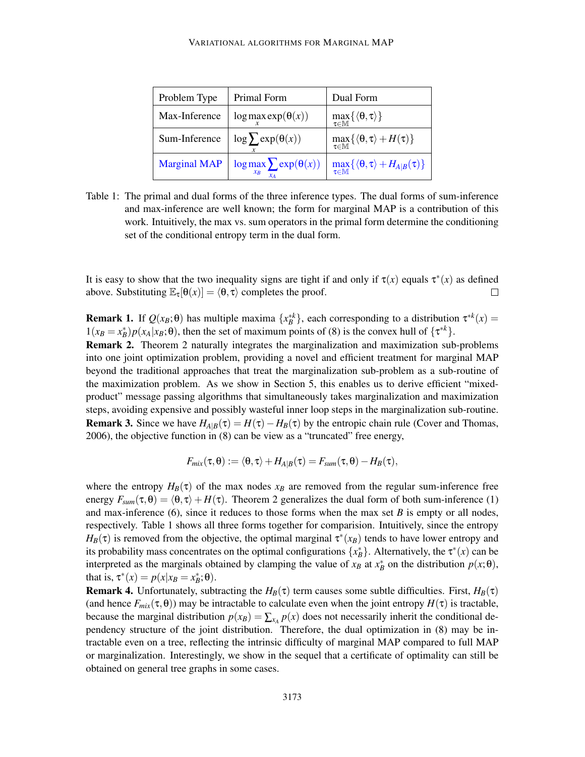| Problem Type | Primal Form | Dual Form |
|---|---|---|
| Max-Inference | $\log \max_x \exp(\theta(x))$ | $\max_{\tau \in \mathbb{M}} \{\langle \theta, \tau \rangle\}$ |
| Sum-Inference | $\log \sum_x \exp(\theta(x))$ | $\max_{\tau \in \mathbb{M}} \{\langle \theta, \tau \rangle + H(\tau)\}$ |
| Marginal MAP | $\log \max_{x_B} \sum_{x_A} \exp(\theta(x))$ | $\max_{\tau \in \mathbb{M}} \{\langle \theta, \tau \rangle + H_{A\mid B}(\tau)\}$ |

Table 1: The primal and dual forms of the three inference types. The dual forms of sum-inference and max-inference are well known; the form for marginal MAP is a contribution of this work. Intuitively, the max vs. sum operators in the primal form determine the conditioning set of the conditional entropy term in the dual form.

It is easy to show that the two inequality signs are tight if and only if $\tau(x)$ equals $\tau^*(x)$ as defined above. Substituting $\mathbb{E}_\tau[\theta(x)] = \langle \theta, \tau \rangle$ completes the proof. □

**Remark 1.** If $Q(x_B; \theta)$ has multiple maxima $\{x_B^{*k}\}$, each corresponding to a distribution $\tau^{*k}(x) = 1(x_B = x_B^*)p(x_A|x_B; \theta)$, then the set of maximum points of (8) is the convex hull of $\{\tau^{*k}\}$.

**Remark 2.** Theorem 2 naturally integrates the marginalization and maximization sub-problems into one joint optimization problem, providing a novel and efficient treatment for marginal MAP beyond the traditional approaches that treat the marginalization sub-problem as a sub-routine of the maximization problem. As we show in Section 5, this enables us to derive efficient "mixed-product" message passing algorithms that simultaneously takes marginalization and maximization steps, avoiding expensive and possibly wasteful inner loop steps in the marginalization sub-routine.

**Remark 3.** Since we have $H_{A|B}(\tau) = H(\tau) - H_B(\tau)$ by the entropic chain rule (Cover and Thomas, 2006), the objective function in (8) can be view as a "truncated" free energy,

$$F_{mix}(\tau, \theta) := \langle \theta, \tau \rangle + H_{A|B}(\tau) = F_{sum}(\tau, \theta) - H_B(\tau),$$

where the entropy $H_B(\tau)$ of the max nodes $x_B$ are removed from the regular sum-inference free energy $F_{sum}(\tau, \theta) = \langle \theta, \tau \rangle + H(\tau)$. Theorem 2 generalizes the dual form of both sum-inference (1) and max-inference (6), since it reduces to those forms when the max set $B$ is empty or all nodes, respectively. Table 1 shows all three forms together for comparision. Intuitively, since the entropy $H_B(\tau)$ is removed from the objective, the optimal marginal $\tau^*(x_B)$ tends to have lower entropy and its probability mass concentrates on the optimal configurations $\{x_B^*\}$. Alternatively, the $\tau^*(x)$ can be interpreted as the marginals obtained by clamping the value of $x_B$ at $x_B^*$ on the distribution $p(x; \theta)$, that is, $\tau^*(x) = p(x|x_B = x_B^*; \theta)$.

**Remark 4.** Unfortunately, subtracting the $H_B(\tau)$ term causes some subtle difficulties. First, $H_B(\tau)$ (and hence $F_{mix}(\tau, \theta)$) may be intractable to calculate even when the joint entropy $H(\tau)$ is tractable, because the marginal distribution $p(x_B) = \sum_{x_A} p(x)$ does not necessarily inherit the conditional dependency structure of the joint distribution. Therefore, the dual optimization in (8) may be intractable even on a tree, reflecting the intrinsic difficulty of marginal MAP compared to full MAP or marginalization. Interestingly, we show in the sequel that a certificate of optimality can still be obtained on general tree graphs in some cases.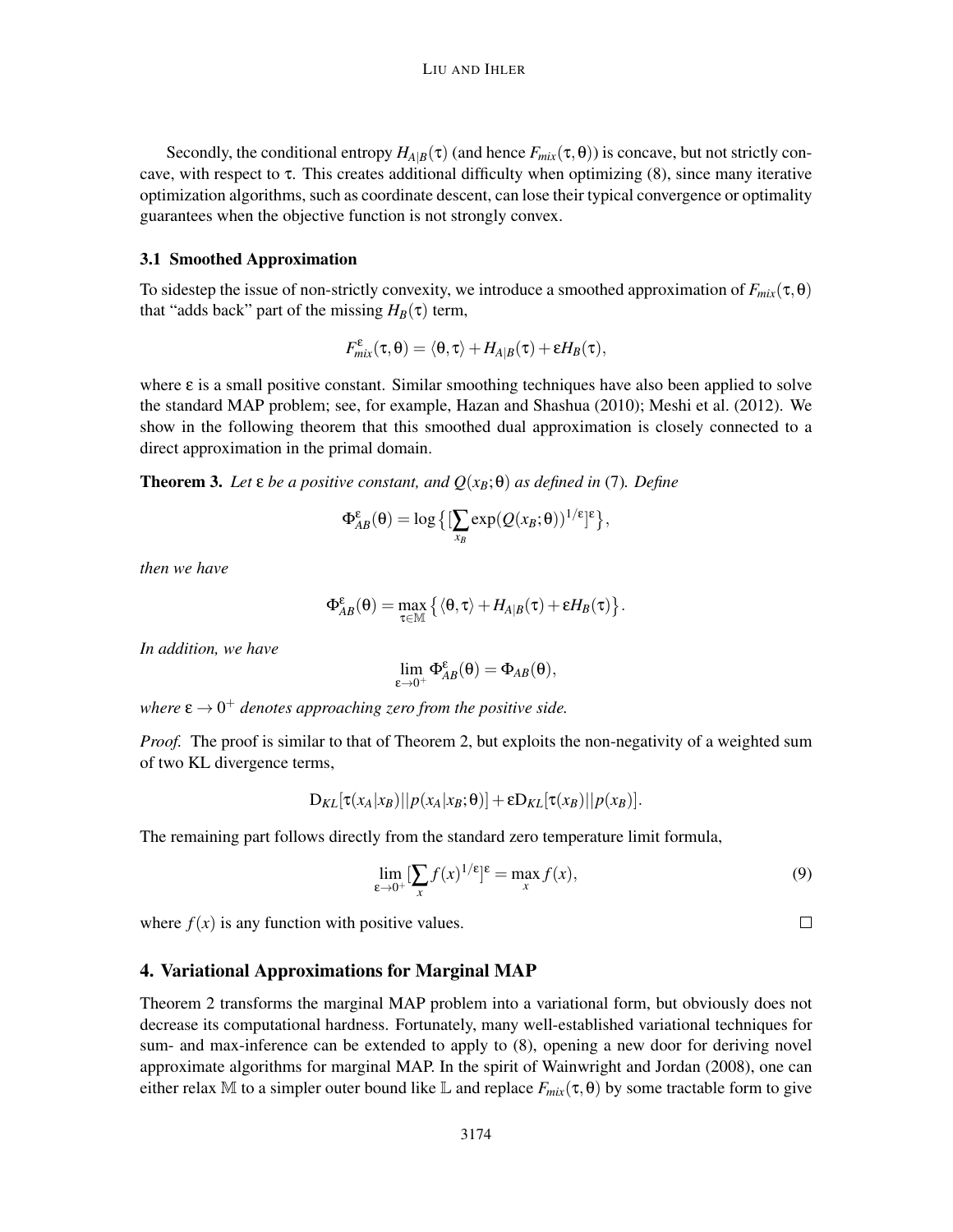Secondly, the conditional entropy $H_{A|B}(\tau)$ (and hence $F_{mix}(\tau,\theta)$) is concave, but not strictly concave, with respect to $\tau$. This creates additional difficulty when optimizing (8), since many iterative optimization algorithms, such as coordinate descent, can lose their typical convergence or optimality guarantees when the objective function is not strongly convex.

### 3.1 Smoothed Approximation

To sidestep the issue of non-strictly convexity, we introduce a smoothed approximation of $F_{mix}(\tau,\theta)$ that "adds back" part of the missing $H_B(\tau)$ term,

$$F_{mix}^{\varepsilon}(\tau,\theta) = \langle\theta,\tau\rangle + H_{A|B}(\tau) + \varepsilon H_B(\tau),$$

where $\varepsilon$ is a small positive constant. Similar smoothing techniques have also been applied to solve the standard MAP problem; see, for example, Hazan and Shashua (2010); Meshi et al. (2012). We show in the following theorem that this smoothed dual approximation is closely connected to a direct approximation in the primal domain.

**Theorem 3.** *Let $\varepsilon$ be a positive constant, and $Q(x_B;\theta)$ as defined in* (7)*. Define*

$$\Phi_{AB}^{\varepsilon}(\theta) = \log\big\{[\sum_{x_B}\exp(Q(x_B;\theta))^{1/\varepsilon}]^{\varepsilon}\big\},$$

*then we have*

$$\Phi_{AB}^{\varepsilon}(\theta) = \max_{\tau\in\mathbb{M}}\big\{\langle\theta,\tau\rangle + H_{A|B}(\tau) + \varepsilon H_B(\tau)\big\}.$$

*In addition, we have*

$$\lim_{\varepsilon\to 0^+}\Phi_{AB}^{\varepsilon}(\theta) = \Phi_{AB}(\theta),$$

*where $\varepsilon\to 0^+$ denotes approaching zero from the positive side.*

*Proof.* The proof is similar to that of Theorem 2, but exploits the non-negativity of a weighted sum of two KL divergence terms,

$$\mathrm{D}_{KL}[\tau(x_A|x_B)||p(x_A|x_B;\theta)] + \varepsilon\mathrm{D}_{KL}[\tau(x_B)||p(x_B)].$$

The remaining part follows directly from the standard zero temperature limit formula,

$$\lim_{\varepsilon\to 0^+}[\sum_x f(x)^{1/\varepsilon}]^{\varepsilon} = \max_x f(x), \tag{9}$$

where $f(x)$ is any function with positive values. □

## 4. Variational Approximations for Marginal MAP

Theorem 2 transforms the marginal MAP problem into a variational form, but obviously does not decrease its computational hardness. Fortunately, many well-established variational techniques for sum- and max-inference can be extended to apply to (8), opening a new door for deriving novel approximate algorithms for marginal MAP. In the spirit of Wainwright and Jordan (2008), one can either relax $\mathbb{M}$ to a simpler outer bound like $\mathbb{L}$ and replace $F_{mix}(\tau,\theta)$ by some tractable form to give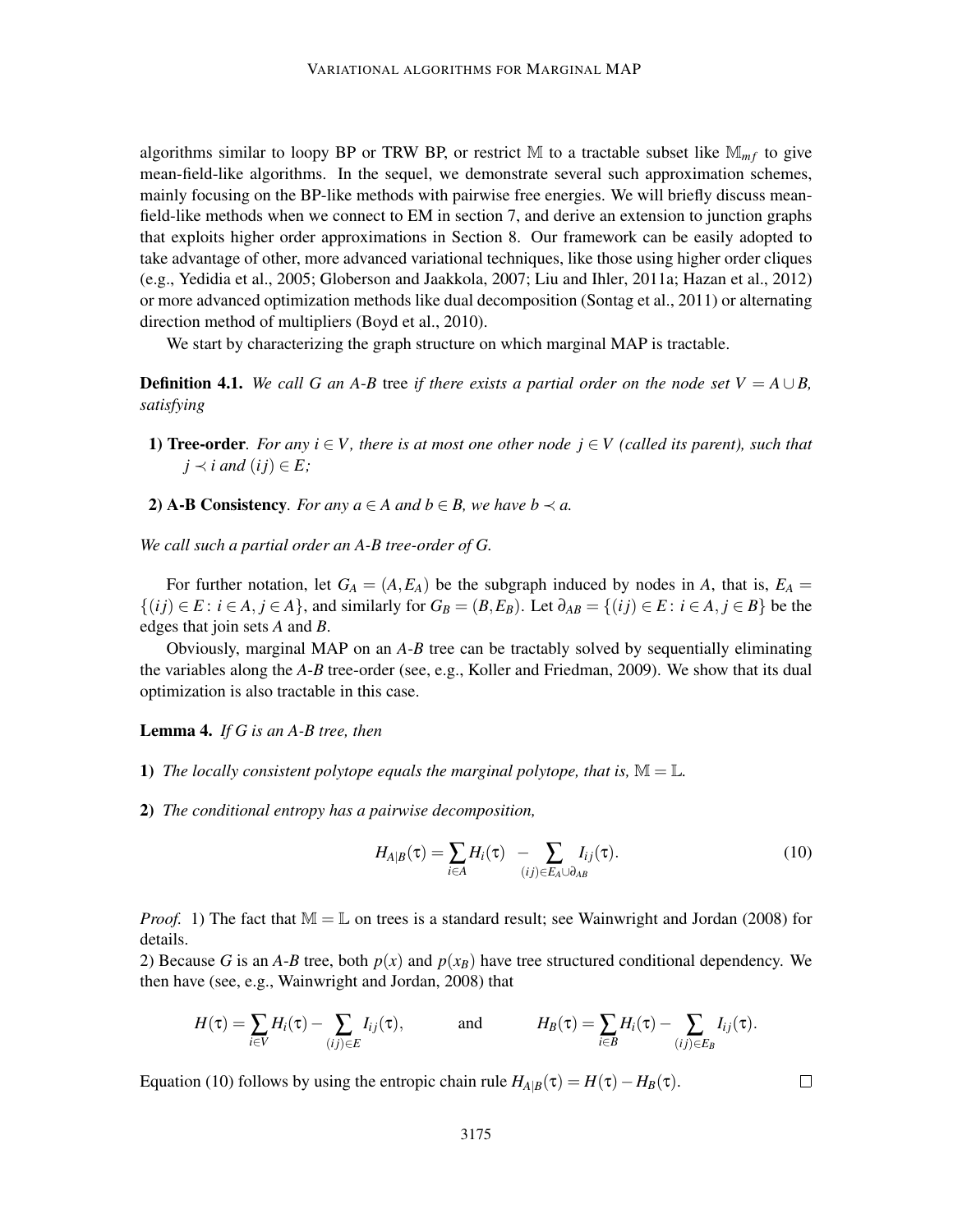algorithms similar to loopy BP or TRW BP, or restrict $\mathbb{M}$ to a tractable subset like $\mathbb{M}_{mf}$ to give mean-field-like algorithms. In the sequel, we demonstrate several such approximation schemes, mainly focusing on the BP-like methods with pairwise free energies. We will briefly discuss mean-field-like methods when we connect to EM in section 7, and derive an extension to junction graphs that exploits higher order approximations in Section 8. Our framework can be easily adopted to take advantage of other, more advanced variational techniques, like those using higher order cliques (e.g., Yedidia et al., 2005; Globerson and Jaakkola, 2007; Liu and Ihler, 2011a; Hazan et al., 2012) or more advanced optimization methods like dual decomposition (Sontag et al., 2011) or alternating direction method of multipliers (Boyd et al., 2010).

We start by characterizing the graph structure on which marginal MAP is tractable.

**Definition 4.1.** *We call $G$ an A-B* tree *if there exists a partial order on the node set $V = A \cup B$, satisfying*

**1) Tree-order**. *For any $i \in V$, there is at most one other node $j \in V$ (called its parent), such that $j \prec i$ and $(ij) \in E$;*

**2) A-B Consistency**. *For any $a \in A$ and $b \in B$, we have $b \prec a$.*

*We call such a partial order an A-B tree-order of $G$.*

For further notation, let $G_A = (A, E_A)$ be the subgraph induced by nodes in $A$, that is, $E_A = \{(ij) \in E \colon i \in A, j \in A\}$, and similarly for $G_B = (B, E_B)$. Let $\partial_{AB} = \{(ij) \in E \colon i \in A, j \in B\}$ be the edges that join sets $A$ and $B$.

Obviously, marginal MAP on an *A-B* tree can be tractably solved by sequentially eliminating the variables along the *A-B* tree-order (see, e.g., Koller and Friedman, 2009). We show that its dual optimization is also tractable in this case.

**Lemma 4.** *If $G$ is an A-B tree, then*

**1)** *The locally consistent polytope equals the marginal polytope, that is, $\mathbb{M} = \mathbb{L}$.*

**2)** *The conditional entropy has a pairwise decomposition,*

$$H_{A|B}(\tau) = \sum_{i \in A} H_i(\tau) \; - \sum_{(ij) \in E_A \cup \partial_{AB}} I_{ij}(\tau). \tag{10}$$

*Proof.* 1) The fact that $\mathbb{M} = \mathbb{L}$ on trees is a standard result; see Wainwright and Jordan (2008) for details.
2) Because $G$ is an *A-B* tree, both $p(x)$ and $p(x_B)$ have tree structured conditional dependency. We then have (see, e.g., Wainwright and Jordan, 2008) that

$$H(\tau) = \sum_{i \in V} H_i(\tau) - \sum_{(ij) \in E} I_{ij}(\tau), \qquad \text{and} \qquad H_B(\tau) = \sum_{i \in B} H_i(\tau) - \sum_{(ij) \in E_B} I_{ij}(\tau).$$

Equation (10) follows by using the entropic chain rule $H_{A|B}(\tau) = H(\tau) - H_B(\tau)$. $\square$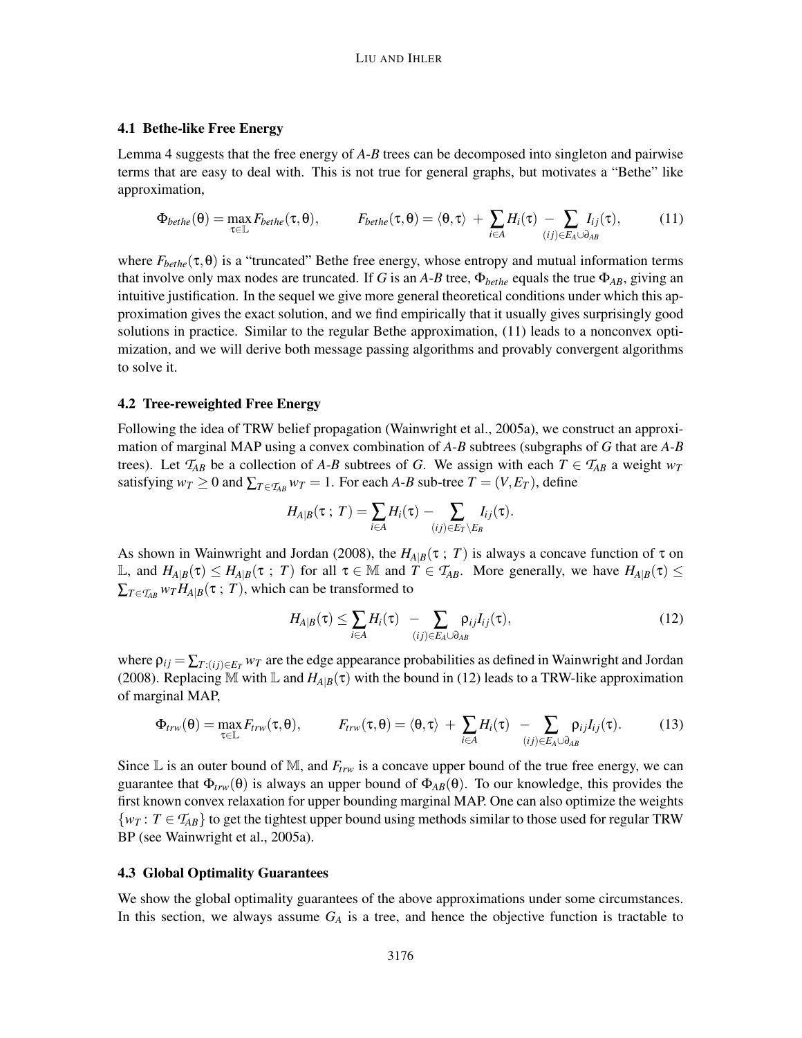### 4.1 Bethe-like Free Energy

Lemma 4 suggests that the free energy of *A-B* trees can be decomposed into singleton and pairwise terms that are easy to deal with. This is not true for general graphs, but motivates a "Bethe" like approximation,

$$\Phi_{bethe}(\theta) = \max_{\tau \in \mathbb{L}} F_{bethe}(\tau, \theta), \qquad F_{bethe}(\tau, \theta) = \langle \theta, \tau \rangle \; + \; \sum_{i \in A} H_i(\tau) \; - \sum_{(ij) \in E_A \cup \partial_{AB}} I_{ij}(\tau), \tag{11}$$

where $F_{bethe}(\tau, \theta)$ is a "truncated" Bethe free energy, whose entropy and mutual information terms that involve only max nodes are truncated. If $G$ is an *A-B* tree, $\Phi_{bethe}$ equals the true $\Phi_{AB}$, giving an intuitive justification. In the sequel we give more general theoretical conditions under which this approximation gives the exact solution, and we find empirically that it usually gives surprisingly good solutions in practice. Similar to the regular Bethe approximation, (11) leads to a nonconvex optimization, and we will derive both message passing algorithms and provably convergent algorithms to solve it.

### 4.2 Tree-reweighted Free Energy

Following the idea of TRW belief propagation (Wainwright et al., 2005a), we construct an approximation of marginal MAP using a convex combination of *A-B* subtrees (subgraphs of $G$ that are *A-B* trees). Let $\mathcal{T}_{AB}$ be a collection of *A-B* subtrees of $G$. We assign with each $T \in \mathcal{T}_{AB}$ a weight $w_T$ satisfying $w_T \geq 0$ and $\sum_{T \in \mathcal{T}_{AB}} w_T = 1$. For each *A-B* sub-tree $T = (V, E_T)$, define

$$H_{A|B}(\tau \,;\, T) = \sum_{i \in A} H_i(\tau) - \sum_{(ij) \in E_T \setminus E_B} I_{ij}(\tau).$$

As shown in Wainwright and Jordan (2008), the $H_{A|B}(\tau \,;\, T)$ is always a concave function of $\tau$ on $\mathbb{L}$, and $H_{A|B}(\tau) \leq H_{A|B}(\tau \,;\, T)$ for all $\tau \in \mathbb{M}$ and $T \in \mathcal{T}_{AB}$. More generally, we have $H_{A|B}(\tau) \leq \sum_{T \in \mathcal{T}_{AB}} w_T H_{A|B}(\tau \,;\, T)$, which can be transformed to

$$H_{A|B}(\tau) \leq \sum_{i \in A} H_i(\tau) \;\; - \sum_{(ij) \in E_A \cup \partial_{AB}} \rho_{ij} I_{ij}(\tau), \tag{12}$$

where $\rho_{ij} = \sum_{T:(ij) \in E_T} w_T$ are the edge appearance probabilities as defined in Wainwright and Jordan (2008). Replacing $\mathbb{M}$ with $\mathbb{L}$ and $H_{A|B}(\tau)$ with the bound in (12) leads to a TRW-like approximation of marginal MAP,

$$\Phi_{trw}(\theta) = \max_{\tau \in \mathbb{L}} F_{trw}(\tau, \theta), \qquad F_{trw}(\tau, \theta) = \langle \theta, \tau \rangle \; + \; \sum_{i \in A} H_i(\tau) \;\; - \sum_{(ij) \in E_A \cup \partial_{AB}} \rho_{ij} I_{ij}(\tau). \tag{13}$$

Since $\mathbb{L}$ is an outer bound of $\mathbb{M}$, and $F_{trw}$ is a concave upper bound of the true free energy, we can guarantee that $\Phi_{trw}(\theta)$ is always an upper bound of $\Phi_{AB}(\theta)$. To our knowledge, this provides the first known convex relaxation for upper bounding marginal MAP. One can also optimize the weights $\{w_T : T \in \mathcal{T}_{AB}\}$ to get the tightest upper bound using methods similar to those used for regular TRW BP (see Wainwright et al., 2005a).

### 4.3 Global Optimality Guarantees

We show the global optimality guarantees of the above approximations under some circumstances. In this section, we always assume $G_A$ is a tree, and hence the objective function is tractable to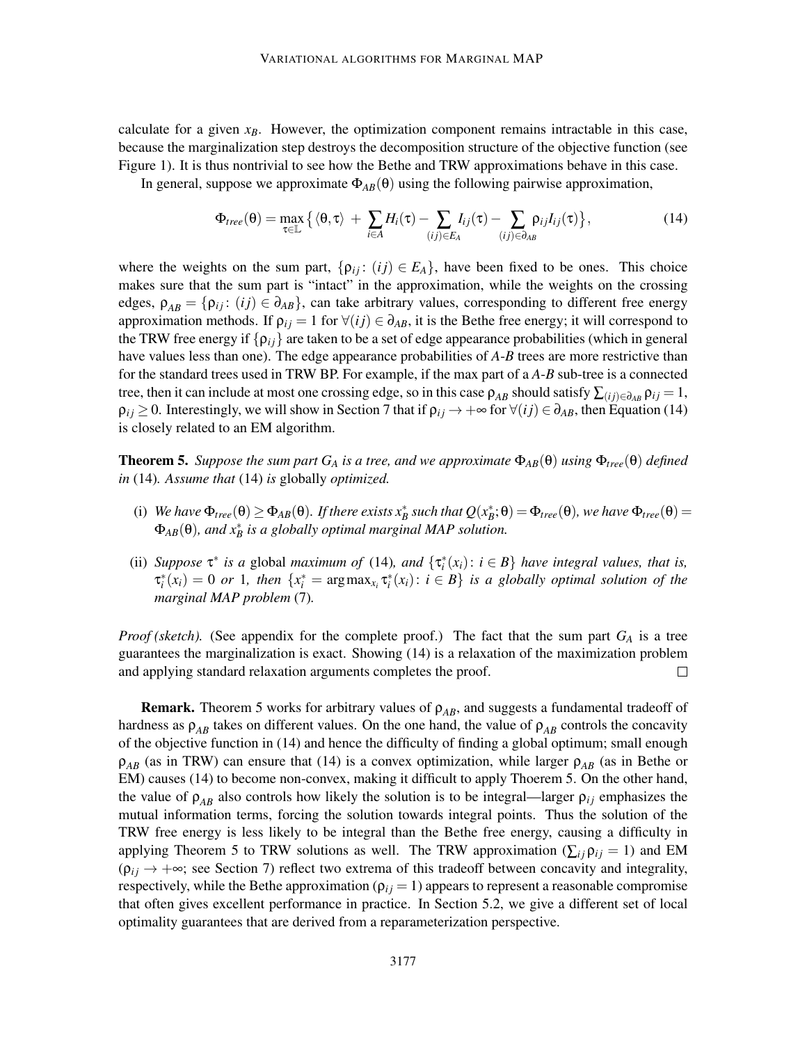calculate for a given $x_B$. However, the optimization component remains intractable in this case, because the marginalization step destroys the decomposition structure of the objective function (see Figure 1). It is thus nontrivial to see how the Bethe and TRW approximations behave in this case.

In general, suppose we approximate $\Phi_{AB}(\theta)$ using the following pairwise approximation,

$$\Phi_{tree}(\theta) = \max_{\tau \in \mathbb{L}} \big\{ \langle \theta, \tau \rangle \;+\; \sum_{i \in A} H_i(\tau) - \sum_{(ij) \in E_A} I_{ij}(\tau) - \sum_{(ij) \in \partial_{AB}} \rho_{ij} I_{ij}(\tau) \big\}, \tag{14}$$

where the weights on the sum part, $\{\rho_{ij} \colon (ij) \in E_A\}$, have been fixed to be ones. This choice makes sure that the sum part is "intact" in the approximation, while the weights on the crossing edges, $\rho_{AB} = \{\rho_{ij} \colon (ij) \in \partial_{AB}\}$, can take arbitrary values, corresponding to different free energy approximation methods. If $\rho_{ij} = 1$ for $\forall (ij) \in \partial_{AB}$, it is the Bethe free energy; it will correspond to the TRW free energy if $\{\rho_{ij}\}$ are taken to be a set of edge appearance probabilities (which in general have values less than one). The edge appearance probabilities of *A*-*B* trees are more restrictive than for the standard trees used in TRW BP. For example, if the max part of a *A*-*B* sub-tree is a connected tree, then it can include at most one crossing edge, so in this case $\rho_{AB}$ should satisfy $\sum_{(ij) \in \partial_{AB}} \rho_{ij} = 1$, $\rho_{ij} \geq 0$. Interestingly, we will show in Section 7 that if $\rho_{ij} \to +\infty$ for $\forall (ij) \in \partial_{AB}$, then Equation (14) is closely related to an EM algorithm.

**Theorem 5.** *Suppose the sum part $G_A$ is a tree, and we approximate $\Phi_{AB}(\theta)$ using $\Phi_{tree}(\theta)$ defined in* (14)*. Assume that* (14) *is* globally *optimized.*

(i) *We have $\Phi_{tree}(\theta) \geq \Phi_{AB}(\theta)$. If there exists $x_B^*$ such that $Q(x_B^*; \theta) = \Phi_{tree}(\theta)$, we have $\Phi_{tree}(\theta) = \Phi_{AB}(\theta)$, and $x_B^*$ is a globally optimal marginal MAP solution.*

(ii) *Suppose $\tau^*$ is a* global *maximum of* (14)*, and $\{\tau_i^*(x_i) \colon i \in B\}$ have integral values, that is, $\tau_i^*(x_i) = 0$ or 1, then $\{x_i^* = \arg\max_{x_i} \tau_i^*(x_i) \colon i \in B\}$ is a globally optimal solution of the marginal MAP problem* (7)*.*

*Proof (sketch).* (See appendix for the complete proof.) The fact that the sum part $G_A$ is a tree guarantees the marginalization is exact. Showing (14) is a relaxation of the maximization problem and applying standard relaxation arguments completes the proof. □

**Remark.** Theorem 5 works for arbitrary values of $\rho_{AB}$, and suggests a fundamental tradeoff of hardness as $\rho_{AB}$ takes on different values. On the one hand, the value of $\rho_{AB}$ controls the concavity of the objective function in (14) and hence the difficulty of finding a global optimum; small enough $\rho_{AB}$ (as in TRW) can ensure that (14) is a convex optimization, while larger $\rho_{AB}$ (as in Bethe or EM) causes (14) to become non-convex, making it difficult to apply Thoerem 5. On the other hand, the value of $\rho_{AB}$ also controls how likely the solution is to be integral—larger $\rho_{ij}$ emphasizes the mutual information terms, forcing the solution towards integral points. Thus the solution of the TRW free energy is less likely to be integral than the Bethe free energy, causing a difficulty in applying Theorem 5 to TRW solutions as well. The TRW approximation ($\sum_{ij} \rho_{ij} = 1$) and EM ($\rho_{ij} \to +\infty$; see Section 7) reflect two extrema of this tradeoff between concavity and integrality, respectively, while the Bethe approximation ($\rho_{ij} = 1$) appears to represent a reasonable compromise that often gives excellent performance in practice. In Section 5.2, we give a different set of local optimality guarantees that are derived from a reparameterization perspective.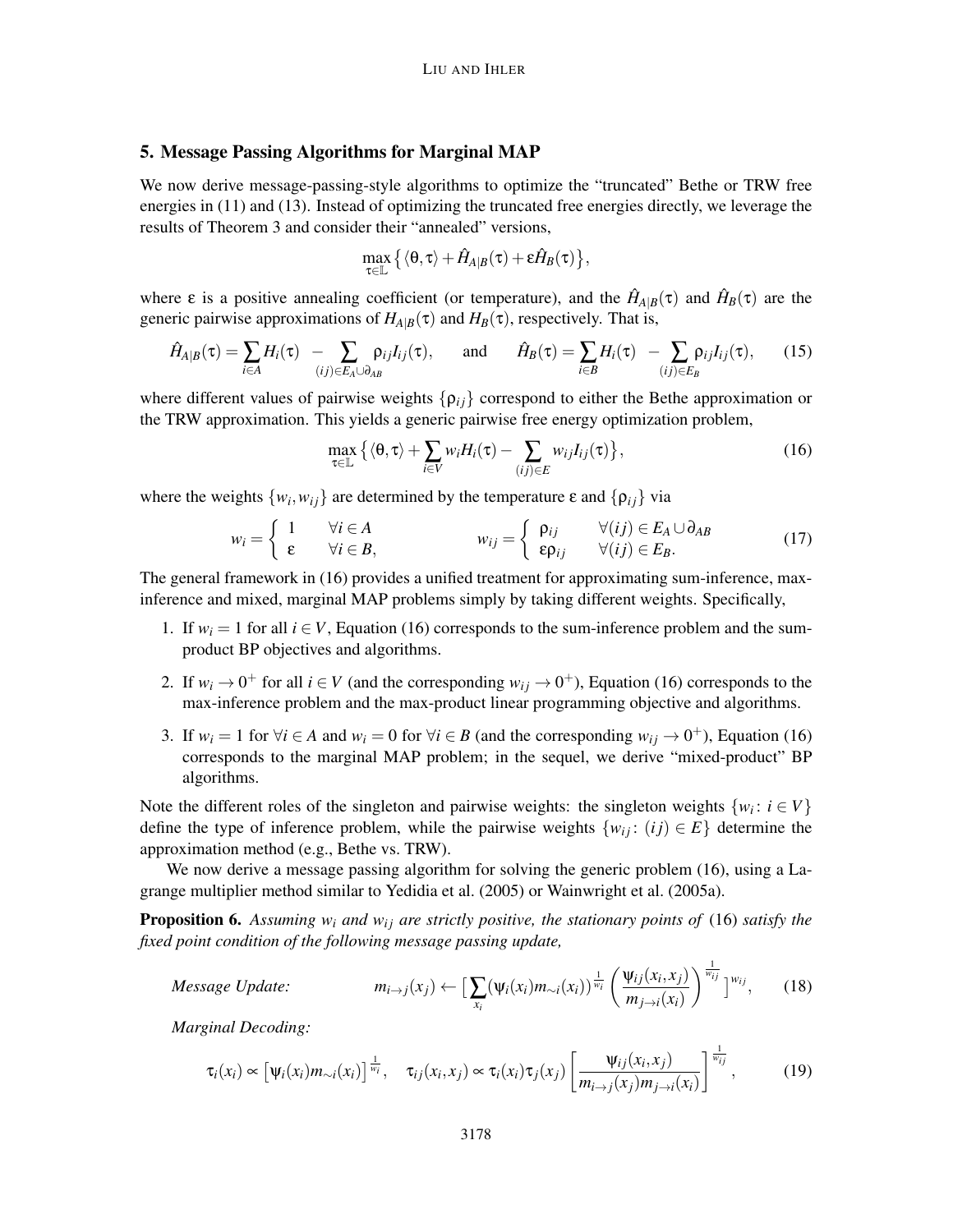## 5. Message Passing Algorithms for Marginal MAP

We now derive message-passing-style algorithms to optimize the "truncated" Bethe or TRW free energies in (11) and (13). Instead of optimizing the truncated free energies directly, we leverage the results of Theorem 3 and consider their "annealed" versions,

$$\max_{\tau \in \mathbb{L}} \big\{ \langle \theta, \tau \rangle + \hat{H}_{A|B}(\tau) + \varepsilon \hat{H}_B(\tau) \big\},$$

where $\varepsilon$ is a positive annealing coefficient (or temperature), and the $\hat{H}_{A|B}(\tau)$ and $\hat{H}_B(\tau)$ are the generic pairwise approximations of $H_{A|B}(\tau)$ and $H_B(\tau)$, respectively. That is,

$$\hat{H}_{A|B}(\tau) = \sum_{i \in A} H_i(\tau) \; - \sum_{(ij) \in E_A \cup \partial_{AB}} \rho_{ij} I_{ij}(\tau), \qquad \text{and} \qquad \hat{H}_B(\tau) = \sum_{i \in B} H_i(\tau) \; - \sum_{(ij) \in E_B} \rho_{ij} I_{ij}(\tau), \tag{15}$$

where different values of pairwise weights $\{\rho_{ij}\}$ correspond to either the Bethe approximation or the TRW approximation. This yields a generic pairwise free energy optimization problem,

$$\max_{\tau \in \mathbb{L}} \big\{ \langle \theta, \tau \rangle + \sum_{i \in V} w_i H_i(\tau) - \sum_{(ij) \in E} w_{ij} I_{ij}(\tau) \big\}, \tag{16}$$

where the weights $\{w_i, w_{ij}\}$ are determined by the temperature $\varepsilon$ and $\{\rho_{ij}\}$ via

$$w_i = \begin{cases} 1 & \forall i \in A \\ \varepsilon & \forall i \in B, \end{cases} \qquad\qquad w_{ij} = \begin{cases} \rho_{ij} & \forall (ij) \in E_A \cup \partial_{AB} \\ \varepsilon \rho_{ij} & \forall (ij) \in E_B. \end{cases} \tag{17}$$

The general framework in (16) provides a unified treatment for approximating sum-inference, max-inference and mixed, marginal MAP problems simply by taking different weights. Specifically,

1. If $w_i = 1$ for all $i \in V$, Equation (16) corresponds to the sum-inference problem and the sum-product BP objectives and algorithms.
2. If $w_i \to 0^+$ for all $i \in V$ (and the corresponding $w_{ij} \to 0^+$), Equation (16) corresponds to the max-inference problem and the max-product linear programming objective and algorithms.
3. If $w_i = 1$ for $\forall i \in A$ and $w_i = 0$ for $\forall i \in B$ (and the corresponding $w_{ij} \to 0^+$), Equation (16) corresponds to the marginal MAP problem; in the sequel, we derive "mixed-product" BP algorithms.

Note the different roles of the singleton and pairwise weights: the singleton weights $\{w_i \colon i \in V\}$ define the type of inference problem, while the pairwise weights $\{w_{ij} \colon (ij) \in E\}$ determine the approximation method (e.g., Bethe vs. TRW).

We now derive a message passing algorithm for solving the generic problem (16), using a Lagrange multiplier method similar to Yedidia et al. (2005) or Wainwright et al. (2005a).

**Proposition 6.** *Assuming $w_i$ and $w_{ij}$ are strictly positive, the stationary points of* (16) *satisfy the fixed point condition of the following message passing update,*

*Message Update:*

$$m_{i \to j}(x_j) \leftarrow \Big[ \sum_{x_i} \big(\psi_i(x_i) m_{\sim i}(x_i)\big)^{\frac{1}{w_i}} \left( \frac{\psi_{ij}(x_i, x_j)}{m_{j \to i}(x_i)} \right)^{\frac{1}{w_{ij}}} \Big]^{w_{ij}}, \tag{18}$$

*Marginal Decoding:*

$$\tau_i(x_i) \propto \big[\psi_i(x_i) m_{\sim i}(x_i)\big]^{\frac{1}{w_i}}, \quad \tau_{ij}(x_i, x_j) \propto \tau_i(x_i) \tau_j(x_j) \left[ \frac{\psi_{ij}(x_i, x_j)}{m_{i \to j}(x_j) m_{j \to i}(x_i)} \right]^{\frac{1}{w_{ij}}}, \tag{19}$$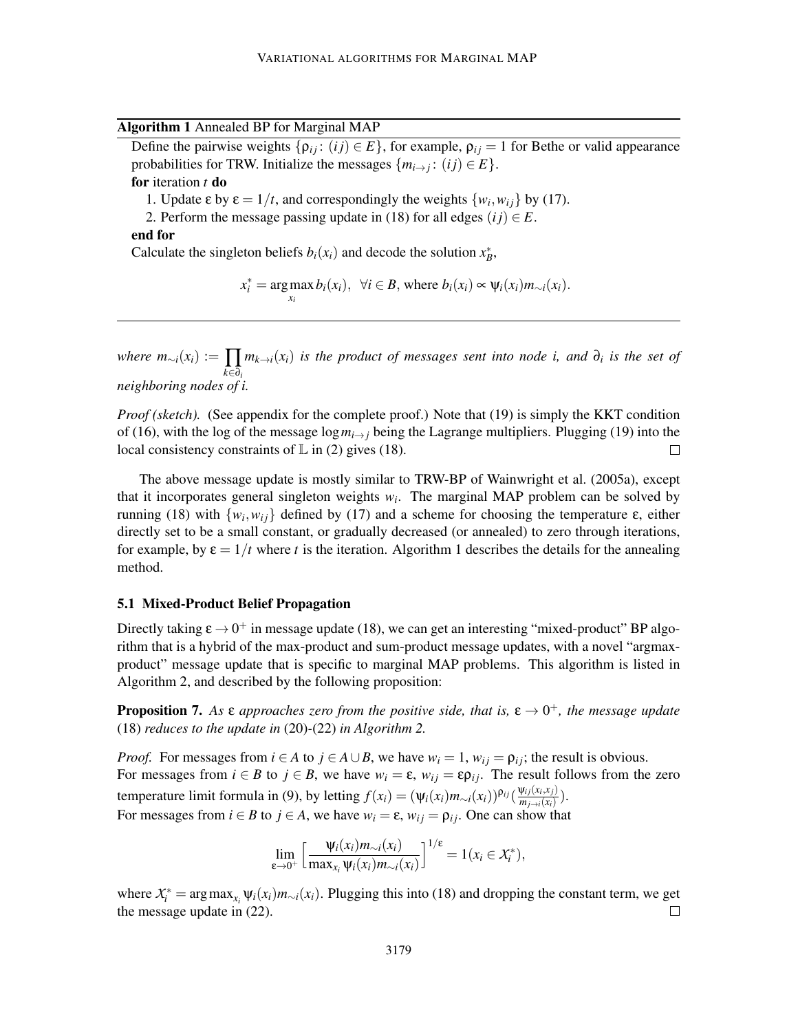**Algorithm 1** Annealed BP for Marginal MAP

Define the pairwise weights $\{\rho_{ij} : (ij) \in E\}$, for example, $\rho_{ij} = 1$ for Bethe or valid appearance probabilities for TRW. Initialize the messages $\{m_{i \to j} : (ij) \in E\}$.

**for** iteration $t$ **do**

1. Update $\varepsilon$ by $\varepsilon = 1/t$, and correspondingly the weights $\{w_i, w_{ij}\}$ by (17).
2. Perform the message passing update in (18) for all edges $(ij) \in E$.

**end for**

Calculate the singleton beliefs $b_i(x_i)$ and decode the solution $x_B^*$,

$$x_i^* = \arg\max_{x_i} b_i(x_i), \quad \forall i \in B, \text{ where } b_i(x_i) \propto \psi_i(x_i) m_{\sim i}(x_i).$$

---

*where* $m_{\sim i}(x_i) := \prod_{k \in \partial_i} m_{k \to i}(x_i)$ *is the product of messages sent into node i, and* $\partial_i$ *is the set of neighboring nodes of i.*

*Proof (sketch).* (See appendix for the complete proof.) Note that (19) is simply the KKT condition of (16), with the log of the message $\log m_{i \to j}$ being the Lagrange multipliers. Plugging (19) into the local consistency constraints of $\mathbb{L}$ in (2) gives (18). $\square$

The above message update is mostly similar to TRW-BP of Wainwright et al. (2005a), except that it incorporates general singleton weights $w_i$. The marginal MAP problem can be solved by running (18) with $\{w_i, w_{ij}\}$ defined by (17) and a scheme for choosing the temperature $\varepsilon$, either directly set to be a small constant, or gradually decreased (or annealed) to zero through iterations, for example, by $\varepsilon = 1/t$ where $t$ is the iteration. Algorithm 1 describes the details for the annealing method.

### 5.1 Mixed-Product Belief Propagation

Directly taking $\varepsilon \to 0^+$ in message update (18), we can get an interesting "mixed-product" BP algorithm that is a hybrid of the max-product and sum-product message updates, with a novel "argmax-product" message update that is specific to marginal MAP problems. This algorithm is listed in Algorithm 2, and described by the following proposition:

**Proposition 7.** *As* $\varepsilon$ *approaches zero from the positive side, that is,* $\varepsilon \to 0^+$*, the message update* (18) *reduces to the update in* (20)-(22) *in Algorithm 2.*

*Proof.* For messages from $i \in A$ to $j \in A \cup B$, we have $w_i = 1$, $w_{ij} = \rho_{ij}$; the result is obvious.
For messages from $i \in B$ to $j \in B$, we have $w_i = \varepsilon$, $w_{ij} = \varepsilon\rho_{ij}$. The result follows from the zero temperature limit formula in (9), by letting $f(x_i) = (\psi_i(x_i) m_{\sim i}(x_i))^{\rho_{ij}} (\frac{\psi_{ij}(x_i, x_j)}{m_{j \to i}(x_i)})$.
For messages from $i \in B$ to $j \in A$, we have $w_i = \varepsilon$, $w_{ij} = \rho_{ij}$. One can show that

$$\lim_{\varepsilon \to 0^+} \Big[ \frac{\psi_i(x_i) m_{\sim i}(x_i)}{\max_{x_i} \psi_i(x_i) m_{\sim i}(x_i)} \Big]^{1/\varepsilon} = 1(x_i \in \mathcal{X}_i^*),$$

where $\mathcal{X}_i^* = \arg\max_{x_i} \psi_i(x_i) m_{\sim i}(x_i)$. Plugging this into (18) and dropping the constant term, we get the message update in (22). $\square$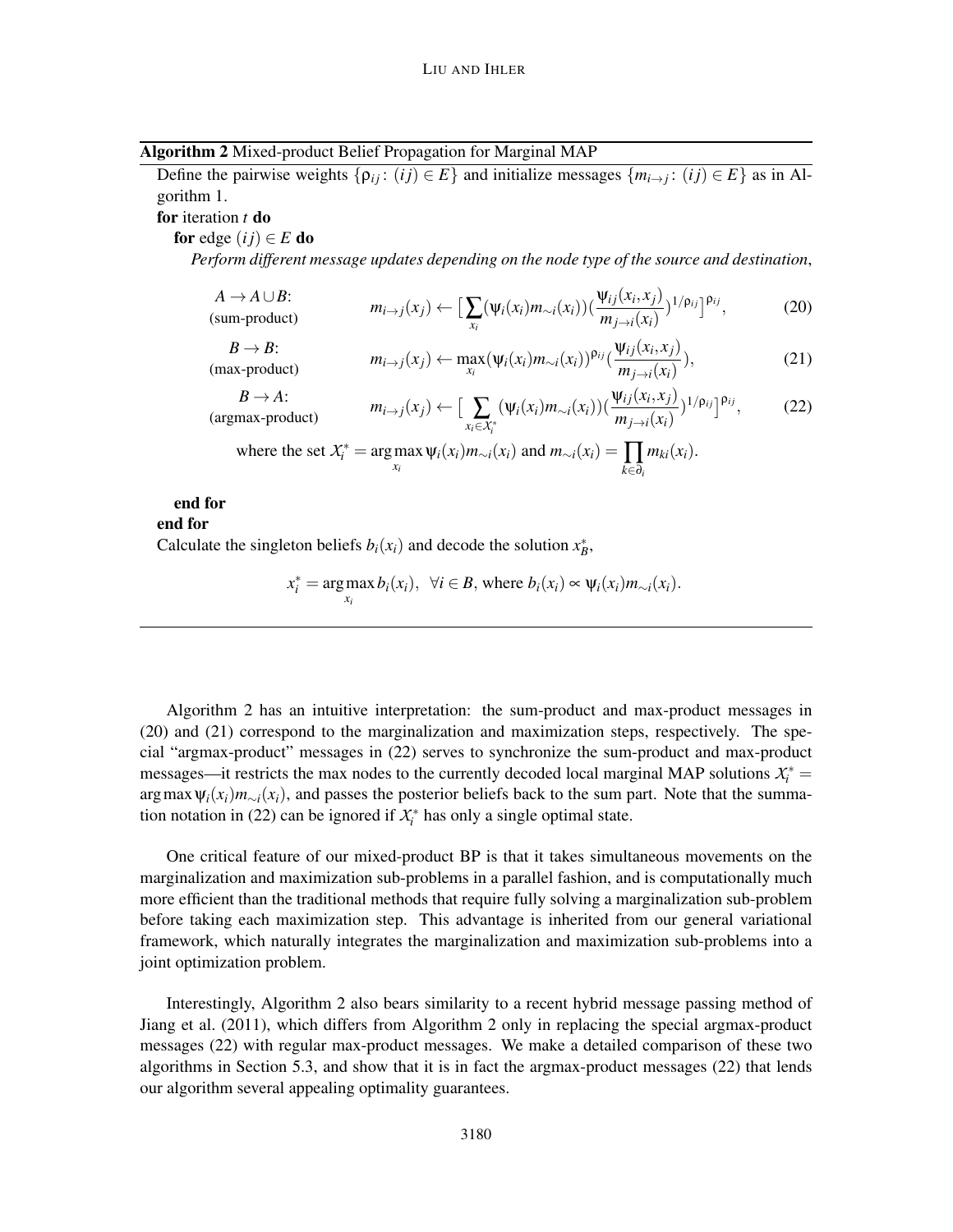**Algorithm 2** Mixed-product Belief Propagation for Marginal MAP

Define the pairwise weights $\{\rho_{ij} : (ij) \in E\}$ and initialize messages $\{m_{i\to j} : (ij) \in E\}$ as in Algorithm 1.

**for** iteration $t$ **do**

  **for** edge $(ij) \in E$ **do**

    *Perform different message updates depending on the node type of the source and destination*,

$A \to A \cup B$: (sum-product)

$$m_{i\to j}(x_j) \leftarrow \big[\sum_{x_i} (\psi_i(x_i) m_{\sim i}(x_i)) (\frac{\psi_{ij}(x_i,x_j)}{m_{j\to i}(x_i)})^{1/\rho_{ij}}\big]^{\rho_{ij}}, \tag{20}$$

$B \to B$: (max-product)

$$m_{i\to j}(x_j) \leftarrow \max_{x_i} (\psi_i(x_i) m_{\sim i}(x_i))^{\rho_{ij}} (\frac{\psi_{ij}(x_i,x_j)}{m_{j\to i}(x_i)}), \tag{21}$$

$B \to A$: (argmax-product)

$$m_{i\to j}(x_j) \leftarrow \big[\sum_{x_i \in \mathcal{X}_i^*} (\psi_i(x_i) m_{\sim i}(x_i)) (\frac{\psi_{ij}(x_i,x_j)}{m_{j\to i}(x_i)})^{1/\rho_{ij}}\big]^{\rho_{ij}}, \tag{22}$$

where the set $\mathcal{X}_i^* = \arg\max_{x_i} \psi_i(x_i) m_{\sim i}(x_i)$ and $m_{\sim i}(x_i) = \prod_{k \in \partial_i} m_{ki}(x_i)$.

  **end for**

**end for**

Calculate the singleton beliefs $b_i(x_i)$ and decode the solution $x_B^*$,

$$x_i^* = \arg\max_{x_i} b_i(x_i), \quad \forall i \in B, \text{ where } b_i(x_i) \propto \psi_i(x_i) m_{\sim i}(x_i).$$

---

Algorithm 2 has an intuitive interpretation: the sum-product and max-product messages in (20) and (21) correspond to the marginalization and maximization steps, respectively. The special "argmax-product" messages in (22) serves to synchronize the sum-product and max-product messages—it restricts the max nodes to the currently decoded local marginal MAP solutions $\mathcal{X}_i^* = \arg\max \psi_i(x_i) m_{\sim i}(x_i)$, and passes the posterior beliefs back to the sum part. Note that the summation notation in (22) can be ignored if $\mathcal{X}_i^*$ has only a single optimal state.

One critical feature of our mixed-product BP is that it takes simultaneous movements on the marginalization and maximization sub-problems in a parallel fashion, and is computationally much more efficient than the traditional methods that require fully solving a marginalization sub-problem before taking each maximization step. This advantage is inherited from our general variational framework, which naturally integrates the marginalization and maximization sub-problems into a joint optimization problem.

Interestingly, Algorithm 2 also bears similarity to a recent hybrid message passing method of Jiang et al. (2011), which differs from Algorithm 2 only in replacing the special argmax-product messages (22) with regular max-product messages. We make a detailed comparison of these two algorithms in Section 5.3, and show that it is in fact the argmax-product messages (22) that lends our algorithm several appealing optimality guarantees.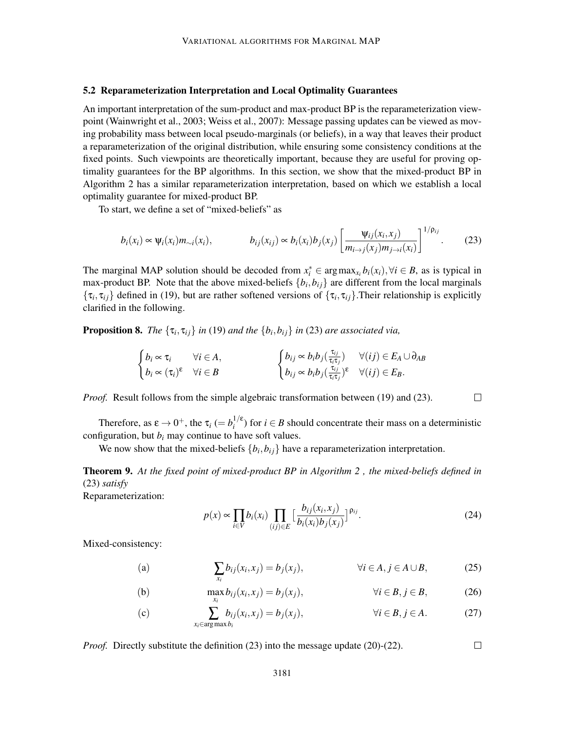### 5.2 Reparameterization Interpretation and Local Optimality Guarantees

An important interpretation of the sum-product and max-product BP is the reparameterization viewpoint (Wainwright et al., 2003; Weiss et al., 2007): Message passing updates can be viewed as moving probability mass between local pseudo-marginals (or beliefs), in a way that leaves their product a reparameterization of the original distribution, while ensuring some consistency conditions at the fixed points. Such viewpoints are theoretically important, because they are useful for proving optimality guarantees for the BP algorithms. In this section, we show that the mixed-product BP in Algorithm 2 has a similar reparameterization interpretation, based on which we establish a local optimality guarantee for mixed-product BP.

To start, we define a set of "mixed-beliefs" as

$$b_i(x_i) \propto \psi_i(x_i) m_{\sim i}(x_i), \qquad\qquad b_{ij}(x_{ij}) \propto b_i(x_i) b_j(x_j) \Big[\frac{\psi_{ij}(x_i, x_j)}{m_{i\to j}(x_j) m_{j\to i}(x_i)}\Big]^{1/\rho_{ij}}. \tag{23}$$

The marginal MAP solution should be decoded from $x_i^* \in \arg\max_{x_i} b_i(x_i), \forall i \in B$, as is typical in max-product BP. Note that the above mixed-beliefs $\{b_i, b_{ij}\}$ are different from the local marginals $\{\tau_i, \tau_{ij}\}$ defined in (19), but are rather softened versions of $\{\tau_i, \tau_{ij}\}$.Their relationship is explicitly clarified in the following.

**Proposition 8.** *The* $\{\tau_i, \tau_{ij}\}$ *in* (19) *and the* $\{b_i, b_{ij}\}$ *in* (23) *are associated via,*

$$\begin{cases} b_i \propto \tau_i & \forall i \in A, \\ b_i \propto (\tau_i)^{\epsilon} & \forall i \in B \end{cases} \qquad\qquad \begin{cases} b_{ij} \propto b_i b_j (\frac{\tau_{ij}}{\tau_i \tau_j}) & \forall (ij) \in E_A \cup \partial_{AB} \\ b_{ij} \propto b_i b_j (\frac{\tau_{ij}}{\tau_i \tau_j})^{\epsilon} & \forall (ij) \in E_B. \end{cases}$$

*Proof.* Result follows from the simple algebraic transformation between (19) and (23). $\square$

Therefore, as $\epsilon \to 0^+$, the $\tau_i$ $(= b_i^{1/\epsilon})$ for $i \in B$ should concentrate their mass on a deterministic configuration, but $b_i$ may continue to have soft values.

We now show that the mixed-beliefs $\{b_i, b_{ij}\}$ have a reparameterization interpretation.

**Theorem 9.** *At the fixed point of mixed-product BP in Algorithm 2 , the mixed-beliefs defined in* (23) *satisfy*

Reparameterization:

$$p(x) \propto \prod_{i \in V} b_i(x_i) \prod_{(ij)\in E} \big[\frac{b_{ij}(x_i, x_j)}{b_i(x_i) b_j(x_j)}\big]^{\rho_{ij}}. \tag{24}$$

Mixed-consistency:

$$\text{(a)} \qquad \sum_{x_i} b_{ij}(x_i, x_j) = b_j(x_j), \qquad \forall i \in A, j \in A \cup B, \tag{25}$$

$$\text{(b)} \qquad \max_{x_i} b_{ij}(x_i, x_j) = b_j(x_j), \qquad \forall i \in B, j \in B, \tag{26}$$

$$\text{(c)} \qquad \sum_{x_i \in \arg\max b_i} b_{ij}(x_i, x_j) = b_j(x_j), \qquad \forall i \in B, j \in A. \tag{27}$$

*Proof.* Directly substitute the definition (23) into the message update (20)-(22). $\square$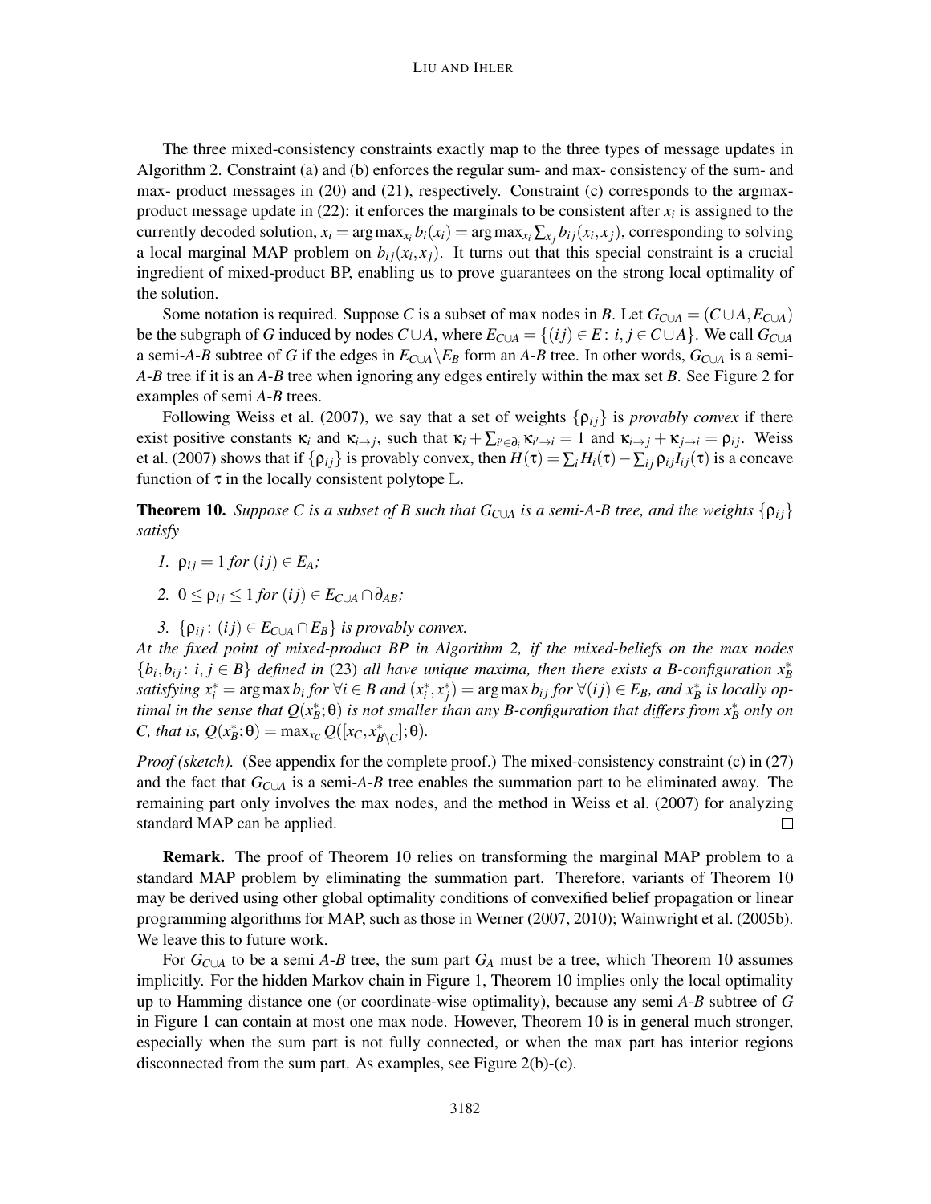The three mixed-consistency constraints exactly map to the three types of message updates in Algorithm 2. Constraint (a) and (b) enforces the regular sum- and max- consistency of the sum- and max- product messages in (20) and (21), respectively. Constraint (c) corresponds to the argmax-product message update in (22): it enforces the marginals to be consistent after $x_i$ is assigned to the currently decoded solution, $x_i = \arg\max_{x_i} b_i(x_i) = \arg\max_{x_i} \sum_{x_j} b_{ij}(x_i, x_j)$, corresponding to solving a local marginal MAP problem on $b_{ij}(x_i, x_j)$. It turns out that this special constraint is a crucial ingredient of mixed-product BP, enabling us to prove guarantees on the strong local optimality of the solution.

Some notation is required. Suppose $C$ is a subset of max nodes in $B$. Let $G_{C\cup A} = (C \cup A, E_{C\cup A})$ be the subgraph of $G$ induced by nodes $C \cup A$, where $E_{C\cup A} = \{(ij) \in E : i, j \in C \cup A\}$. We call $G_{C\cup A}$ a semi-*A*-*B* subtree of $G$ if the edges in $E_{C\cup A} \backslash E_B$ form an *A*-*B* tree. In other words, $G_{C\cup A}$ is a semi-*A*-*B* tree if it is an *A*-*B* tree when ignoring any edges entirely within the max set $B$. See Figure 2 for examples of semi *A*-*B* trees.

Following Weiss et al. (2007), we say that a set of weights $\{\rho_{ij}\}$ is *provably convex* if there exist positive constants $\kappa_i$ and $\kappa_{i\to j}$, such that $\kappa_i + \sum_{i' \in \partial_i} \kappa_{i' \to i} = 1$ and $\kappa_{i\to j} + \kappa_{j \to i} = \rho_{ij}$. Weiss et al. (2007) shows that if $\{\rho_{ij}\}$ is provably convex, then $H(\tau) = \sum_i H_i(\tau) - \sum_{ij} \rho_{ij} I_{ij}(\tau)$ is a concave function of $\tau$ in the locally consistent polytope $\mathbb{L}$.

**Theorem 10.** *Suppose $C$ is a subset of $B$ such that $G_{C\cup A}$ is a semi-A-B tree, and the weights $\{\rho_{ij}\}$ satisfy*

1. *$\rho_{ij} = 1$ for $(ij) \in E_A$;*
2. *$0 \le \rho_{ij} \le 1$ for $(ij) \in E_{C\cup A} \cap \partial_{AB}$;*
3. *$\{\rho_{ij} : (ij) \in E_{C\cup A} \cap E_B\}$ is provably convex.*

*At the fixed point of mixed-product BP in Algorithm 2, if the mixed-beliefs on the max nodes $\{b_i, b_{ij} : i, j \in B\}$ defined in (23) all have unique maxima, then there exists a B-configuration $x_B^*$ satisfying $x_i^* = \arg\max b_i$ for $\forall i \in B$ and $(x_i^*, x_j^*) = \arg\max b_{ij}$ for $\forall (ij) \in E_B$, and $x_B^*$ is locally optimal in the sense that $Q(x_B^*; \theta)$ is not smaller than any B-configuration that differs from $x_B^*$ only on C, that is, $Q(x_B^*; \theta) = \max_{x_C} Q([x_C, x_{B\backslash C}^*]; \theta)$.*

*Proof (sketch).* (See appendix for the complete proof.) The mixed-consistency constraint (c) in (27) and the fact that $G_{C\cup A}$ is a semi-*A*-*B* tree enables the summation part to be eliminated away. The remaining part only involves the max nodes, and the method in Weiss et al. (2007) for analyzing standard MAP can be applied. □

**Remark.** The proof of Theorem 10 relies on transforming the marginal MAP problem to a standard MAP problem by eliminating the summation part. Therefore, variants of Theorem 10 may be derived using other global optimality conditions of convexified belief propagation or linear programming algorithms for MAP, such as those in Werner (2007, 2010); Wainwright et al. (2005b). We leave this to future work.

For $G_{C\cup A}$ to be a semi *A*-*B* tree, the sum part $G_A$ must be a tree, which Theorem 10 assumes implicitly. For the hidden Markov chain in Figure 1, Theorem 10 implies only the local optimality up to Hamming distance one (or coordinate-wise optimality), because any semi *A*-*B* subtree of $G$ in Figure 1 can contain at most one max node. However, Theorem 10 is in general much stronger, especially when the sum part is not fully connected, or when the max part has interior regions disconnected from the sum part. As examples, see Figure 2(b)-(c).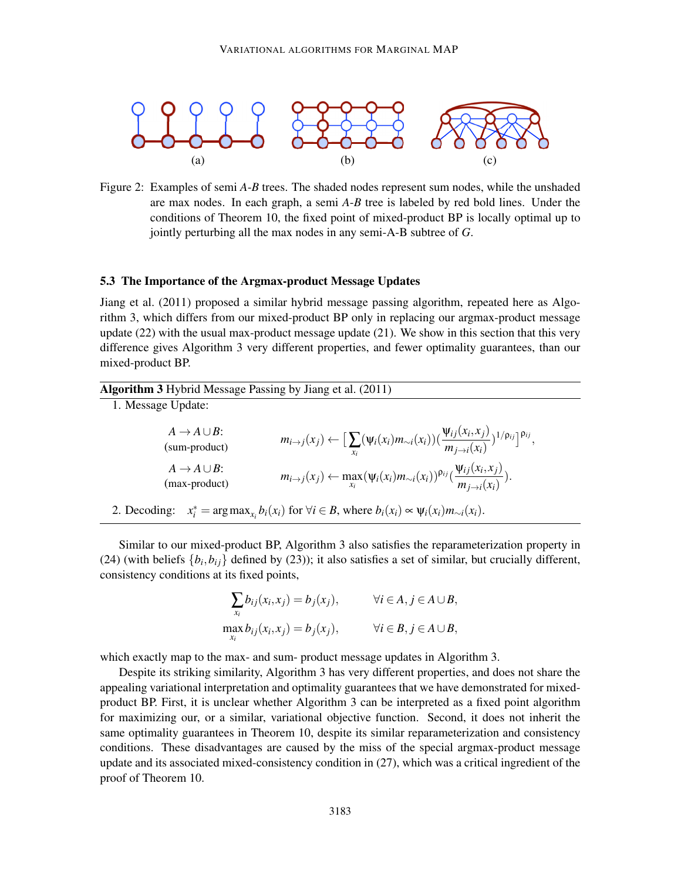Figure 2: Examples of semi $A$-$B$ trees. The shaded nodes represent sum nodes, while the unshaded are max nodes. In each graph, a semi $A$-$B$ tree is labeled by red bold lines. Under the conditions of Theorem 10, the fixed point of mixed-product BP is locally optimal up to jointly perturbing all the max nodes in any semi-A-B subtree of $G$.

### 5.3 The Importance of the Argmax-product Message Updates

Jiang et al. (2011) proposed a similar hybrid message passing algorithm, repeated here as Algorithm 3, which differs from our mixed-product BP only in replacing our argmax-product message update (22) with the usual max-product message update (21). We show in this section that this very difference gives Algorithm 3 very different properties, and fewer optimality guarantees, than our mixed-product BP.

---

**Algorithm 3** Hybrid Message Passing by Jiang et al. (2011)

---

1. Message Update:

$A \to A \cup B$: (sum-product)

$$m_{i\to j}(x_j) \leftarrow \Big[\sum_{x_i}(\psi_i(x_i)m_{\sim i}(x_i))\Big(\frac{\psi_{ij}(x_i,x_j)}{m_{j\to i}(x_i)}\Big)^{1/\rho_{ij}}\Big]^{\rho_{ij}},$$

$A \to A \cup B$: (max-product)

$$m_{i\to j}(x_j) \leftarrow \max_{x_i}(\psi_i(x_i)m_{\sim i}(x_i))^{\rho_{ij}}\Big(\frac{\psi_{ij}(x_i,x_j)}{m_{j\to i}(x_i)}\Big).$$

2. Decoding: $x_i^* = \arg\max_{x_i} b_i(x_i)$ for $\forall i \in B$, where $b_i(x_i) \propto \psi_i(x_i)m_{\sim i}(x_i)$.

---

Similar to our mixed-product BP, Algorithm 3 also satisfies the reparameterization property in (24) (with beliefs $\{b_i, b_{ij}\}$ defined by (23)); it also satisfies a set of similar, but crucially different, consistency conditions at its fixed points,

$$\sum_{x_i} b_{ij}(x_i,x_j) = b_j(x_j), \qquad \forall i \in A, j \in A \cup B,$$

$$\max_{x_i} b_{ij}(x_i,x_j) = b_j(x_j), \qquad \forall i \in B, j \in A \cup B,$$

which exactly map to the max- and sum- product message updates in Algorithm 3.

Despite its striking similarity, Algorithm 3 has very different properties, and does not share the appealing variational interpretation and optimality guarantees that we have demonstrated for mixed-product BP. First, it is unclear whether Algorithm 3 can be interpreted as a fixed point algorithm for maximizing our, or a similar, variational objective function. Second, it does not inherit the same optimality guarantees in Theorem 10, despite its similar reparameterization and consistency conditions. These disadvantages are caused by the miss of the special argmax-product message update and its associated mixed-consistency condition in (27), which was a critical ingredient of the proof of Theorem 10.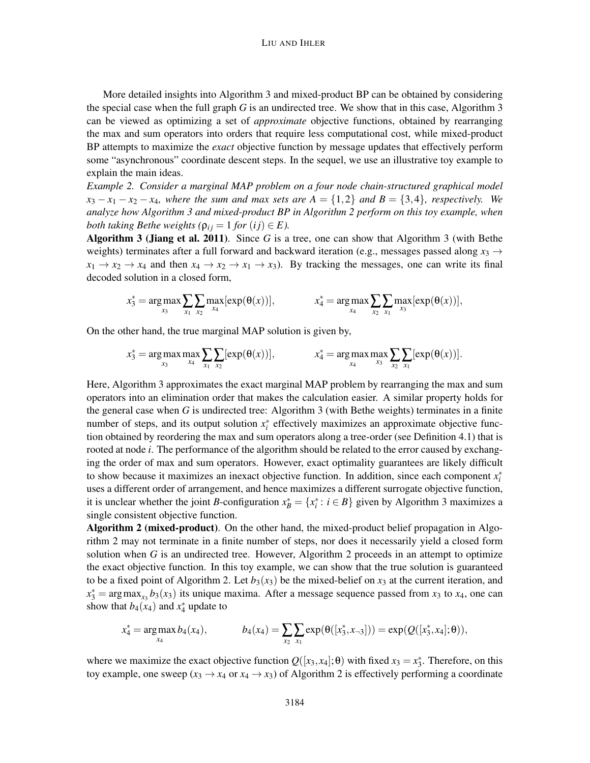More detailed insights into Algorithm 3 and mixed-product BP can be obtained by considering the special case when the full graph $G$ is an undirected tree. We show that in this case, Algorithm 3 can be viewed as optimizing a set of *approximate* objective functions, obtained by rearranging the max and sum operators into orders that require less computational cost, while mixed-product BP attempts to maximize the *exact* objective function by message updates that effectively perform some "asynchronous" coordinate descent steps. In the sequel, we use an illustrative toy example to explain the main ideas.

*Example 2. Consider a marginal MAP problem on a four node chain-structured graphical model $x_3 - x_1 - x_2 - x_4$, where the sum and max sets are $A = \{1,2\}$ and $B = \{3,4\}$, respectively. We analyze how Algorithm 3 and mixed-product BP in Algorithm 2 perform on this toy example, when both taking Bethe weights ($\rho_{ij} = 1$ for $(ij) \in E$).*

**Algorithm 3 (Jiang et al. 2011)**. Since $G$ is a tree, one can show that Algorithm 3 (with Bethe weights) terminates after a full forward and backward iteration (e.g., messages passed along $x_3 \to x_1 \to x_2 \to x_4$ and then $x_4 \to x_2 \to x_1 \to x_3$). By tracking the messages, one can write its final decoded solution in a closed form,

$$x_3^* = \arg\max_{x_3} \sum_{x_1} \sum_{x_2} \max_{x_4} [\exp(\theta(x))], \qquad x_4^* = \arg\max_{x_4} \sum_{x_2} \sum_{x_1} \max_{x_3} [\exp(\theta(x))],$$

On the other hand, the true marginal MAP solution is given by,

$$x_3^* = \arg\max_{x_3} \max_{x_4} \sum_{x_1} \sum_{x_2} [\exp(\theta(x))], \qquad x_4^* = \arg\max_{x_4} \max_{x_3} \sum_{x_2} \sum_{x_1} [\exp(\theta(x))].$$

Here, Algorithm 3 approximates the exact marginal MAP problem by rearranging the max and sum operators into an elimination order that makes the calculation easier. A similar property holds for the general case when $G$ is undirected tree: Algorithm 3 (with Bethe weights) terminates in a finite number of steps, and its output solution $x_i^*$ effectively maximizes an approximate objective function obtained by reordering the max and sum operators along a tree-order (see Definition 4.1) that is rooted at node $i$. The performance of the algorithm should be related to the error caused by exchanging the order of max and sum operators. However, exact optimality guarantees are likely difficult to show because it maximizes an inexact objective function. In addition, since each component $x_i^*$ uses a different order of arrangement, and hence maximizes a different surrogate objective function, it is unclear whether the joint $B$-configuration $x_B^* = \{x_i^* : i \in B\}$ given by Algorithm 3 maximizes a single consistent objective function.

**Algorithm 2 (mixed-product)**. On the other hand, the mixed-product belief propagation in Algorithm 2 may not terminate in a finite number of steps, nor does it necessarily yield a closed form solution when $G$ is an undirected tree. However, Algorithm 2 proceeds in an attempt to optimize the exact objective function. In this toy example, we can show that the true solution is guaranteed to be a fixed point of Algorithm 2. Let $b_3(x_3)$ be the mixed-belief on $x_3$ at the current iteration, and $x_3^* = \arg\max_{x_3} b_3(x_3)$ its unique maxima. After a message sequence passed from $x_3$ to $x_4$, one can show that $b_4(x_4)$ and $x_4^*$ update to

$$x_4^* = \arg\max_{x_4} b_4(x_4), \qquad b_4(x_4) = \sum_{x_2} \sum_{x_1} \exp(\theta([x_3^*, x_{\neg 3}])) = \exp(Q([x_3^*, x_4]; \theta)),$$

where we maximize the exact objective function $Q([x_3, x_4]; \theta)$ with fixed $x_3 = x_3^*$. Therefore, on this toy example, one sweep ($x_3 \to x_4$ or $x_4 \to x_3$) of Algorithm 2 is effectively performing a coordinate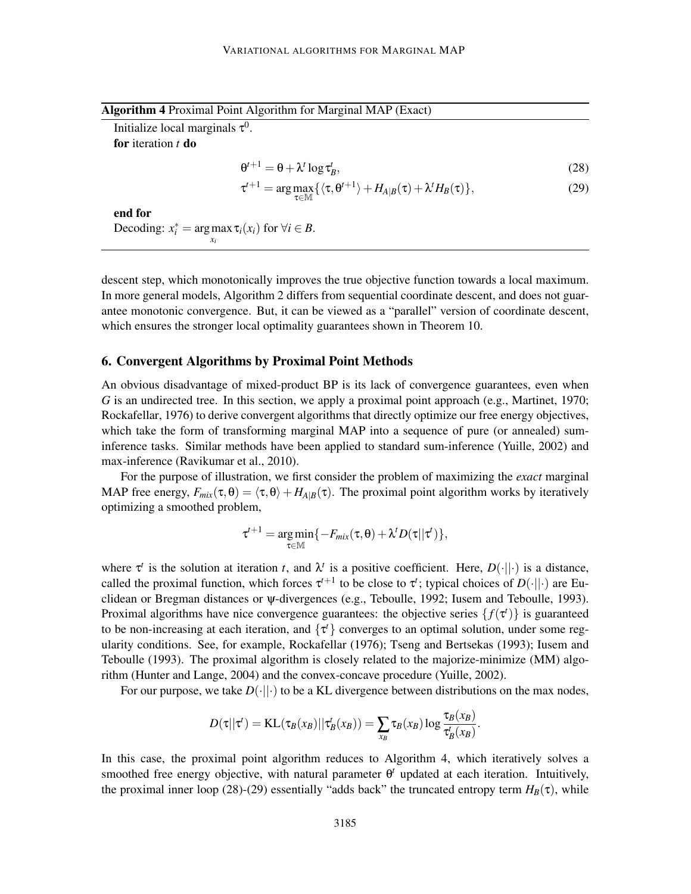**Algorithm 4** Proximal Point Algorithm for Marginal MAP (Exact)

Initialize local marginals $\tau^0$.

**for** iteration $t$ **do**

$$\theta^{t+1} = \theta + \lambda^t \log \tau_B^t, \tag{28}$$

$$\tau^{t+1} = \arg\max_{\tau \in \mathbb{M}} \{\langle \tau, \theta^{t+1} \rangle + H_{A|B}(\tau) + \lambda^t H_B(\tau)\}, \tag{29}$$

**end for**

Decoding: $x_i^* = \arg\max_{x_i} \tau_i(x_i)$ for $\forall i \in B$.

descent step, which monotonically improves the true objective function towards a local maximum. In more general models, Algorithm 2 differs from sequential coordinate descent, and does not guarantee monotonic convergence. But, it can be viewed as a "parallel" version of coordinate descent, which ensures the stronger local optimality guarantees shown in Theorem 10.

## 6. Convergent Algorithms by Proximal Point Methods

An obvious disadvantage of mixed-product BP is its lack of convergence guarantees, even when $G$ is an undirected tree. In this section, we apply a proximal point approach (e.g., Martinet, 1970; Rockafellar, 1976) to derive convergent algorithms that directly optimize our free energy objectives, which take the form of transforming marginal MAP into a sequence of pure (or annealed) sum-inference tasks. Similar methods have been applied to standard sum-inference (Yuille, 2002) and max-inference (Ravikumar et al., 2010).

For the purpose of illustration, we first consider the problem of maximizing the *exact* marginal MAP free energy, $F_{mix}(\tau, \theta) = \langle \tau, \theta \rangle + H_{A|B}(\tau)$. The proximal point algorithm works by iteratively optimizing a smoothed problem,

$$\tau^{t+1} = \arg\min_{\tau \in \mathbb{M}} \{-F_{mix}(\tau, \theta) + \lambda^t D(\tau || \tau^t)\},$$

where $\tau^t$ is the solution at iteration $t$, and $\lambda^t$ is a positive coefficient. Here, $D(\cdot||\cdot)$ is a distance, called the proximal function, which forces $\tau^{t+1}$ to be close to $\tau^t$; typical choices of $D(\cdot||\cdot)$ are Euclidean or Bregman distances or $\psi$-divergences (e.g., Teboulle, 1992; Iusem and Teboulle, 1993). Proximal algorithms have nice convergence guarantees: the objective series $\{f(\tau^t)\}$ is guaranteed to be non-increasing at each iteration, and $\{\tau^t\}$ converges to an optimal solution, under some regularity conditions. See, for example, Rockafellar (1976); Tseng and Bertsekas (1993); Iusem and Teboulle (1993). The proximal algorithm is closely related to the majorize-minimize (MM) algorithm (Hunter and Lange, 2004) and the convex-concave procedure (Yuille, 2002).

For our purpose, we take $D(\cdot||\cdot)$ to be a KL divergence between distributions on the max nodes,

$$D(\tau||\tau^t) = \mathrm{KL}(\tau_B(x_B)||\tau_B^t(x_B)) = \sum_{x_B} \tau_B(x_B) \log \frac{\tau_B(x_B)}{\tau_B^t(x_B)}.$$

In this case, the proximal point algorithm reduces to Algorithm 4, which iteratively solves a smoothed free energy objective, with natural parameter $\theta^t$ updated at each iteration. Intuitively, the proximal inner loop (28)-(29) essentially "adds back" the truncated entropy term $H_B(\tau)$, while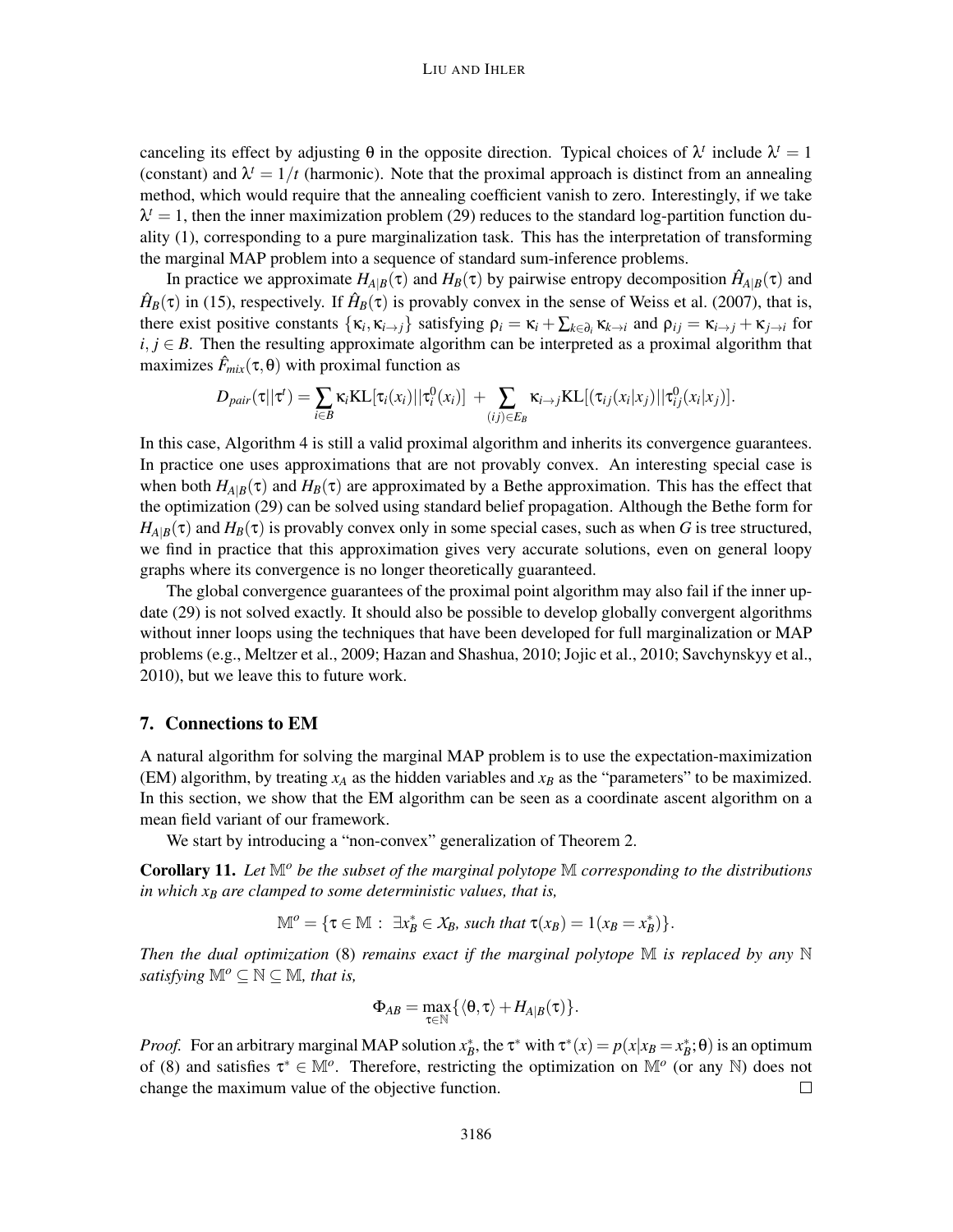canceling its effect by adjusting $\theta$ in the opposite direction. Typical choices of $\lambda^t$ include $\lambda^t = 1$ (constant) and $\lambda^t = 1/t$ (harmonic). Note that the proximal approach is distinct from an annealing method, which would require that the annealing coefficient vanish to zero. Interestingly, if we take $\lambda^t = 1$, then the inner maximization problem (29) reduces to the standard log-partition function duality (1), corresponding to a pure marginalization task. This has the interpretation of transforming the marginal MAP problem into a sequence of standard sum-inference problems.

In practice we approximate $H_{A|B}(\tau)$ and $H_B(\tau)$ by pairwise entropy decomposition $\hat{H}_{A|B}(\tau)$ and $\hat{H}_B(\tau)$ in (15), respectively. If $\hat{H}_B(\tau)$ is provably convex in the sense of Weiss et al. (2007), that is, there exist positive constants $\{\kappa_i, \kappa_{i\to j}\}$ satisfying $\rho_i = \kappa_i + \sum_{k\in\partial_i}\kappa_{k\to i}$ and $\rho_{ij} = \kappa_{i\to j} + \kappa_{j\to i}$ for $i, j \in B$. Then the resulting approximate algorithm can be interpreted as a proximal algorithm that maximizes $\hat{F}_{mix}(\tau,\theta)$ with proximal function as

$$D_{pair}(\tau||\tau^t) = \sum_{i\in B}\kappa_i \mathrm{KL}[\tau_i(x_i)||\tau_i^0(x_i)] + \sum_{(ij)\in E_B}\kappa_{i\to j}\mathrm{KL}[(\tau_{ij}(x_i|x_j)||\tau_{ij}^0(x_i|x_j)].$$

In this case, Algorithm 4 is still a valid proximal algorithm and inherits its convergence guarantees. In practice one uses approximations that are not provably convex. An interesting special case is when both $H_{A|B}(\tau)$ and $H_B(\tau)$ are approximated by a Bethe approximation. This has the effect that the optimization (29) can be solved using standard belief propagation. Although the Bethe form for $H_{A|B}(\tau)$ and $H_B(\tau)$ is provably convex only in some special cases, such as when $G$ is tree structured, we find in practice that this approximation gives very accurate solutions, even on general loopy graphs where its convergence is no longer theoretically guaranteed.

The global convergence guarantees of the proximal point algorithm may also fail if the inner update (29) is not solved exactly. It should also be possible to develop globally convergent algorithms without inner loops using the techniques that have been developed for full marginalization or MAP problems (e.g., Meltzer et al., 2009; Hazan and Shashua, 2010; Jojic et al., 2010; Savchynskyy et al., 2010), but we leave this to future work.

## 7. Connections to EM

A natural algorithm for solving the marginal MAP problem is to use the expectation-maximization (EM) algorithm, by treating $x_A$ as the hidden variables and $x_B$ as the "parameters" to be maximized. In this section, we show that the EM algorithm can be seen as a coordinate ascent algorithm on a mean field variant of our framework.

We start by introducing a "non-convex" generalization of Theorem 2.

**Corollary 11.** *Let $\mathbb{M}^o$ be the subset of the marginal polytope $\mathbb{M}$ corresponding to the distributions in which $x_B$ are clamped to some deterministic values, that is,*

$$\mathbb{M}^o = \{\tau \in \mathbb{M} : \exists x_B^* \in \mathcal{X}_B, \text{ such that } \tau(x_B) = 1(x_B = x_B^*)\}.$$

*Then the dual optimization* (8) *remains exact if the marginal polytope $\mathbb{M}$ is replaced by any $\mathbb{N}$ satisfying $\mathbb{M}^o \subseteq \mathbb{N} \subseteq \mathbb{M}$, that is,*

$$\Phi_{AB} = \max_{\tau\in\mathbb{N}}\{\langle\theta,\tau\rangle + H_{A|B}(\tau)\}.$$

*Proof.* For an arbitrary marginal MAP solution $x_B^*$, the $\tau^*$ with $\tau^*(x) = p(x|x_B = x_B^*;\theta)$ is an optimum of (8) and satisfies $\tau^* \in \mathbb{M}^o$. Therefore, restricting the optimization on $\mathbb{M}^o$ (or any $\mathbb{N}$) does not change the maximum value of the objective function. □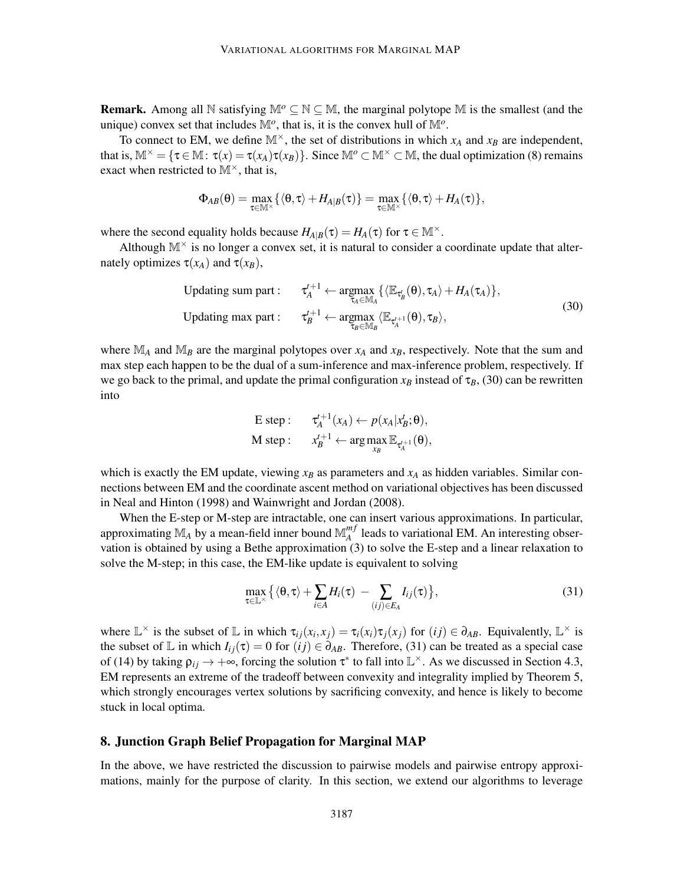**Remark.** Among all $\mathbb{N}$ satisfying $\mathbb{M}^o \subseteq \mathbb{N} \subseteq \mathbb{M}$, the marginal polytope $\mathbb{M}$ is the smallest (and the unique) convex set that includes $\mathbb{M}^o$, that is, it is the convex hull of $\mathbb{M}^o$.

To connect to EM, we define $\mathbb{M}^\times$, the set of distributions in which $x_A$ and $x_B$ are independent, that is, $\mathbb{M}^\times = \{\tau \in \mathbb{M} \colon \tau(x) = \tau(x_A)\tau(x_B)\}$. Since $\mathbb{M}^o \subset \mathbb{M}^\times \subset \mathbb{M}$, the dual optimization (8) remains exact when restricted to $\mathbb{M}^\times$, that is,

$$\Phi_{AB}(\theta) = \max_{\tau \in \mathbb{M}^\times} \{\langle \theta, \tau \rangle + H_{A|B}(\tau)\} = \max_{\tau \in \mathbb{M}^\times} \{\langle \theta, \tau \rangle + H_A(\tau)\},$$

where the second equality holds because $H_{A|B}(\tau) = H_A(\tau)$ for $\tau \in \mathbb{M}^\times$.

Although $\mathbb{M}^\times$ is no longer a convex set, it is natural to consider a coordinate update that alternately optimizes $\tau(x_A)$ and $\tau(x_B)$,

$$\begin{aligned}
\text{Updating sum part :} \qquad & \tau_A^{t+1} \leftarrow \operatorname*{argmax}_{\tau_A \in \mathbb{M}_A} \{\langle \mathbb{E}_{\tau_B^t}(\theta), \tau_A \rangle + H_A(\tau_A)\}, \\
\text{Updating max part :} \qquad & \tau_B^{t+1} \leftarrow \operatorname*{argmax}_{\tau_B \in \mathbb{M}_B} \langle \mathbb{E}_{\tau_A^{t+1}}(\theta), \tau_B \rangle,
\end{aligned} \tag{30}$$

where $\mathbb{M}_A$ and $\mathbb{M}_B$ are the marginal polytopes over $x_A$ and $x_B$, respectively. Note that the sum and max step each happen to be the dual of a sum-inference and max-inference problem, respectively. If we go back to the primal, and update the primal configuration $x_B$ instead of $\tau_B$, (30) can be rewritten into

$$\begin{aligned}
\text{E step :} \qquad & \tau_A^{t+1}(x_A) \leftarrow p(x_A | x_B^t; \theta), \\
\text{M step :} \qquad & x_B^{t+1} \leftarrow \arg\max_{x_B} \mathbb{E}_{\tau_A^{t+1}}(\theta),
\end{aligned}$$

which is exactly the EM update, viewing $x_B$ as parameters and $x_A$ as hidden variables. Similar connections between EM and the coordinate ascent method on variational objectives has been discussed in Neal and Hinton (1998) and Wainwright and Jordan (2008).

When the E-step or M-step are intractable, one can insert various approximations. In particular, approximating $\mathbb{M}_A$ by a mean-field inner bound $\mathbb{M}_A^{mf}$ leads to variational EM. An interesting observation is obtained by using a Bethe approximation (3) to solve the E-step and a linear relaxation to solve the M-step; in this case, the EM-like update is equivalent to solving

$$\max_{\tau \in \mathbb{L}^\times} \{\langle \theta, \tau \rangle + \sum_{i \in A} H_i(\tau) \; - \sum_{(ij) \in E_A} I_{ij}(\tau)\}, \tag{31}$$

where $\mathbb{L}^\times$ is the subset of $\mathbb{L}$ in which $\tau_{ij}(x_i, x_j) = \tau_i(x_i)\tau_j(x_j)$ for $(ij) \in \partial_{AB}$. Equivalently, $\mathbb{L}^\times$ is the subset of $\mathbb{L}$ in which $I_{ij}(\tau) = 0$ for $(ij) \in \partial_{AB}$. Therefore, (31) can be treated as a special case of (14) by taking $\rho_{ij} \to +\infty$, forcing the solution $\tau^*$ to fall into $\mathbb{L}^\times$. As we discussed in Section 4.3, EM represents an extreme of the tradeoff between convexity and integrality implied by Theorem 5, which strongly encourages vertex solutions by sacrificing convexity, and hence is likely to become stuck in local optima.

## 8. Junction Graph Belief Propagation for Marginal MAP

In the above, we have restricted the discussion to pairwise models and pairwise entropy approximations, mainly for the purpose of clarity. In this section, we extend our algorithms to leverage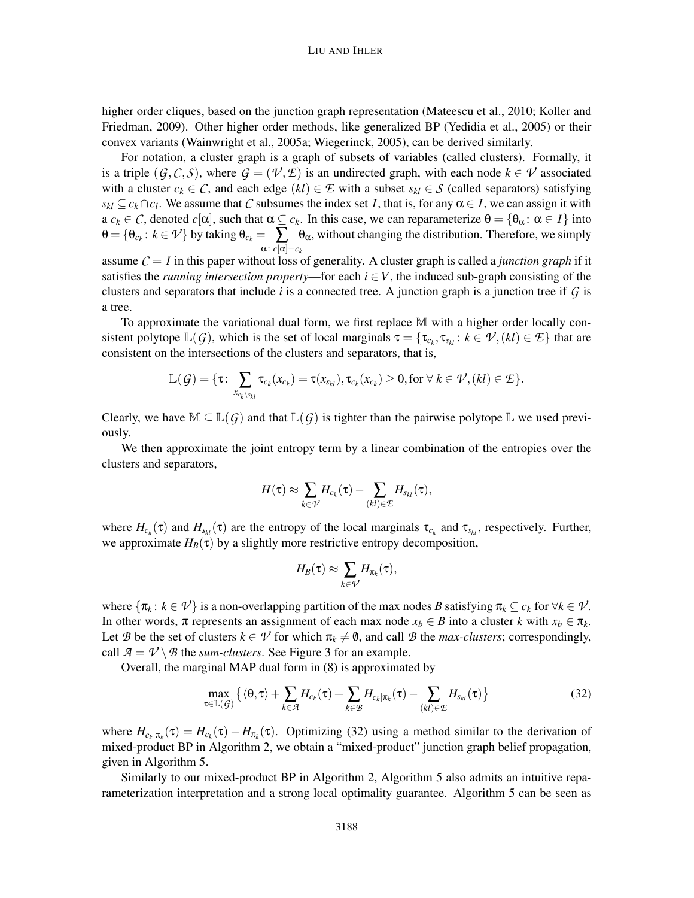higher order cliques, based on the junction graph representation (Mateescu et al., 2010; Koller and Friedman, 2009). Other higher order methods, like generalized BP (Yedidia et al., 2005) or their convex variants (Wainwright et al., 2005a; Wiegerinck, 2005), can be derived similarly.

For notation, a cluster graph is a graph of subsets of variables (called clusters). Formally, it is a triple $(\mathcal{G}, \mathcal{C}, \mathcal{S})$, where $\mathcal{G} = (\mathcal{V}, \mathcal{E})$ is an undirected graph, with each node $k \in \mathcal{V}$ associated with a cluster $c_k \in \mathcal{C}$, and each edge $(kl) \in \mathcal{E}$ with a subset $s_{kl} \in \mathcal{S}$ (called separators) satisfying $s_{kl} \subseteq c_k \cap c_l$. We assume that $\mathcal{C}$ subsumes the index set $I$, that is, for any $\alpha \in I$, we can assign it with a $c_k \in \mathcal{C}$, denoted $c[\alpha]$, such that $\alpha \subseteq c_k$. In this case, we can reparameterize $\theta = \{\theta_\alpha \colon \alpha \in I\}$ into $\theta = \{\theta_{c_k} \colon k \in \mathcal{V}\}$ by taking $\theta_{c_k} = \sum_{\alpha \colon c[\alpha] = c_k} \theta_\alpha$, without changing the distribution. Therefore, we simply assume $\mathcal{C} = I$ in this paper without loss of generality. A cluster graph is called a *junction graph* if it satisfies the *running intersection property*—for each $i \in V$, the induced sub-graph consisting of the clusters and separators that include $i$ is a connected tree. A junction graph is a junction tree if $\mathcal{G}$ is a tree.

To approximate the variational dual form, we first replace $\mathbb{M}$ with a higher order locally consistent polytope $\mathbb{L}(\mathcal{G})$, which is the set of local marginals $\tau = \{\tau_{c_k}, \tau_{s_{kl}} \colon k \in \mathcal{V}, (kl) \in \mathcal{E}\}$ that are consistent on the intersections of the clusters and separators, that is,

$$\mathbb{L}(\mathcal{G}) = \{\tau \colon \sum_{x_{c_k \setminus s_{kl}}} \tau_{c_k}(x_{c_k}) = \tau(x_{s_{kl}}), \tau_{c_k}(x_{c_k}) \geq 0, \text{for } \forall\, k \in \mathcal{V}, (kl) \in \mathcal{E}\}.$$

Clearly, we have $\mathbb{M} \subseteq \mathbb{L}(\mathcal{G})$ and that $\mathbb{L}(\mathcal{G})$ is tighter than the pairwise polytope $\mathbb{L}$ we used previously.

We then approximate the joint entropy term by a linear combination of the entropies over the clusters and separators,

$$H(\tau) \approx \sum_{k \in \mathcal{V}} H_{c_k}(\tau) - \sum_{(kl) \in \mathcal{E}} H_{s_{kl}}(\tau),$$

where $H_{c_k}(\tau)$ and $H_{s_{kl}}(\tau)$ are the entropy of the local marginals $\tau_{c_k}$ and $\tau_{s_{kl}}$, respectively. Further, we approximate $H_B(\tau)$ by a slightly more restrictive entropy decomposition,

$$H_B(\tau) \approx \sum_{k \in \mathcal{V}} H_{\pi_k}(\tau),$$

where $\{\pi_k \colon k \in \mathcal{V}\}$ is a non-overlapping partition of the max nodes $B$ satisfying $\pi_k \subseteq c_k$ for $\forall k \in \mathcal{V}$. In other words, $\pi$ represents an assignment of each max node $x_b \in B$ into a cluster $k$ with $x_b \in \pi_k$. Let $\mathcal{B}$ be the set of clusters $k \in \mathcal{V}$ for which $\pi_k \neq \emptyset$, and call $\mathcal{B}$ the *max-clusters*; correspondingly, call $\mathcal{A} = \mathcal{V} \setminus \mathcal{B}$ the *sum-clusters*. See Figure 3 for an example.

Overall, the marginal MAP dual form in (8) is approximated by

$$\max_{\tau \in \mathbb{L}(\mathcal{G})} \big\{ \langle \theta, \tau \rangle + \sum_{k \in \mathcal{A}} H_{c_k}(\tau) + \sum_{k \in \mathcal{B}} H_{c_k | \pi_k}(\tau) - \sum_{(kl) \in \mathcal{E}} H_{s_{kl}}(\tau) \big\} \tag{32}$$

where $H_{c_k|\pi_k}(\tau) = H_{c_k}(\tau) - H_{\pi_k}(\tau)$. Optimizing (32) using a method similar to the derivation of mixed-product BP in Algorithm 2, we obtain a "mixed-product" junction graph belief propagation, given in Algorithm 5.

Similarly to our mixed-product BP in Algorithm 2, Algorithm 5 also admits an intuitive reparameterization interpretation and a strong local optimality guarantee. Algorithm 5 can be seen as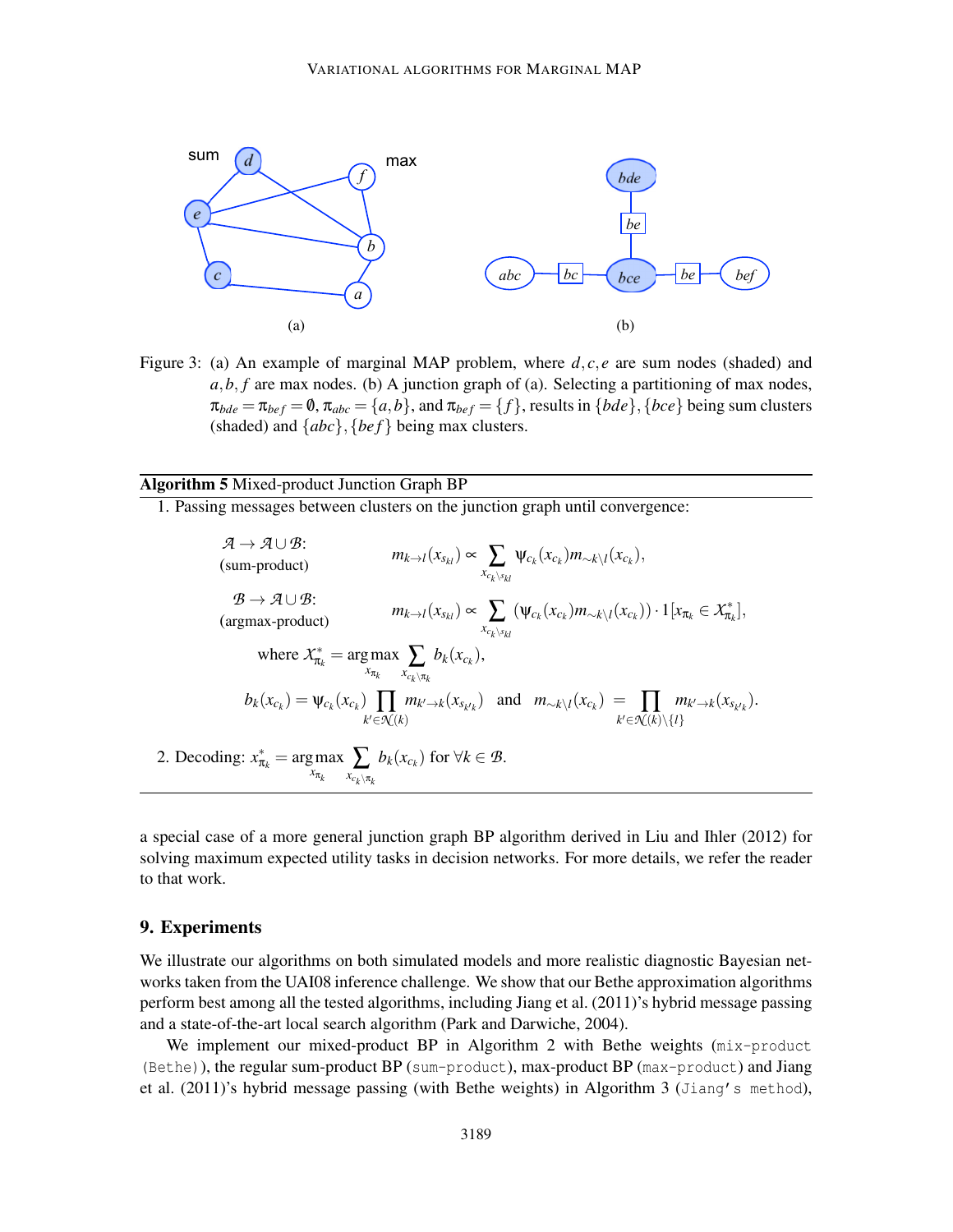Figure 3: (a) An example of marginal MAP problem, where $d, c, e$ are sum nodes (shaded) and $a, b, f$ are max nodes. (b) A junction graph of (a). Selecting a partitioning of max nodes, $\pi_{bde} = \pi_{bef} = \emptyset$, $\pi_{abc} = \{a, b\}$, and $\pi_{bef} = \{f\}$, results in $\{bde\}, \{bce\}$ being sum clusters (shaded) and $\{abc\}, \{bef\}$ being max clusters.

---

**Algorithm 5** Mixed-product Junction Graph BP

1. Passing messages between clusters on the junction graph until convergence:

$\mathcal{A} \to \mathcal{A} \cup \mathcal{B}$: (sum-product)

$$m_{k \to l}(x_{s_{kl}}) \propto \sum_{x_{c_k \setminus s_{kl}}} \psi_{c_k}(x_{c_k}) m_{\sim k \setminus l}(x_{c_k}),$$

$\mathcal{B} \to \mathcal{A} \cup \mathcal{B}$: (argmax-product)

$$m_{k \to l}(x_{s_{kl}}) \propto \sum_{x_{c_k \setminus s_{kl}}} (\psi_{c_k}(x_{c_k}) m_{\sim k \setminus l}(x_{c_k})) \cdot 1[x_{\pi_k} \in \mathcal{X}^*_{\pi_k}],$$

where $\mathcal{X}^*_{\pi_k} = \arg\max_{x_{\pi_k}} \sum_{x_{c_k \setminus \pi_k}} b_k(x_{c_k})$,

$$b_k(x_{c_k}) = \psi_{c_k}(x_{c_k}) \prod_{k' \in \mathcal{N}(k)} m_{k' \to k}(x_{s_{k'k}}) \quad \text{and} \quad m_{\sim k \setminus l}(x_{c_k}) = \prod_{k' \in \mathcal{N}(k) \setminus \{l\}} m_{k' \to k}(x_{s_{k'k}}).$$

2. Decoding: $x^*_{\pi_k} = \arg\max_{x_{\pi_k}} \sum_{x_{c_k \setminus \pi_k}} b_k(x_{c_k})$ for $\forall k \in \mathcal{B}$.

---

a special case of a more general junction graph BP algorithm derived in Liu and Ihler (2012) for solving maximum expected utility tasks in decision networks. For more details, we refer the reader to that work.

## 9. Experiments

We illustrate our algorithms on both simulated models and more realistic diagnostic Bayesian networks taken from the UAI08 inference challenge. We show that our Bethe approximation algorithms perform best among all the tested algorithms, including Jiang et al. (2011)'s hybrid message passing and a state-of-the-art local search algorithm (Park and Darwiche, 2004).

We implement our mixed-product BP in Algorithm 2 with Bethe weights (`mix-product (Bethe)`), the regular sum-product BP (`sum-product`), max-product BP (`max-product`) and Jiang et al. (2011)'s hybrid message passing (with Bethe weights) in Algorithm 3 (`Jiang's method`),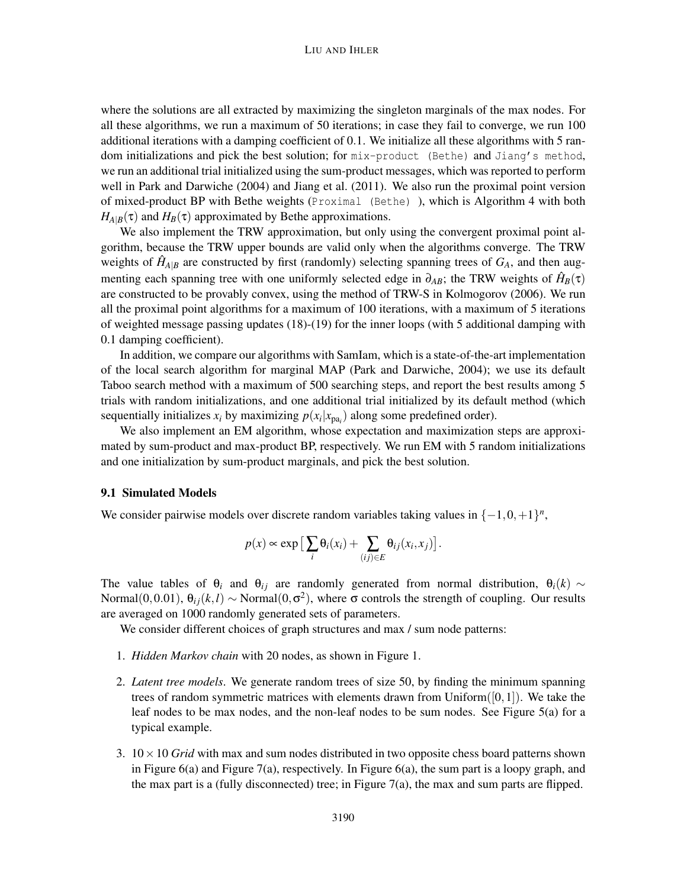where the solutions are all extracted by maximizing the singleton marginals of the max nodes. For all these algorithms, we run a maximum of 50 iterations; in case they fail to converge, we run 100 additional iterations with a damping coefficient of 0.1. We initialize all these algorithms with 5 random initializations and pick the best solution; for `mix-product (Bethe)` and `Jiang's method`, we run an additional trial initialized using the sum-product messages, which was reported to perform well in Park and Darwiche (2004) and Jiang et al. (2011). We also run the proximal point version of mixed-product BP with Bethe weights (`Proximal (Bethe)` ), which is Algorithm 4 with both $H_{A|B}(\tau)$ and $H_B(\tau)$ approximated by Bethe approximations.

We also implement the TRW approximation, but only using the convergent proximal point algorithm, because the TRW upper bounds are valid only when the algorithms converge. The TRW weights of $\hat{H}_{A|B}$ are constructed by first (randomly) selecting spanning trees of $G_A$, and then augmenting each spanning tree with one uniformly selected edge in $\partial_{AB}$; the TRW weights of $\hat{H}_B(\tau)$ are constructed to be provably convex, using the method of TRW-S in Kolmogorov (2006). We run all the proximal point algorithms for a maximum of 100 iterations, with a maximum of 5 iterations of weighted message passing updates (18)-(19) for the inner loops (with 5 additional damping with 0.1 damping coefficient).

In addition, we compare our algorithms with SamIam, which is a state-of-the-art implementation of the local search algorithm for marginal MAP (Park and Darwiche, 2004); we use its default Taboo search method with a maximum of 500 searching steps, and report the best results among 5 trials with random initializations, and one additional trial initialized by its default method (which sequentially initializes $x_i$ by maximizing $p(x_i|x_{\mathrm{pa}_i})$ along some predefined order).

We also implement an EM algorithm, whose expectation and maximization steps are approximated by sum-product and max-product BP, respectively. We run EM with 5 random initializations and one initialization by sum-product marginals, and pick the best solution.

### 9.1 Simulated Models

We consider pairwise models over discrete random variables taking values in $\{-1, 0, +1\}^n$,

$$p(x) \propto \exp\big[\sum_i \theta_i(x_i) + \sum_{(ij)\in E} \theta_{ij}(x_i, x_j)\big].$$

The value tables of $\theta_i$ and $\theta_{ij}$ are randomly generated from normal distribution, $\theta_i(k) \sim \mathrm{Normal}(0, 0.01)$, $\theta_{ij}(k,l) \sim \mathrm{Normal}(0, \sigma^2)$, where $\sigma$ controls the strength of coupling. Our results are averaged on 1000 randomly generated sets of parameters.

We consider different choices of graph structures and max / sum node patterns:

1. *Hidden Markov chain* with 20 nodes, as shown in Figure 1.
2. *Latent tree models*. We generate random trees of size 50, by finding the minimum spanning trees of random symmetric matrices with elements drawn from $\mathrm{Uniform}([0,1])$. We take the leaf nodes to be max nodes, and the non-leaf nodes to be sum nodes. See Figure 5(a) for a typical example.
3. $10 \times 10$ *Grid* with max and sum nodes distributed in two opposite chess board patterns shown in Figure 6(a) and Figure 7(a), respectively. In Figure 6(a), the sum part is a loopy graph, and the max part is a (fully disconnected) tree; in Figure 7(a), the max and sum parts are flipped.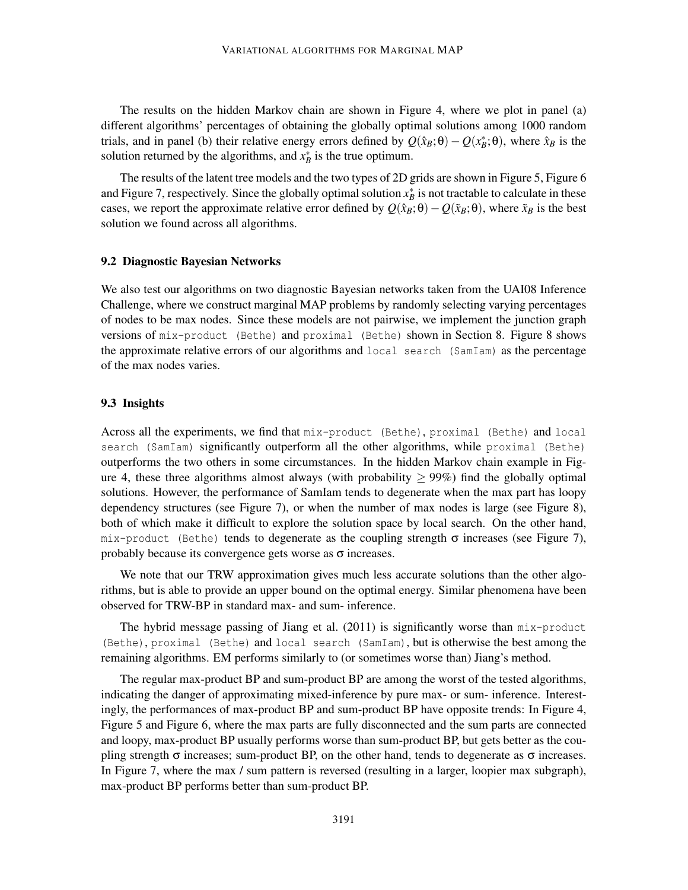The results on the hidden Markov chain are shown in Figure 4, where we plot in panel (a) different algorithms' percentages of obtaining the globally optimal solutions among 1000 random trials, and in panel (b) their relative energy errors defined by $Q(\hat{x}_B;\theta) - Q(x_B^*;\theta)$, where $\hat{x}_B$ is the solution returned by the algorithms, and $x_B^*$ is the true optimum.

The results of the latent tree models and the two types of 2D grids are shown in Figure 5, Figure 6 and Figure 7, respectively. Since the globally optimal solution $x_B^*$ is not tractable to calculate in these cases, we report the approximate relative error defined by $Q(\hat{x}_B;\theta) - Q(\tilde{x}_B;\theta)$, where $\tilde{x}_B$ is the best solution we found across all algorithms.

### 9.2 Diagnostic Bayesian Networks

We also test our algorithms on two diagnostic Bayesian networks taken from the UAI08 Inference Challenge, where we construct marginal MAP problems by randomly selecting varying percentages of nodes to be max nodes. Since these models are not pairwise, we implement the junction graph versions of `mix-product (Bethe)` and `proximal (Bethe)` shown in Section 8. Figure 8 shows the approximate relative errors of our algorithms and `local search (SamIam)` as the percentage of the max nodes varies.

### 9.3 Insights

Across all the experiments, we find that `mix-product (Bethe)`, `proximal (Bethe)` and `local search (SamIam)` significantly outperform all the other algorithms, while `proximal (Bethe)` outperforms the two others in some circumstances. In the hidden Markov chain example in Figure 4, these three algorithms almost always (with probability $\geq 99\%$) find the globally optimal solutions. However, the performance of SamIam tends to degenerate when the max part has loopy dependency structures (see Figure 7), or when the number of max nodes is large (see Figure 8), both of which make it difficult to explore the solution space by local search. On the other hand, `mix-product (Bethe)` tends to degenerate as the coupling strength $\sigma$ increases (see Figure 7), probably because its convergence gets worse as $\sigma$ increases.

We note that our TRW approximation gives much less accurate solutions than the other algorithms, but is able to provide an upper bound on the optimal energy. Similar phenomena have been observed for TRW-BP in standard max- and sum- inference.

The hybrid message passing of Jiang et al. (2011) is significantly worse than `mix-product (Bethe)`, `proximal (Bethe)` and `local search (SamIam)`, but is otherwise the best among the remaining algorithms. EM performs similarly to (or sometimes worse than) Jiang's method.

The regular max-product BP and sum-product BP are among the worst of the tested algorithms, indicating the danger of approximating mixed-inference by pure max- or sum- inference. Interestingly, the performances of max-product BP and sum-product BP have opposite trends: In Figure 4, Figure 5 and Figure 6, where the max parts are fully disconnected and the sum parts are connected and loopy, max-product BP usually performs worse than sum-product BP, but gets better as the coupling strength $\sigma$ increases; sum-product BP, on the other hand, tends to degenerate as $\sigma$ increases. In Figure 7, where the max / sum pattern is reversed (resulting in a larger, loopier max subgraph), max-product BP performs better than sum-product BP.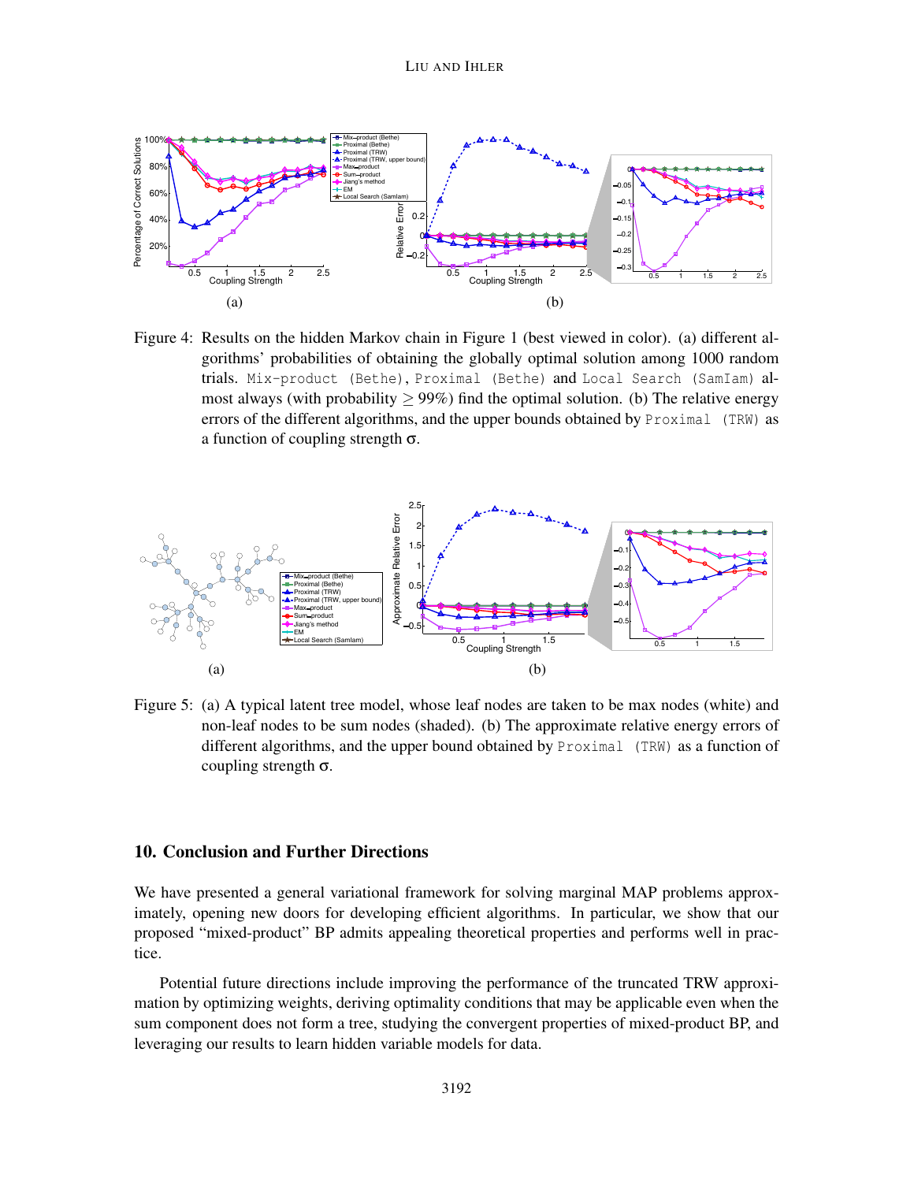Figure 4: Results on the hidden Markov chain in Figure 1 (best viewed in color). (a) different algorithms' probabilities of obtaining the globally optimal solution among 1000 random trials. Mix-product (Bethe), Proximal (Bethe) and Local Search (SamIam) almost always (with probability $\geq 99\%$) find the optimal solution. (b) The relative energy errors of the different algorithms, and the upper bounds obtained by Proximal (TRW) as a function of coupling strength $\sigma$.

Figure 5: (a) A typical latent tree model, whose leaf nodes are taken to be max nodes (white) and non-leaf nodes to be sum nodes (shaded). (b) The approximate relative energy errors of different algorithms, and the upper bound obtained by Proximal (TRW) as a function of coupling strength $\sigma$.

## 10. Conclusion and Further Directions

We have presented a general variational framework for solving marginal MAP problems approximately, opening new doors for developing efficient algorithms. In particular, we show that our proposed "mixed-product" BP admits appealing theoretical properties and performs well in practice.

Potential future directions include improving the performance of the truncated TRW approximation by optimizing weights, deriving optimality conditions that may be applicable even when the sum component does not form a tree, studying the convergent properties of mixed-product BP, and leveraging our results to learn hidden variable models for data.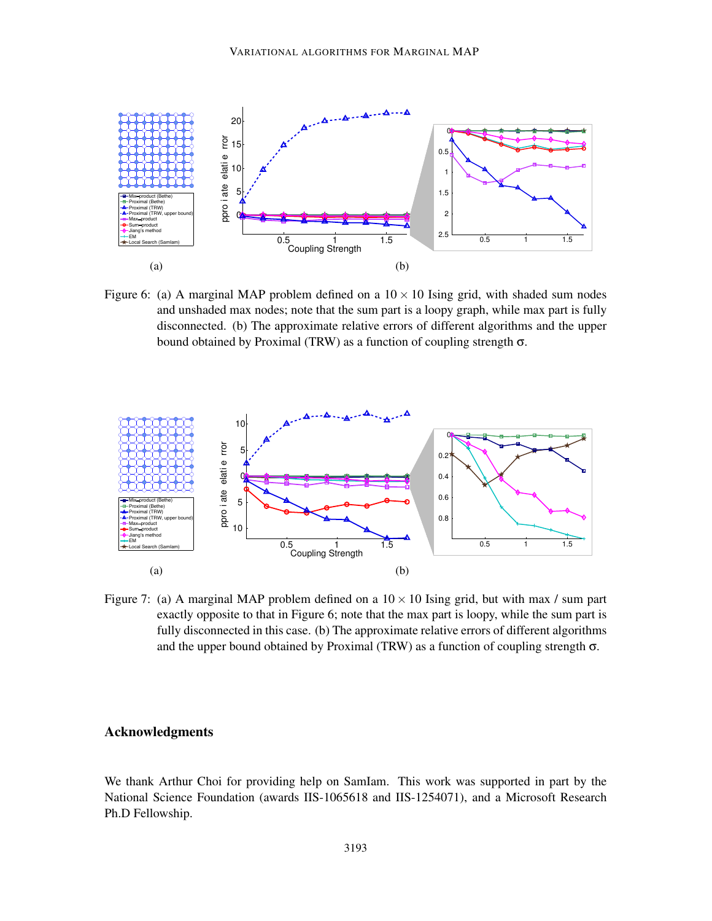Figure 6: (a) A marginal MAP problem defined on a $10 \times 10$ Ising grid, with shaded sum nodes and unshaded max nodes; note that the sum part is a loopy graph, while max part is fully disconnected. (b) The approximate relative errors of different algorithms and the upper bound obtained by Proximal (TRW) as a function of coupling strength $\sigma$.

Figure 7: (a) A marginal MAP problem defined on a $10 \times 10$ Ising grid, but with max / sum part exactly opposite to that in Figure 6; note that the max part is loopy, while the sum part is fully disconnected in this case. (b) The approximate relative errors of different algorithms and the upper bound obtained by Proximal (TRW) as a function of coupling strength $\sigma$.

## Acknowledgments

We thank Arthur Choi for providing help on SamIam. This work was supported in part by the National Science Foundation (awards IIS-1065618 and IIS-1254071), and a Microsoft Research Ph.D Fellowship.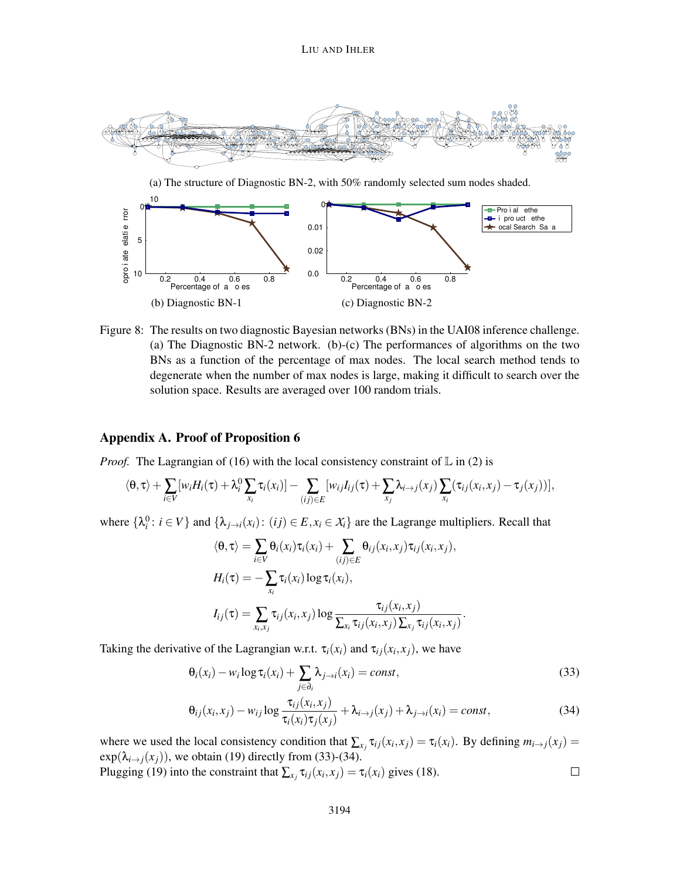(a) The structure of Diagnostic BN-2, with 50% randomly selected sum nodes shaded.

(b) Diagnostic BN-1

(c) Diagnostic BN-2

Figure 8: The results on two diagnostic Bayesian networks (BNs) in the UAI08 inference challenge. (a) The Diagnostic BN-2 network. (b)-(c) The performances of algorithms on the two BNs as a function of the percentage of max nodes. The local search method tends to degenerate when the number of max nodes is large, making it difficult to search over the solution space. Results are averaged over 100 random trials.

## Appendix A. Proof of Proposition 6

*Proof.* The Lagrangian of (16) with the local consistency constraint of $\mathbb{L}$ in (2) is

$$\langle \theta, \tau \rangle + \sum_{i \in V} [w_i H_i(\tau) + \lambda_i^0 \sum_{x_i} \tau_i(x_i)] - \sum_{(ij) \in E} [w_{ij} I_{ij}(\tau) + \sum_{x_j} \lambda_{i \to j}(x_j) \sum_{x_i} (\tau_{ij}(x_i, x_j) - \tau_j(x_j))],$$

where $\{\lambda_i^0 : i \in V\}$ and $\{\lambda_{j \to i}(x_i) : (ij) \in E, x_i \in \mathcal{X}_i\}$ are the Lagrange multipliers. Recall that

$$\langle \theta, \tau \rangle = \sum_{i \in V} \theta_i(x_i) \tau_i(x_i) + \sum_{(ij) \in E} \theta_{ij}(x_i, x_j) \tau_{ij}(x_i, x_j),$$

$$H_i(\tau) = -\sum_{x_i} \tau_i(x_i) \log \tau_i(x_i),$$

$$I_{ij}(\tau) = \sum_{x_i, x_j} \tau_{ij}(x_i, x_j) \log \frac{\tau_{ij}(x_i, x_j)}{\sum_{x_i} \tau_{ij}(x_i, x_j) \sum_{x_j} \tau_{ij}(x_i, x_j)}.$$

Taking the derivative of the Lagrangian w.r.t. $\tau_i(x_i)$ and $\tau_{ij}(x_i, x_j)$, we have

$$\theta_i(x_i) - w_i \log \tau_i(x_i) + \sum_{j \in \partial_i} \lambda_{j \to i}(x_i) = const, \tag{33}$$

$$\theta_{ij}(x_i, x_j) - w_{ij} \log \frac{\tau_{ij}(x_i, x_j)}{\tau_i(x_i) \tau_j(x_j)} + \lambda_{i \to j}(x_j) + \lambda_{j \to i}(x_i) = const, \tag{34}$$

where we used the local consistency condition that $\sum_{x_j} \tau_{ij}(x_i, x_j) = \tau_i(x_i)$. By defining $m_{i \to j}(x_j) = \exp(\lambda_{i \to j}(x_j))$, we obtain (19) directly from (33)-(34).
Plugging (19) into the constraint that $\sum_{x_j} \tau_{ij}(x_i, x_j) = \tau_i(x_i)$ gives (18). $\square$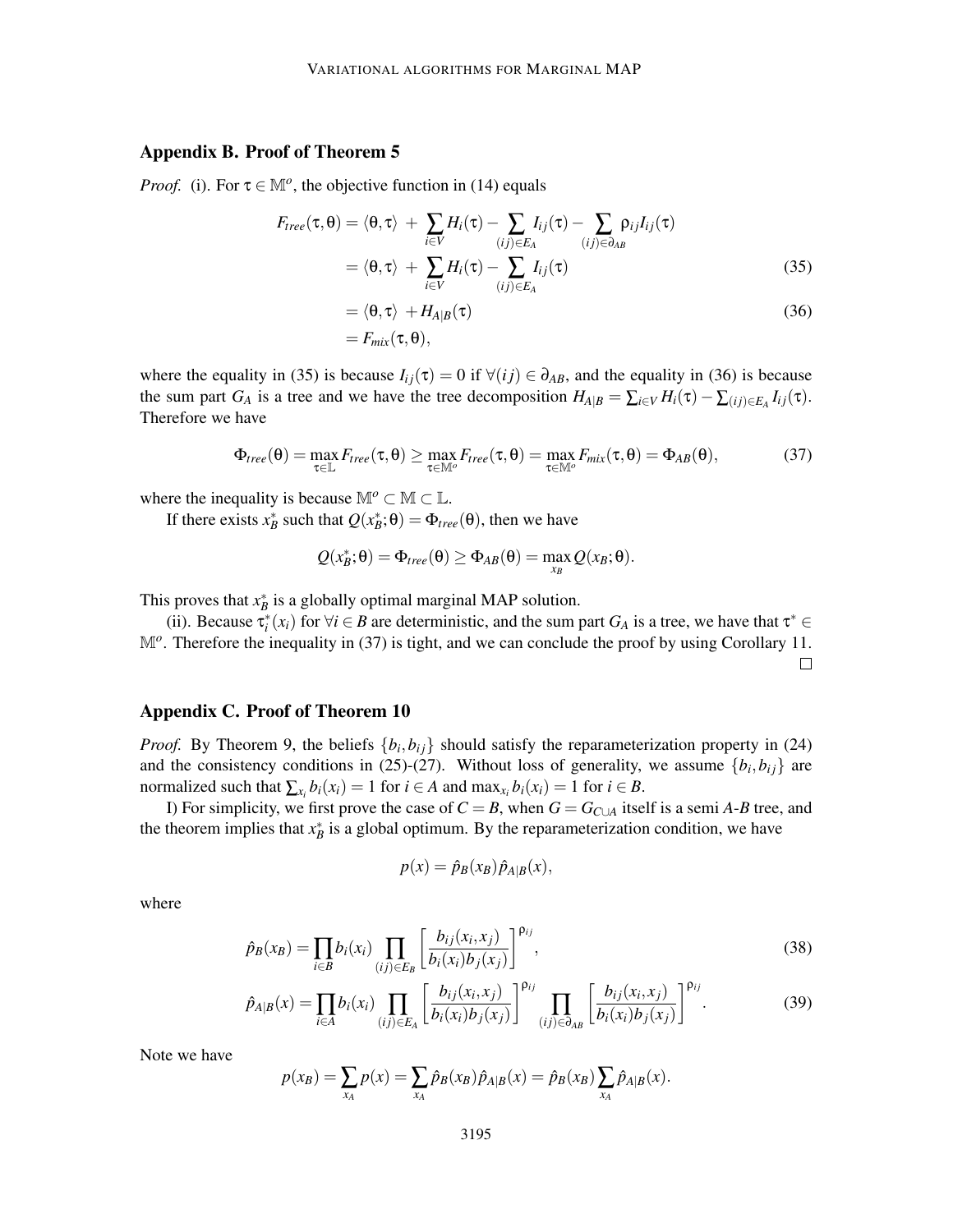## Appendix B. Proof of Theorem 5

*Proof.* (i). For $\tau \in \mathbb{M}^o$, the objective function in (14) equals

$$
\begin{aligned}
F_{tree}(\tau,\theta) &= \langle \theta, \tau \rangle \; + \; \sum_{i \in V} H_i(\tau) - \sum_{(ij)\in E_A} I_{ij}(\tau) - \sum_{(ij)\in \partial_{AB}} \rho_{ij} I_{ij}(\tau) \\
&= \langle \theta, \tau \rangle \; + \; \sum_{i \in V} H_i(\tau) - \sum_{(ij)\in E_A} I_{ij}(\tau) \qquad (35) \\
&= \langle \theta, \tau \rangle \; + H_{A|B}(\tau) \qquad (36) \\
&= F_{mix}(\tau,\theta),
\end{aligned}
$$

where the equality in (35) is because $I_{ij}(\tau) = 0$ if $\forall (ij) \in \partial_{AB}$, and the equality in (36) is because the sum part $G_A$ is a tree and we have the tree decomposition $H_{A|B} = \sum_{i\in V} H_i(\tau) - \sum_{(ij)\in E_A} I_{ij}(\tau)$. Therefore we have

$$
\Phi_{tree}(\theta) = \max_{\tau \in \mathbb{L}} F_{tree}(\tau,\theta) \geq \max_{\tau \in \mathbb{M}^o} F_{tree}(\tau,\theta) = \max_{\tau \in \mathbb{M}^o} F_{mix}(\tau,\theta) = \Phi_{AB}(\theta), \qquad (37)
$$

where the inequality is because $\mathbb{M}^o \subset \mathbb{M} \subset \mathbb{L}$.

If there exists $x_B^*$ such that $Q(x_B^*;\theta) = \Phi_{tree}(\theta)$, then we have

$$
Q(x_B^*;\theta) = \Phi_{tree}(\theta) \geq \Phi_{AB}(\theta) = \max_{x_B} Q(x_B;\theta).
$$

This proves that $x_B^*$ is a globally optimal marginal MAP solution.

(ii). Because $\tau_i^*(x_i)$ for $\forall i \in B$ are deterministic, and the sum part $G_A$ is a tree, we have that $\tau^* \in \mathbb{M}^o$. Therefore the inequality in (37) is tight, and we can conclude the proof by using Corollary 11. $\square$

## Appendix C. Proof of Theorem 10

*Proof.* By Theorem 9, the beliefs $\{b_i, b_{ij}\}$ should satisfy the reparameterization property in (24) and the consistency conditions in (25)-(27). Without loss of generality, we assume $\{b_i, b_{ij}\}$ are normalized such that $\sum_{x_i} b_i(x_i) = 1$ for $i \in A$ and $\max_{x_i} b_i(x_i) = 1$ for $i \in B$.

I) For simplicity, we first prove the case of $C = B$, when $G = G_{C\cup A}$ itself is a semi $A$-$B$ tree, and the theorem implies that $x_B^*$ is a global optimum. By the reparameterization condition, we have

$$
p(x) = \hat{p}_B(x_B)\hat{p}_{A|B}(x),
$$

where

$$
\hat{p}_B(x_B) = \prod_{i \in B} b_i(x_i) \prod_{(ij)\in E_B} \left[ \frac{b_{ij}(x_i,x_j)}{b_i(x_i)b_j(x_j)} \right]^{\rho_{ij}}, \qquad (38)
$$

$$
\hat{p}_{A|B}(x) = \prod_{i \in A} b_i(x_i) \prod_{(ij)\in E_A} \left[ \frac{b_{ij}(x_i,x_j)}{b_i(x_i)b_j(x_j)} \right]^{\rho_{ij}} \prod_{(ij)\in \partial_{AB}} \left[ \frac{b_{ij}(x_i,x_j)}{b_i(x_i)b_j(x_j)} \right]^{\rho_{ij}}. \qquad (39)
$$

Note we have

$$
p(x_B) = \sum_{x_A} p(x) = \sum_{x_A} \hat{p}_B(x_B)\hat{p}_{A|B}(x) = \hat{p}_B(x_B) \sum_{x_A} \hat{p}_{A|B}(x).
$$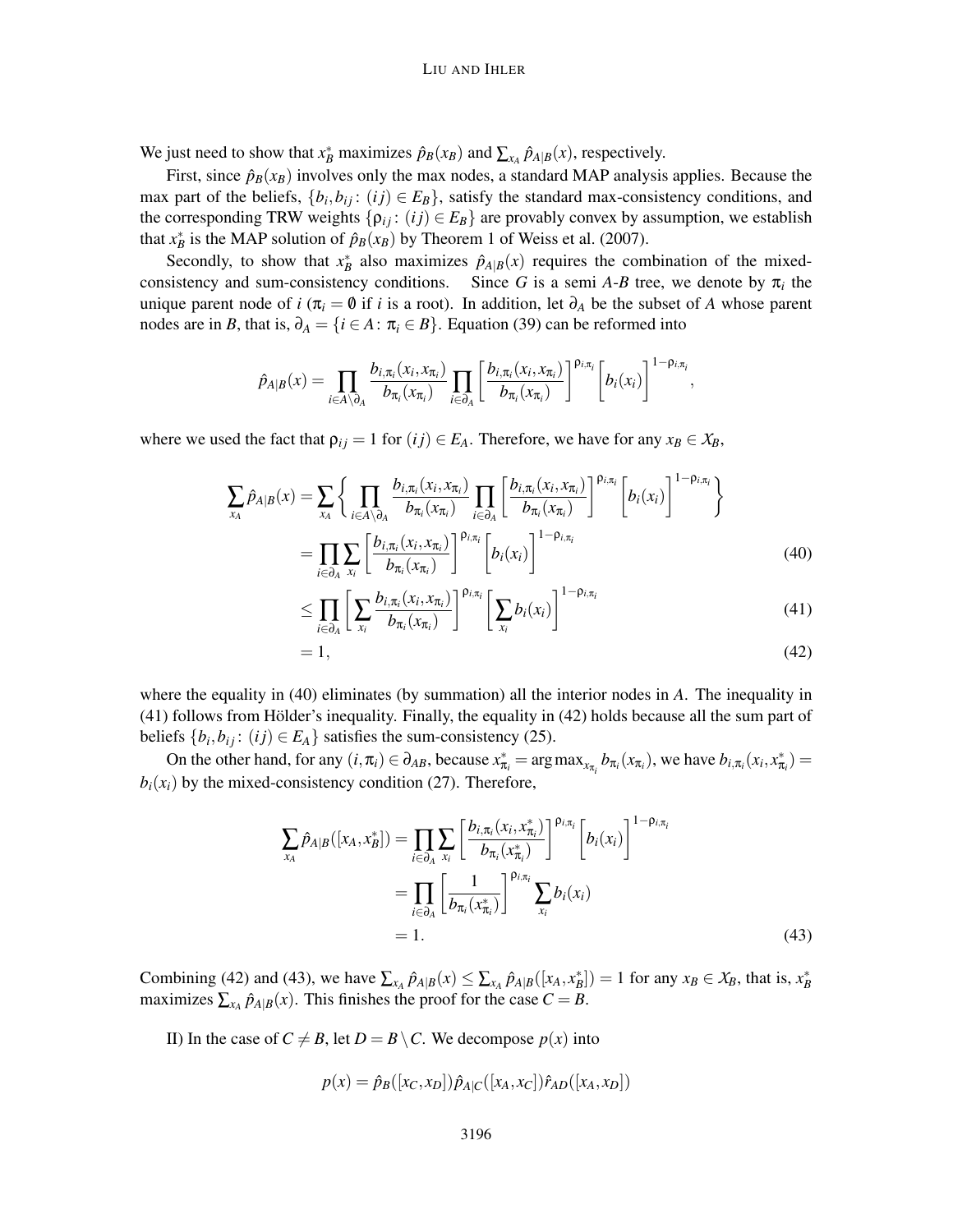We just need to show that $x_B^*$ maximizes $\hat{p}_B(x_B)$ and $\sum_{x_A} \hat{p}_{A|B}(x)$, respectively.

First, since $\hat{p}_B(x_B)$ involves only the max nodes, a standard MAP analysis applies. Because the max part of the beliefs, $\{b_i, b_{ij} \colon (ij) \in E_B\}$, satisfy the standard max-consistency conditions, and the corresponding TRW weights $\{\rho_{ij} \colon (ij) \in E_B\}$ are provably convex by assumption, we establish that $x_B^*$ is the MAP solution of $\hat{p}_B(x_B)$ by Theorem 1 of Weiss et al. (2007).

Secondly, to show that $x_B^*$ also maximizes $\hat{p}_{A|B}(x)$ requires the combination of the mixed-consistency and sum-consistency conditions. Since $G$ is a semi $A$-$B$ tree, we denote by $\pi_i$ the unique parent node of $i$ ($\pi_i = \emptyset$ if $i$ is a root). In addition, let $\partial_A$ be the subset of $A$ whose parent nodes are in $B$, that is, $\partial_A = \{i \in A \colon \pi_i \in B\}$. Equation (39) can be reformed into

$$\hat{p}_{A|B}(x) = \prod_{i \in A \setminus \partial_A} \frac{b_{i,\pi_i}(x_i, x_{\pi_i})}{b_{\pi_i}(x_{\pi_i})} \prod_{i \in \partial_A} \left[\frac{b_{i,\pi_i}(x_i, x_{\pi_i})}{b_{\pi_i}(x_{\pi_i})}\right]^{\rho_{i,\pi_i}} \left[b_i(x_i)\right]^{1-\rho_{i,\pi_i}},$$

where we used the fact that $\rho_{ij} = 1$ for $(ij) \in E_A$. Therefore, we have for any $x_B \in \mathcal{X}_B$,

$$\begin{aligned}
\sum_{x_A} \hat{p}_{A|B}(x) &= \sum_{x_A} \left\{ \prod_{i \in A \setminus \partial_A} \frac{b_{i,\pi_i}(x_i, x_{\pi_i})}{b_{\pi_i}(x_{\pi_i})} \prod_{i \in \partial_A} \left[\frac{b_{i,\pi_i}(x_i, x_{\pi_i})}{b_{\pi_i}(x_{\pi_i})}\right]^{\rho_{i,\pi_i}} \left[b_i(x_i)\right]^{1-\rho_{i,\pi_i}} \right\} \\
&= \prod_{i \in \partial_A} \sum_{x_i} \left[\frac{b_{i,\pi_i}(x_i, x_{\pi_i})}{b_{\pi_i}(x_{\pi_i})}\right]^{\rho_{i,\pi_i}} \left[b_i(x_i)\right]^{1-\rho_{i,\pi_i}} &(40) \\
&\le \prod_{i \in \partial_A} \left[\sum_{x_i} \frac{b_{i,\pi_i}(x_i, x_{\pi_i})}{b_{\pi_i}(x_{\pi_i})}\right]^{\rho_{i,\pi_i}} \left[\sum_{x_i} b_i(x_i)\right]^{1-\rho_{i,\pi_i}} &(41) \\
&= 1, &(42)
\end{aligned}$$

where the equality in (40) eliminates (by summation) all the interior nodes in $A$. The inequality in (41) follows from Hölder's inequality. Finally, the equality in (42) holds because all the sum part of beliefs $\{b_i, b_{ij} \colon (ij) \in E_A\}$ satisfies the sum-consistency (25).

On the other hand, for any $(i, \pi_i) \in \partial_{AB}$, because $x_{\pi_i}^* = \arg\max_{x_{\pi_i}} b_{\pi_i}(x_{\pi_i})$, we have $b_{i,\pi_i}(x_i, x_{\pi_i}^*) = b_i(x_i)$ by the mixed-consistency condition (27). Therefore,

$$\begin{aligned}
\sum_{x_A} \hat{p}_{A|B}([x_A, x_B^*]) &= \prod_{i \in \partial_A} \sum_{x_i} \left[\frac{b_{i,\pi_i}(x_i, x_{\pi_i}^*)}{b_{\pi_i}(x_{\pi_i}^*)}\right]^{\rho_{i,\pi_i}} \left[b_i(x_i)\right]^{1-\rho_{i,\pi_i}} \\
&= \prod_{i \in \partial_A} \left[\frac{1}{b_{\pi_i}(x_{\pi_i}^*)}\right]^{\rho_{i,\pi_i}} \sum_{x_i} b_i(x_i) \\
&= 1. &(43)
\end{aligned}$$

Combining (42) and (43), we have $\sum_{x_A} \hat{p}_{A|B}(x) \le \sum_{x_A} \hat{p}_{A|B}([x_A, x_B^*]) = 1$ for any $x_B \in \mathcal{X}_B$, that is, $x_B^*$ maximizes $\sum_{x_A} \hat{p}_{A|B}(x)$. This finishes the proof for the case $C = B$.

II) In the case of $C \neq B$, let $D = B \setminus C$. We decompose $p(x)$ into

$$p(x) = \hat{p}_B([x_C, x_D]) \hat{p}_{A|C}([x_A, x_C]) \hat{r}_{AD}([x_A, x_D])$$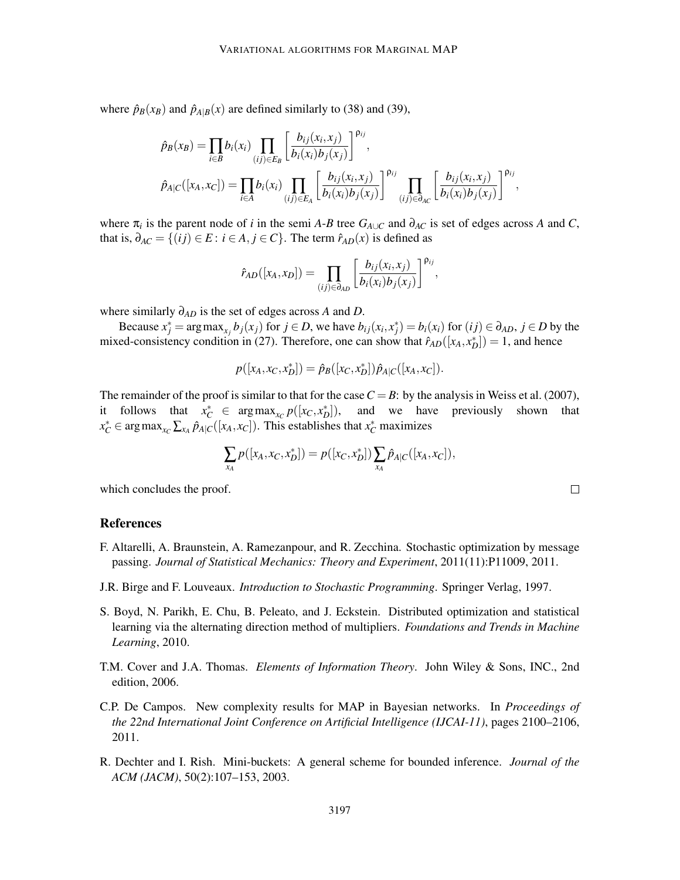where $\hat{p}_B(x_B)$ and $\hat{p}_{A|B}(x)$ are defined similarly to (38) and (39),

$$\hat{p}_B(x_B) = \prod_{i \in B} b_i(x_i) \prod_{(ij) \in E_B} \left[ \frac{b_{ij}(x_i, x_j)}{b_i(x_i) b_j(x_j)} \right]^{\rho_{ij}},$$

$$\hat{p}_{A|C}([x_A, x_C]) = \prod_{i \in A} b_i(x_i) \prod_{(ij) \in E_A} \left[ \frac{b_{ij}(x_i, x_j)}{b_i(x_i) b_j(x_j)} \right]^{\rho_{ij}} \prod_{(ij) \in \partial_{AC}} \left[ \frac{b_{ij}(x_i, x_j)}{b_i(x_i) b_j(x_j)} \right]^{\rho_{ij}},$$

where $\pi_i$ is the parent node of $i$ in the semi $A$-$B$ tree $G_{A \cup C}$ and $\partial_{AC}$ is set of edges across $A$ and $C$, that is, $\partial_{AC} = \{(ij) \in E \colon i \in A, j \in C\}$. The term $\hat{r}_{AD}(x)$ is defined as

$$\hat{r}_{AD}([x_A, x_D]) = \prod_{(ij) \in \partial_{AD}} \left[ \frac{b_{ij}(x_i, x_j)}{b_i(x_i) b_j(x_j)} \right]^{\rho_{ij}},$$

where similarly $\partial_{AD}$ is the set of edges across $A$ and $D$.

Because $x_j^* = \arg\max_{x_j} b_j(x_j)$ for $j \in D$, we have $b_{ij}(x_i, x_j^*) = b_i(x_i)$ for $(ij) \in \partial_{AD}$, $j \in D$ by the mixed-consistency condition in (27). Therefore, one can show that $\hat{r}_{AD}([x_A, x_D^*]) = 1$, and hence

$$p([x_A, x_C, x_D^*]) = \hat{p}_B([x_C, x_D^*]) \hat{p}_{A|C}([x_A, x_C]).$$

The remainder of the proof is similar to that for the case $C = B$: by the analysis in Weiss et al. (2007), it follows that $x_C^* \in \arg\max_{x_C} p([x_C, x_D^*])$, and we have previously shown that $x_C^* \in \arg\max_{x_C} \sum_{x_A} \hat{p}_{A|C}([x_A, x_C])$. This establishes that $x_C^*$ maximizes

$$\sum_{x_A} p([x_A, x_C, x_D^*]) = p([x_C, x_D^*]) \sum_{x_A} \hat{p}_{A|C}([x_A, x_C]),$$

which concludes the proof. □

## References

F. Altarelli, A. Braunstein, A. Ramezanpour, and R. Zecchina. Stochastic optimization by message passing. *Journal of Statistical Mechanics: Theory and Experiment*, 2011(11):P11009, 2011.

J.R. Birge and F. Louveaux. *Introduction to Stochastic Programming*. Springer Verlag, 1997.

S. Boyd, N. Parikh, E. Chu, B. Peleato, and J. Eckstein. Distributed optimization and statistical learning via the alternating direction method of multipliers. *Foundations and Trends in Machine Learning*, 2010.

T.M. Cover and J.A. Thomas. *Elements of Information Theory*. John Wiley & Sons, INC., 2nd edition, 2006.

C.P. De Campos. New complexity results for MAP in Bayesian networks. In *Proceedings of the 22nd International Joint Conference on Artificial Intelligence (IJCAI-11)*, pages 2100–2106, 2011.

R. Dechter and I. Rish. Mini-buckets: A general scheme for bounded inference. *Journal of the ACM (JACM)*, 50(2):107–153, 2003.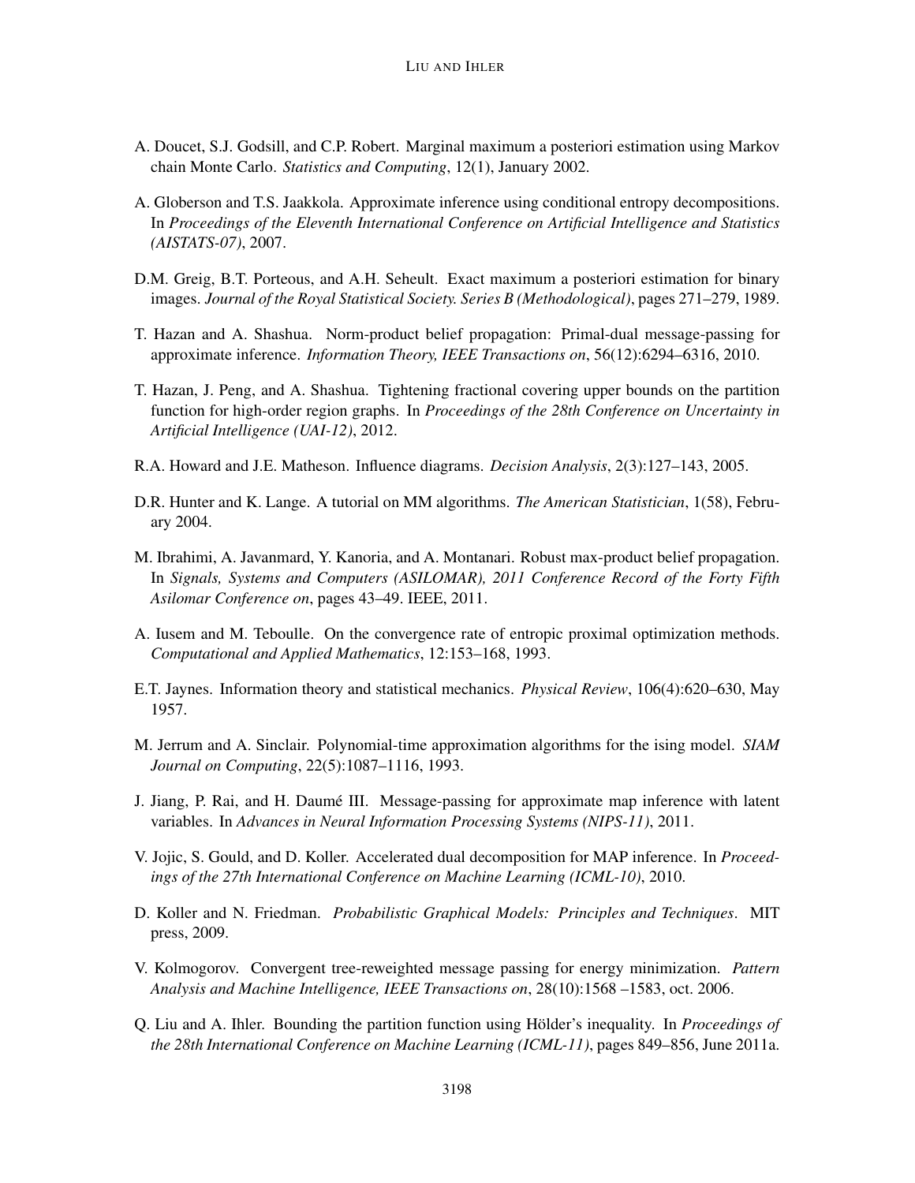A. Doucet, S.J. Godsill, and C.P. Robert. Marginal maximum a posteriori estimation using Markov chain Monte Carlo. *Statistics and Computing*, 12(1), January 2002.

A. Globerson and T.S. Jaakkola. Approximate inference using conditional entropy decompositions. In *Proceedings of the Eleventh International Conference on Artificial Intelligence and Statistics (AISTATS-07)*, 2007.

D.M. Greig, B.T. Porteous, and A.H. Seheult. Exact maximum a posteriori estimation for binary images. *Journal of the Royal Statistical Society. Series B (Methodological)*, pages 271–279, 1989.

T. Hazan and A. Shashua. Norm-product belief propagation: Primal-dual message-passing for approximate inference. *Information Theory, IEEE Transactions on*, 56(12):6294–6316, 2010.

T. Hazan, J. Peng, and A. Shashua. Tightening fractional covering upper bounds on the partition function for high-order region graphs. In *Proceedings of the 28th Conference on Uncertainty in Artificial Intelligence (UAI-12)*, 2012.

R.A. Howard and J.E. Matheson. Influence diagrams. *Decision Analysis*, 2(3):127–143, 2005.

D.R. Hunter and K. Lange. A tutorial on MM algorithms. *The American Statistician*, 1(58), February 2004.

M. Ibrahimi, A. Javanmard, Y. Kanoria, and A. Montanari. Robust max-product belief propagation. In *Signals, Systems and Computers (ASILOMAR), 2011 Conference Record of the Forty Fifth Asilomar Conference on*, pages 43–49. IEEE, 2011.

A. Iusem and M. Teboulle. On the convergence rate of entropic proximal optimization methods. *Computational and Applied Mathematics*, 12:153–168, 1993.

E.T. Jaynes. Information theory and statistical mechanics. *Physical Review*, 106(4):620–630, May 1957.

M. Jerrum and A. Sinclair. Polynomial-time approximation algorithms for the ising model. *SIAM Journal on Computing*, 22(5):1087–1116, 1993.

J. Jiang, P. Rai, and H. Daumé III. Message-passing for approximate map inference with latent variables. In *Advances in Neural Information Processing Systems (NIPS-11)*, 2011.

V. Jojic, S. Gould, and D. Koller. Accelerated dual decomposition for MAP inference. In *Proceedings of the 27th International Conference on Machine Learning (ICML-10)*, 2010.

D. Koller and N. Friedman. *Probabilistic Graphical Models: Principles and Techniques*. MIT press, 2009.

V. Kolmogorov. Convergent tree-reweighted message passing for energy minimization. *Pattern Analysis and Machine Intelligence, IEEE Transactions on*, 28(10):1568 –1583, oct. 2006.

Q. Liu and A. Ihler. Bounding the partition function using Hölder's inequality. In *Proceedings of the 28th International Conference on Machine Learning (ICML-11)*, pages 849–856, June 2011a.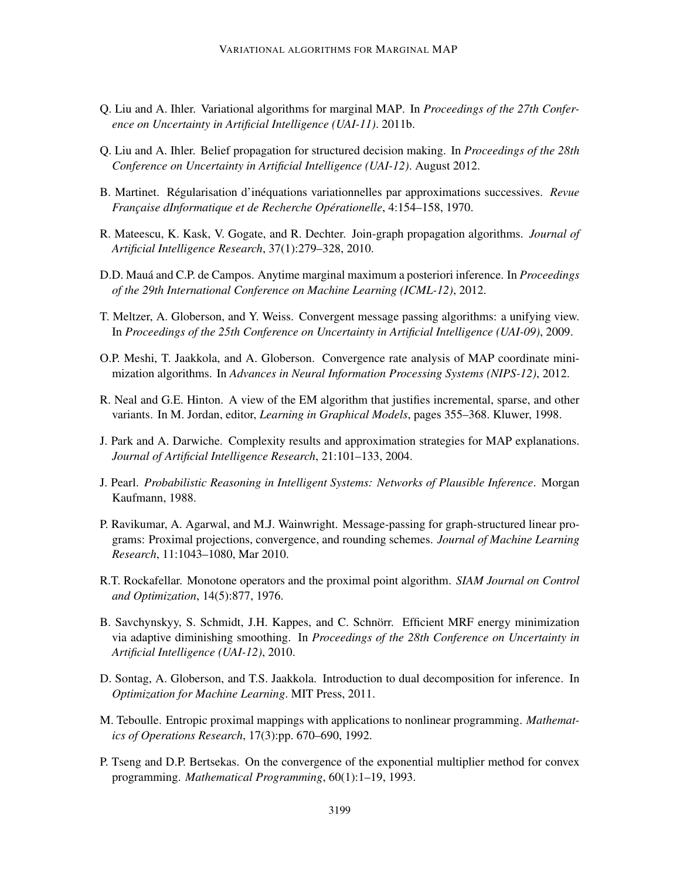Q. Liu and A. Ihler. Variational algorithms for marginal MAP. In *Proceedings of the 27th Conference on Uncertainty in Artificial Intelligence (UAI-11)*. 2011b.

Q. Liu and A. Ihler. Belief propagation for structured decision making. In *Proceedings of the 28th Conference on Uncertainty in Artificial Intelligence (UAI-12)*. August 2012.

B. Martinet. Régularisation d'inéquations variationnelles par approximations successives. *Revue Française dInformatique et de Recherche Opérationelle*, 4:154–158, 1970.

R. Mateescu, K. Kask, V. Gogate, and R. Dechter. Join-graph propagation algorithms. *Journal of Artificial Intelligence Research*, 37(1):279–328, 2010.

D.D. Mauá and C.P. de Campos. Anytime marginal maximum a posteriori inference. In *Proceedings of the 29th International Conference on Machine Learning (ICML-12)*, 2012.

T. Meltzer, A. Globerson, and Y. Weiss. Convergent message passing algorithms: a unifying view. In *Proceedings of the 25th Conference on Uncertainty in Artificial Intelligence (UAI-09)*, 2009.

O.P. Meshi, T. Jaakkola, and A. Globerson. Convergence rate analysis of MAP coordinate minimization algorithms. In *Advances in Neural Information Processing Systems (NIPS-12)*, 2012.

R. Neal and G.E. Hinton. A view of the EM algorithm that justifies incremental, sparse, and other variants. In M. Jordan, editor, *Learning in Graphical Models*, pages 355–368. Kluwer, 1998.

J. Park and A. Darwiche. Complexity results and approximation strategies for MAP explanations. *Journal of Artificial Intelligence Research*, 21:101–133, 2004.

J. Pearl. *Probabilistic Reasoning in Intelligent Systems: Networks of Plausible Inference*. Morgan Kaufmann, 1988.

P. Ravikumar, A. Agarwal, and M.J. Wainwright. Message-passing for graph-structured linear programs: Proximal projections, convergence, and rounding schemes. *Journal of Machine Learning Research*, 11:1043–1080, Mar 2010.

R.T. Rockafellar. Monotone operators and the proximal point algorithm. *SIAM Journal on Control and Optimization*, 14(5):877, 1976.

B. Savchynskyy, S. Schmidt, J.H. Kappes, and C. Schnörr. Efficient MRF energy minimization via adaptive diminishing smoothing. In *Proceedings of the 28th Conference on Uncertainty in Artificial Intelligence (UAI-12)*, 2010.

D. Sontag, A. Globerson, and T.S. Jaakkola. Introduction to dual decomposition for inference. In *Optimization for Machine Learning*. MIT Press, 2011.

M. Teboulle. Entropic proximal mappings with applications to nonlinear programming. *Mathematics of Operations Research*, 17(3):pp. 670–690, 1992.

P. Tseng and D.P. Bertsekas. On the convergence of the exponential multiplier method for convex programming. *Mathematical Programming*, 60(1):1–19, 1993.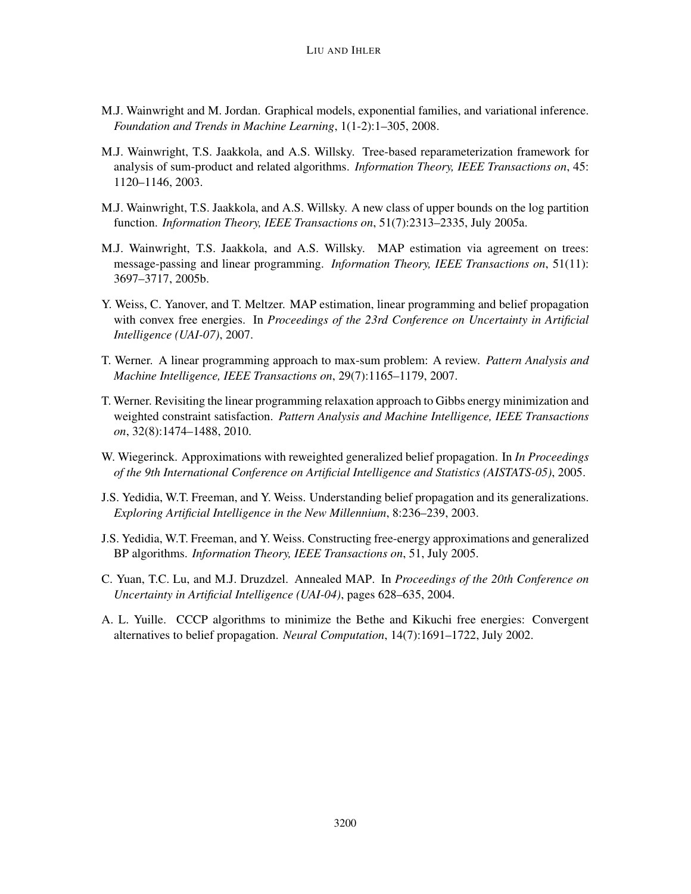M.J. Wainwright and M. Jordan. Graphical models, exponential families, and variational inference. *Foundation and Trends in Machine Learning*, 1(1-2):1–305, 2008.

M.J. Wainwright, T.S. Jaakkola, and A.S. Willsky. Tree-based reparameterization framework for analysis of sum-product and related algorithms. *Information Theory, IEEE Transactions on*, 45: 1120–1146, 2003.

M.J. Wainwright, T.S. Jaakkola, and A.S. Willsky. A new class of upper bounds on the log partition function. *Information Theory, IEEE Transactions on*, 51(7):2313–2335, July 2005a.

M.J. Wainwright, T.S. Jaakkola, and A.S. Willsky. MAP estimation via agreement on trees: message-passing and linear programming. *Information Theory, IEEE Transactions on*, 51(11): 3697–3717, 2005b.

Y. Weiss, C. Yanover, and T. Meltzer. MAP estimation, linear programming and belief propagation with convex free energies. In *Proceedings of the 23rd Conference on Uncertainty in Artificial Intelligence (UAI-07)*, 2007.

T. Werner. A linear programming approach to max-sum problem: A review. *Pattern Analysis and Machine Intelligence, IEEE Transactions on*, 29(7):1165–1179, 2007.

T. Werner. Revisiting the linear programming relaxation approach to Gibbs energy minimization and weighted constraint satisfaction. *Pattern Analysis and Machine Intelligence, IEEE Transactions on*, 32(8):1474–1488, 2010.

W. Wiegerinck. Approximations with reweighted generalized belief propagation. In *In Proceedings of the 9th International Conference on Artificial Intelligence and Statistics (AISTATS-05)*, 2005.

J.S. Yedidia, W.T. Freeman, and Y. Weiss. Understanding belief propagation and its generalizations. *Exploring Artificial Intelligence in the New Millennium*, 8:236–239, 2003.

J.S. Yedidia, W.T. Freeman, and Y. Weiss. Constructing free-energy approximations and generalized BP algorithms. *Information Theory, IEEE Transactions on*, 51, July 2005.

C. Yuan, T.C. Lu, and M.J. Druzdzel. Annealed MAP. In *Proceedings of the 20th Conference on Uncertainty in Artificial Intelligence (UAI-04)*, pages 628–635, 2004.

A. L. Yuille. CCCP algorithms to minimize the Bethe and Kikuchi free energies: Convergent alternatives to belief propagation. *Neural Computation*, 14(7):1691–1722, July 2002.